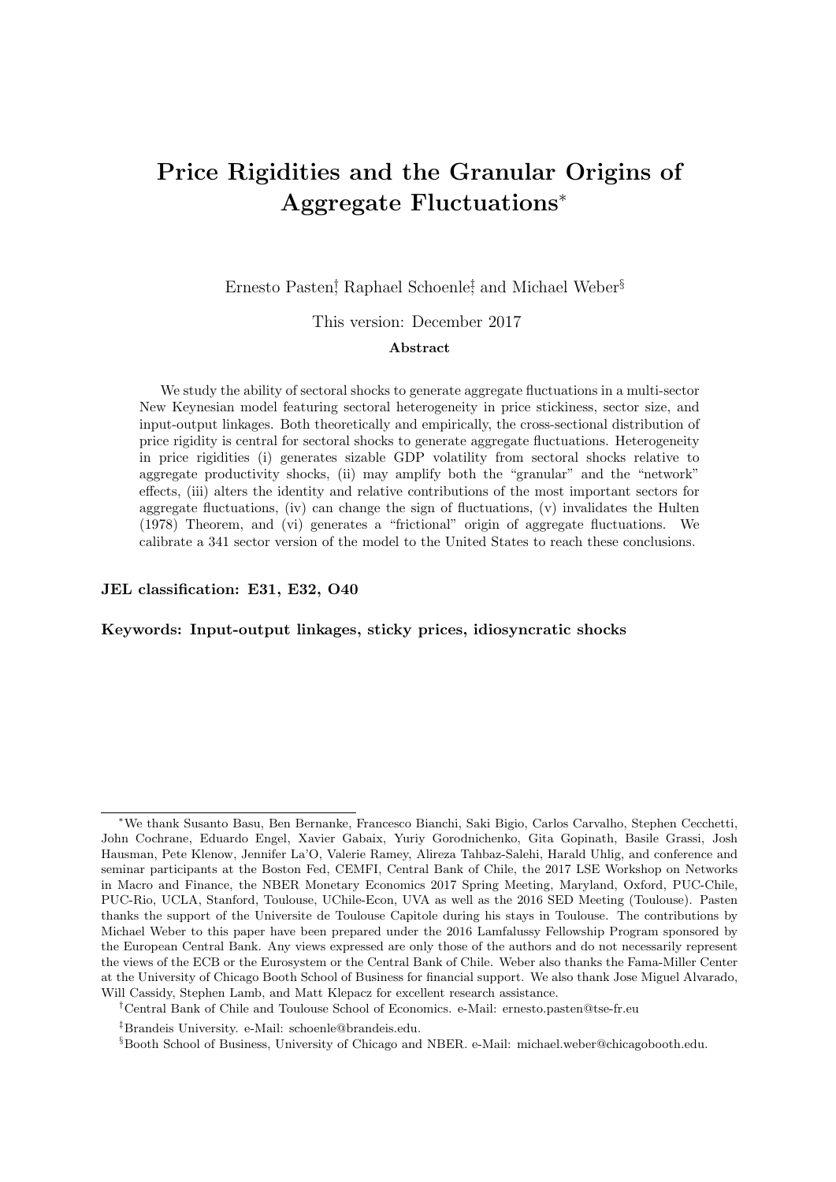# Price Rigidities and the Granular Origins of Aggregate Fluctuations[*]

Ernesto Pasten[†], Raphael Schoenle[‡], and Michael Weber[§]

This version: December 2017

**Abstract**

We study the ability of sectoral shocks to generate aggregate fluctuations in a multi-sector New Keynesian model featuring sectoral heterogeneity in price stickiness, sector size, and input-output linkages. Both theoretically and empirically, the cross-sectional distribution of price rigidity is central for sectoral shocks to generate aggregate fluctuations. Heterogeneity in price rigidities (i) generates sizable GDP volatility from sectoral shocks relative to aggregate productivity shocks, (ii) may amplify both the "granular" and the "network" effects, (iii) alters the identity and relative contributions of the most important sectors for aggregate fluctuations, (iv) can change the sign of fluctuations, (v) invalidates the Hulten (1978) Theorem, and (vi) generates a "frictional" origin of aggregate fluctuations. We calibrate a 341 sector version of the model to the United States to reach these conclusions.

**JEL classification: E31, E32, O40**

**Keywords: Input-output linkages, sticky prices, idiosyncratic shocks**

---

[*] We thank Susanto Basu, Ben Bernanke, Francesco Bianchi, Saki Bigio, Carlos Carvalho, Stephen Cecchetti, John Cochrane, Eduardo Engel, Xavier Gabaix, Yuriy Gorodnichenko, Gita Gopinath, Basile Grassi, Josh Hausman, Pete Klenow, Jennifer La'O, Valerie Ramey, Alireza Tahbaz-Salehi, Harald Uhlig, and conference and seminar participants at the Boston Fed, CEMFI, Central Bank of Chile, the 2017 LSE Workshop on Networks in Macro and Finance, the NBER Monetary Economics 2017 Spring Meeting, Maryland, Oxford, PUC-Chile, PUC-Rio, UCLA, Stanford, Toulouse, UChile-Econ, UVA as well as the 2016 SED Meeting (Toulouse). Pasten thanks the support of the Universite de Toulouse Capitole during his stays in Toulouse. The contributions by Michael Weber to this paper have been prepared under the 2016 Lamfalussy Fellowship Program sponsored by the European Central Bank. Any views expressed are only those of the authors and do not necessarily represent the views of the ECB or the Eurosystem or the Central Bank of Chile. Weber also thanks the Fama-Miller Center at the University of Chicago Booth School of Business for financial support. We also thank Jose Miguel Alvarado, Will Cassidy, Stephen Lamb, and Matt Klepacz for excellent research assistance.

[†] Central Bank of Chile and Toulouse School of Economics. e-Mail: ernesto.pasten@tse-fr.eu

[‡] Brandeis University. e-Mail: schoenle@brandeis.edu.

[§] Booth School of Business, University of Chicago and NBER. e-Mail: michael.weber@chicagobooth.edu.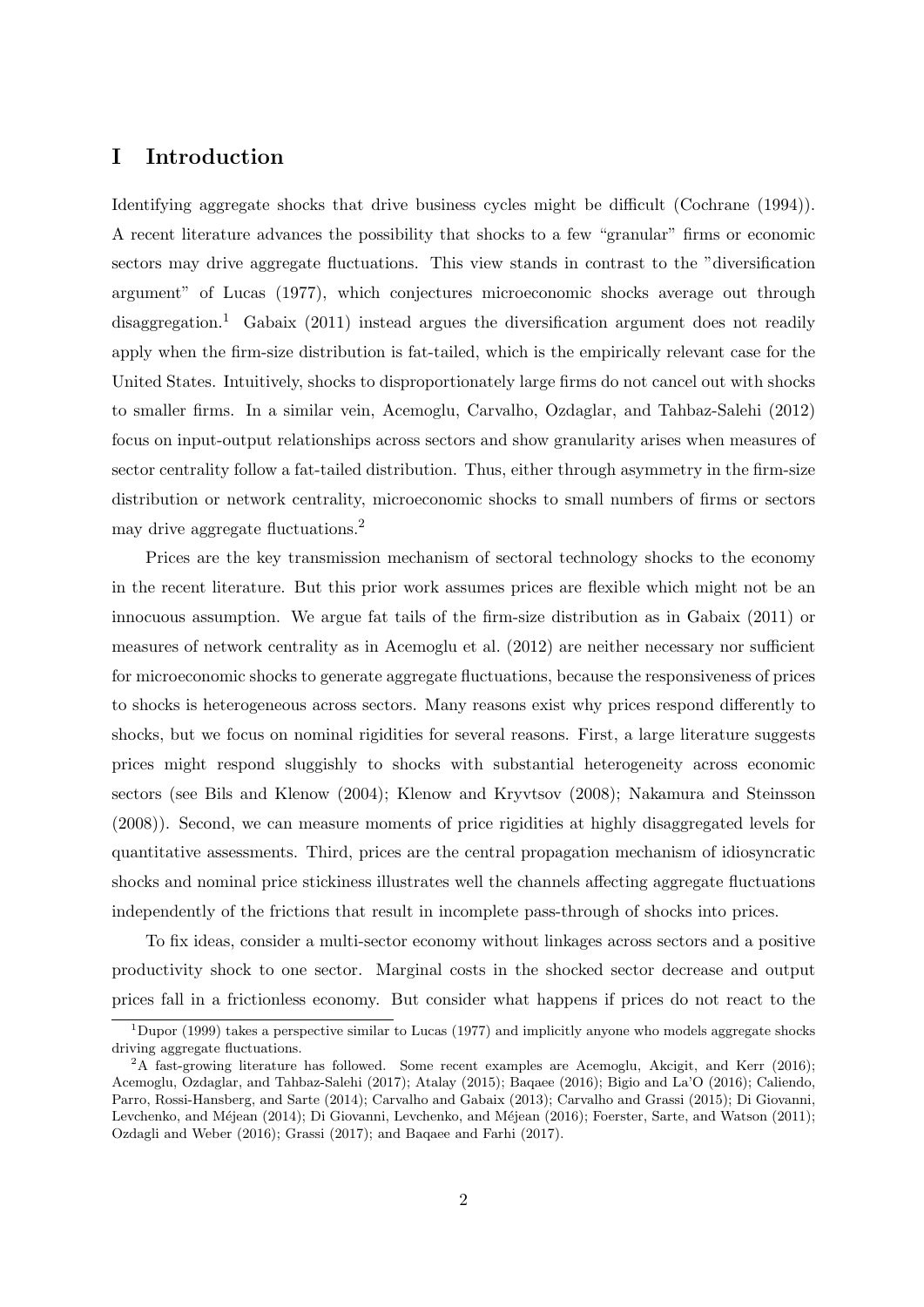# I Introduction

Identifying aggregate shocks that drive business cycles might be difficult (Cochrane (1994)). A recent literature advances the possibility that shocks to a few "granular" firms or economic sectors may drive aggregate fluctuations. This view stands in contrast to the "diversification argument" of Lucas (1977), which conjectures microeconomic shocks average out through disaggregation.[1] Gabaix (2011) instead argues the diversification argument does not readily apply when the firm-size distribution is fat-tailed, which is the empirically relevant case for the United States. Intuitively, shocks to disproportionately large firms do not cancel out with shocks to smaller firms. In a similar vein, Acemoglu, Carvalho, Ozdaglar, and Tahbaz-Salehi (2012) focus on input-output relationships across sectors and show granularity arises when measures of sector centrality follow a fat-tailed distribution. Thus, either through asymmetry in the firm-size distribution or network centrality, microeconomic shocks to small numbers of firms or sectors may drive aggregate fluctuations.[2]

Prices are the key transmission mechanism of sectoral technology shocks to the economy in the recent literature. But this prior work assumes prices are flexible which might not be an innocuous assumption. We argue fat tails of the firm-size distribution as in Gabaix (2011) or measures of network centrality as in Acemoglu et al. (2012) are neither necessary nor sufficient for microeconomic shocks to generate aggregate fluctuations, because the responsiveness of prices to shocks is heterogeneous across sectors. Many reasons exist why prices respond differently to shocks, but we focus on nominal rigidities for several reasons. First, a large literature suggests prices might respond sluggishly to shocks with substantial heterogeneity across economic sectors (see Bils and Klenow (2004); Klenow and Kryvtsov (2008); Nakamura and Steinsson (2008)). Second, we can measure moments of price rigidities at highly disaggregated levels for quantitative assessments. Third, prices are the central propagation mechanism of idiosyncratic shocks and nominal price stickiness illustrates well the channels affecting aggregate fluctuations independently of the frictions that result in incomplete pass-through of shocks into prices.

To fix ideas, consider a multi-sector economy without linkages across sectors and a positive productivity shock to one sector. Marginal costs in the shocked sector decrease and output prices fall in a frictionless economy. But consider what happens if prices do not react to the

[1] Dupor (1999) takes a perspective similar to Lucas (1977) and implicitly anyone who models aggregate shocks driving aggregate fluctuations.

[2] A fast-growing literature has followed. Some recent examples are Acemoglu, Akcigit, and Kerr (2016); Acemoglu, Ozdaglar, and Tahbaz-Salehi (2017); Atalay (2015); Baqaee (2016); Bigio and La'O (2016); Caliendo, Parro, Rossi-Hansberg, and Sarte (2014); Carvalho and Gabaix (2013); Carvalho and Grassi (2015); Di Giovanni, Levchenko, and Méjean (2014); Di Giovanni, Levchenko, and Méjean (2016); Foerster, Sarte, and Watson (2011); Ozdagli and Weber (2016); Grassi (2017); and Baqaee and Farhi (2017).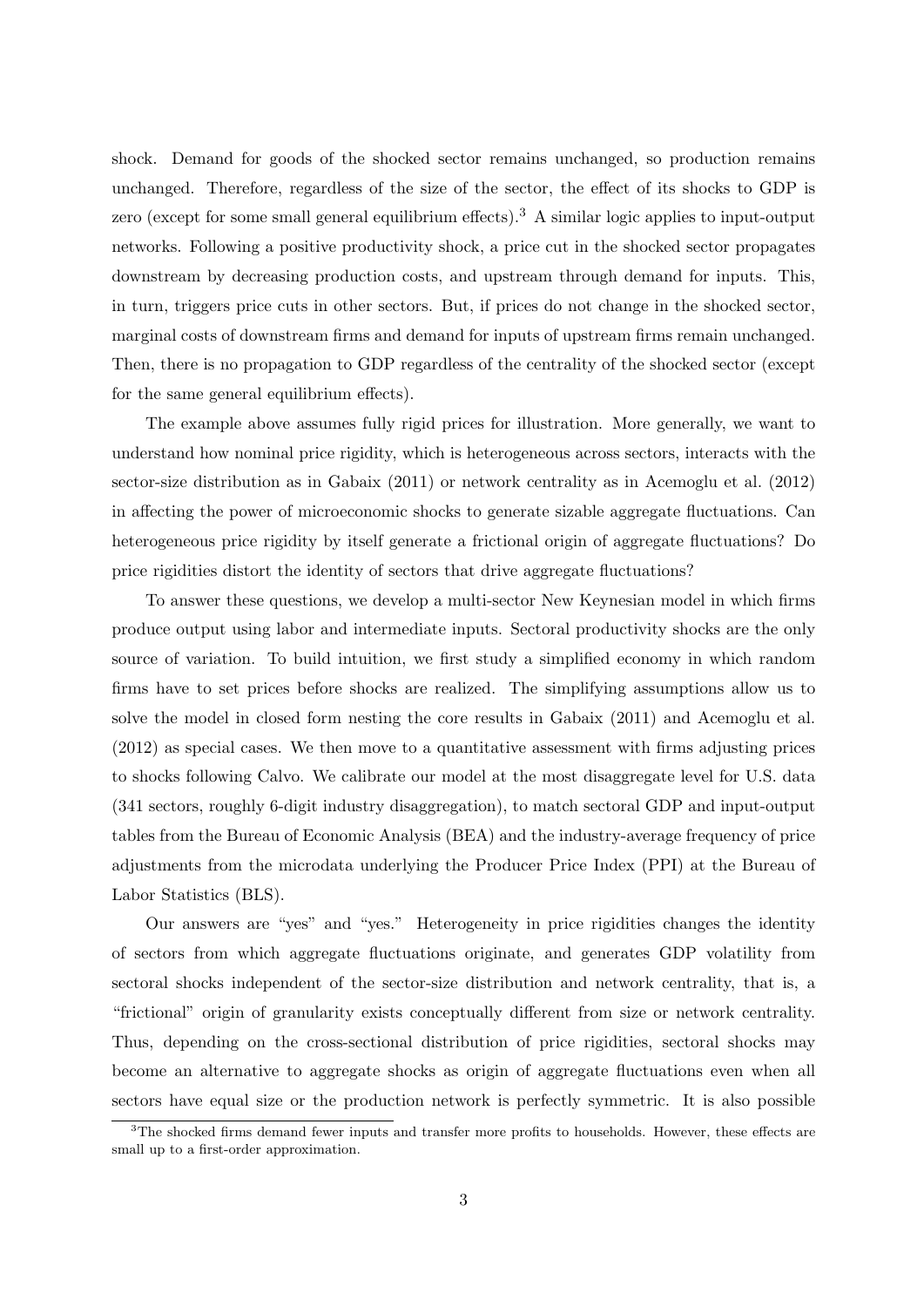shock. Demand for goods of the shocked sector remains unchanged, so production remains unchanged. Therefore, regardless of the size of the sector, the effect of its shocks to GDP is zero (except for some small general equilibrium effects).[3] A similar logic applies to input-output networks. Following a positive productivity shock, a price cut in the shocked sector propagates downstream by decreasing production costs, and upstream through demand for inputs. This, in turn, triggers price cuts in other sectors. But, if prices do not change in the shocked sector, marginal costs of downstream firms and demand for inputs of upstream firms remain unchanged. Then, there is no propagation to GDP regardless of the centrality of the shocked sector (except for the same general equilibrium effects).

The example above assumes fully rigid prices for illustration. More generally, we want to understand how nominal price rigidity, which is heterogeneous across sectors, interacts with the sector-size distribution as in Gabaix (2011) or network centrality as in Acemoglu et al. (2012) in affecting the power of microeconomic shocks to generate sizable aggregate fluctuations. Can heterogeneous price rigidity by itself generate a frictional origin of aggregate fluctuations? Do price rigidities distort the identity of sectors that drive aggregate fluctuations?

To answer these questions, we develop a multi-sector New Keynesian model in which firms produce output using labor and intermediate inputs. Sectoral productivity shocks are the only source of variation. To build intuition, we first study a simplified economy in which random firms have to set prices before shocks are realized. The simplifying assumptions allow us to solve the model in closed form nesting the core results in Gabaix (2011) and Acemoglu et al. (2012) as special cases. We then move to a quantitative assessment with firms adjusting prices to shocks following Calvo. We calibrate our model at the most disaggregate level for U.S. data (341 sectors, roughly 6-digit industry disaggregation), to match sectoral GDP and input-output tables from the Bureau of Economic Analysis (BEA) and the industry-average frequency of price adjustments from the microdata underlying the Producer Price Index (PPI) at the Bureau of Labor Statistics (BLS).

Our answers are "yes" and "yes." Heterogeneity in price rigidities changes the identity of sectors from which aggregate fluctuations originate, and generates GDP volatility from sectoral shocks independent of the sector-size distribution and network centrality, that is, a "frictional" origin of granularity exists conceptually different from size or network centrality. Thus, depending on the cross-sectional distribution of price rigidities, sectoral shocks may become an alternative to aggregate shocks as origin of aggregate fluctuations even when all sectors have equal size or the production network is perfectly symmetric. It is also possible

[3] The shocked firms demand fewer inputs and transfer more profits to households. However, these effects are small up to a first-order approximation.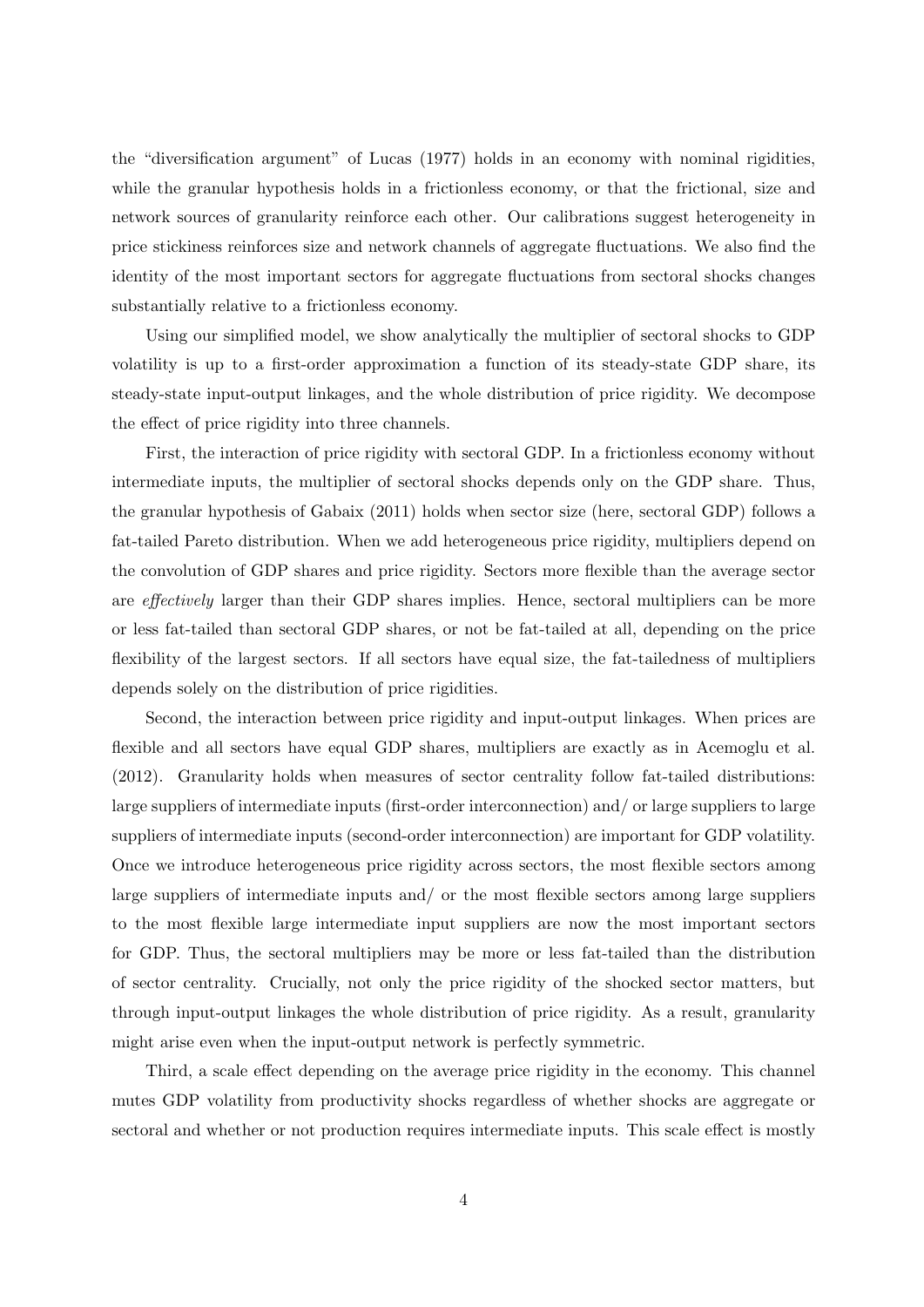the "diversification argument" of Lucas (1977) holds in an economy with nominal rigidities, while the granular hypothesis holds in a frictionless economy, or that the frictional, size and network sources of granularity reinforce each other. Our calibrations suggest heterogeneity in price stickiness reinforces size and network channels of aggregate fluctuations. We also find the identity of the most important sectors for aggregate fluctuations from sectoral shocks changes substantially relative to a frictionless economy.

Using our simplified model, we show analytically the multiplier of sectoral shocks to GDP volatility is up to a first-order approximation a function of its steady-state GDP share, its steady-state input-output linkages, and the whole distribution of price rigidity. We decompose the effect of price rigidity into three channels.

First, the interaction of price rigidity with sectoral GDP. In a frictionless economy without intermediate inputs, the multiplier of sectoral shocks depends only on the GDP share. Thus, the granular hypothesis of Gabaix (2011) holds when sector size (here, sectoral GDP) follows a fat-tailed Pareto distribution. When we add heterogeneous price rigidity, multipliers depend on the convolution of GDP shares and price rigidity. Sectors more flexible than the average sector are *effectively* larger than their GDP shares implies. Hence, sectoral multipliers can be more or less fat-tailed than sectoral GDP shares, or not be fat-tailed at all, depending on the price flexibility of the largest sectors. If all sectors have equal size, the fat-tailedness of multipliers depends solely on the distribution of price rigidities.

Second, the interaction between price rigidity and input-output linkages. When prices are flexible and all sectors have equal GDP shares, multipliers are exactly as in Acemoglu et al. (2012). Granularity holds when measures of sector centrality follow fat-tailed distributions: large suppliers of intermediate inputs (first-order interconnection) and/ or large suppliers to large suppliers of intermediate inputs (second-order interconnection) are important for GDP volatility. Once we introduce heterogeneous price rigidity across sectors, the most flexible sectors among large suppliers of intermediate inputs and/ or the most flexible sectors among large suppliers to the most flexible large intermediate input suppliers are now the most important sectors for GDP. Thus, the sectoral multipliers may be more or less fat-tailed than the distribution of sector centrality. Crucially, not only the price rigidity of the shocked sector matters, but through input-output linkages the whole distribution of price rigidity. As a result, granularity might arise even when the input-output network is perfectly symmetric.

Third, a scale effect depending on the average price rigidity in the economy. This channel mutes GDP volatility from productivity shocks regardless of whether shocks are aggregate or sectoral and whether or not production requires intermediate inputs. This scale effect is mostly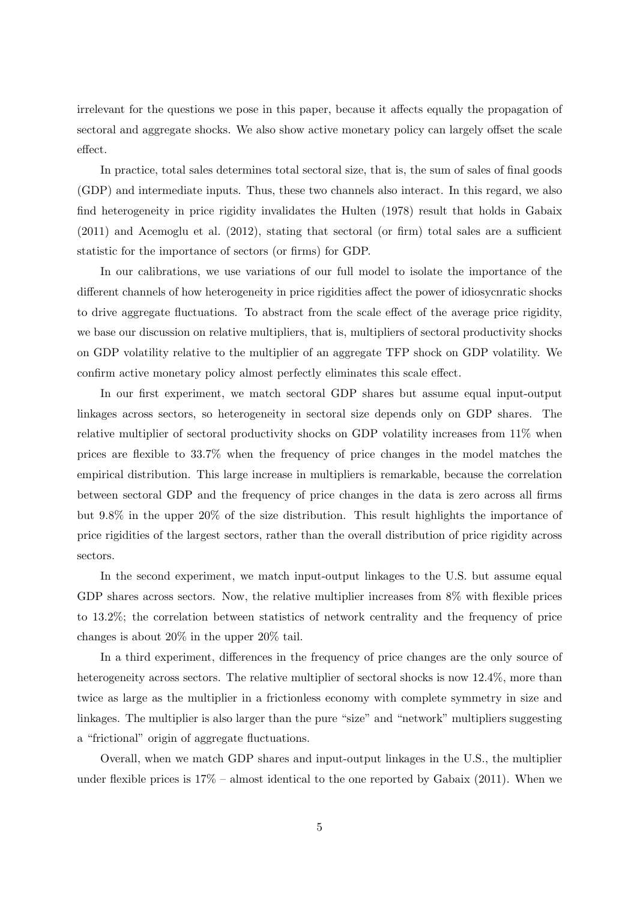irrelevant for the questions we pose in this paper, because it affects equally the propagation of sectoral and aggregate shocks. We also show active monetary policy can largely offset the scale effect.

In practice, total sales determines total sectoral size, that is, the sum of sales of final goods (GDP) and intermediate inputs. Thus, these two channels also interact. In this regard, we also find heterogeneity in price rigidity invalidates the Hulten (1978) result that holds in Gabaix (2011) and Acemoglu et al. (2012), stating that sectoral (or firm) total sales are a sufficient statistic for the importance of sectors (or firms) for GDP.

In our calibrations, we use variations of our full model to isolate the importance of the different channels of how heterogeneity in price rigidities affect the power of idiosycnratic shocks to drive aggregate fluctuations. To abstract from the scale effect of the average price rigidity, we base our discussion on relative multipliers, that is, multipliers of sectoral productivity shocks on GDP volatility relative to the multiplier of an aggregate TFP shock on GDP volatility. We confirm active monetary policy almost perfectly eliminates this scale effect.

In our first experiment, we match sectoral GDP shares but assume equal input-output linkages across sectors, so heterogeneity in sectoral size depends only on GDP shares. The relative multiplier of sectoral productivity shocks on GDP volatility increases from 11% when prices are flexible to 33.7% when the frequency of price changes in the model matches the empirical distribution. This large increase in multipliers is remarkable, because the correlation between sectoral GDP and the frequency of price changes in the data is zero across all firms but 9.8% in the upper 20% of the size distribution. This result highlights the importance of price rigidities of the largest sectors, rather than the overall distribution of price rigidity across sectors.

In the second experiment, we match input-output linkages to the U.S. but assume equal GDP shares across sectors. Now, the relative multiplier increases from 8% with flexible prices to 13.2%; the correlation between statistics of network centrality and the frequency of price changes is about 20% in the upper 20% tail.

In a third experiment, differences in the frequency of price changes are the only source of heterogeneity across sectors. The relative multiplier of sectoral shocks is now 12.4%, more than twice as large as the multiplier in a frictionless economy with complete symmetry in size and linkages. The multiplier is also larger than the pure "size" and "network" multipliers suggesting a "frictional" origin of aggregate fluctuations.

Overall, when we match GDP shares and input-output linkages in the U.S., the multiplier under flexible prices is 17% – almost identical to the one reported by Gabaix (2011). When we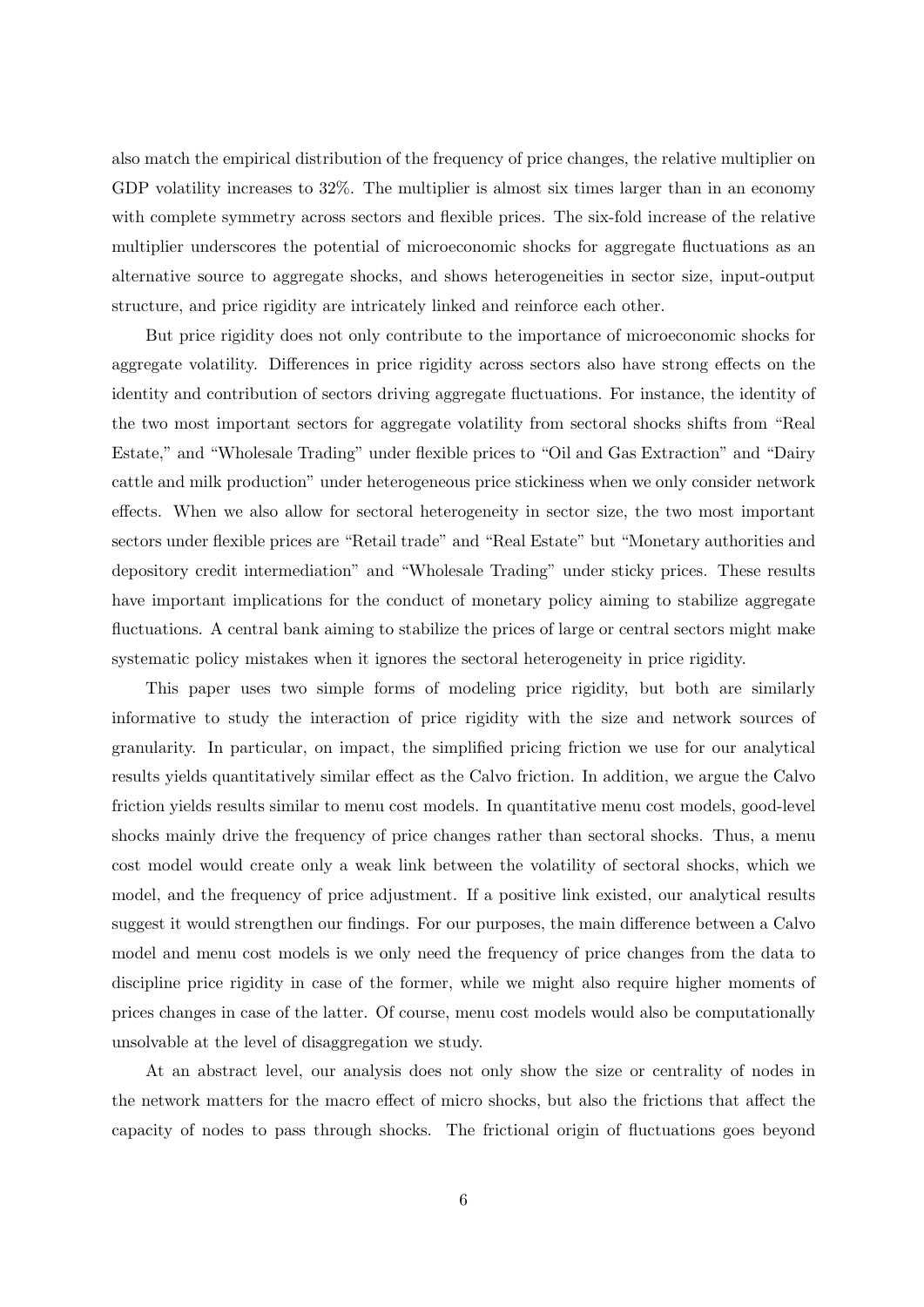also match the empirical distribution of the frequency of price changes, the relative multiplier on GDP volatility increases to 32%. The multiplier is almost six times larger than in an economy with complete symmetry across sectors and flexible prices. The six-fold increase of the relative multiplier underscores the potential of microeconomic shocks for aggregate fluctuations as an alternative source to aggregate shocks, and shows heterogeneities in sector size, input-output structure, and price rigidity are intricately linked and reinforce each other.

But price rigidity does not only contribute to the importance of microeconomic shocks for aggregate volatility. Differences in price rigidity across sectors also have strong effects on the identity and contribution of sectors driving aggregate fluctuations. For instance, the identity of the two most important sectors for aggregate volatility from sectoral shocks shifts from "Real Estate," and "Wholesale Trading" under flexible prices to "Oil and Gas Extraction" and "Dairy cattle and milk production" under heterogeneous price stickiness when we only consider network effects. When we also allow for sectoral heterogeneity in sector size, the two most important sectors under flexible prices are "Retail trade" and "Real Estate" but "Monetary authorities and depository credit intermediation" and "Wholesale Trading" under sticky prices. These results have important implications for the conduct of monetary policy aiming to stabilize aggregate fluctuations. A central bank aiming to stabilize the prices of large or central sectors might make systematic policy mistakes when it ignores the sectoral heterogeneity in price rigidity.

This paper uses two simple forms of modeling price rigidity, but both are similarly informative to study the interaction of price rigidity with the size and network sources of granularity. In particular, on impact, the simplified pricing friction we use for our analytical results yields quantitatively similar effect as the Calvo friction. In addition, we argue the Calvo friction yields results similar to menu cost models. In quantitative menu cost models, good-level shocks mainly drive the frequency of price changes rather than sectoral shocks. Thus, a menu cost model would create only a weak link between the volatility of sectoral shocks, which we model, and the frequency of price adjustment. If a positive link existed, our analytical results suggest it would strengthen our findings. For our purposes, the main difference between a Calvo model and menu cost models is we only need the frequency of price changes from the data to discipline price rigidity in case of the former, while we might also require higher moments of prices changes in case of the latter. Of course, menu cost models would also be computationally unsolvable at the level of disaggregation we study.

At an abstract level, our analysis does not only show the size or centrality of nodes in the network matters for the macro effect of micro shocks, but also the frictions that affect the capacity of nodes to pass through shocks. The frictional origin of fluctuations goes beyond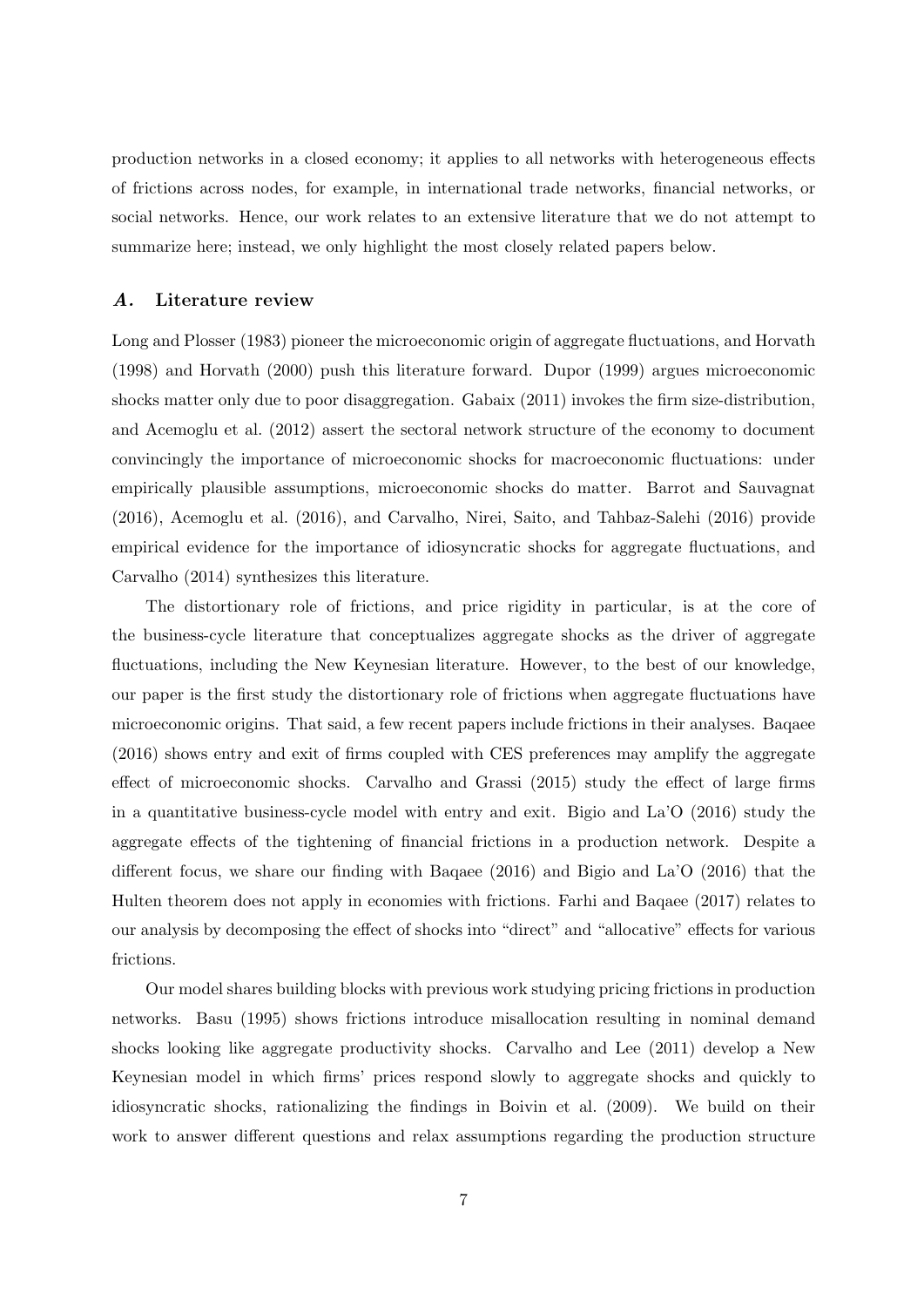production networks in a closed economy; it applies to all networks with heterogeneous effects of frictions across nodes, for example, in international trade networks, financial networks, or social networks. Hence, our work relates to an extensive literature that we do not attempt to summarize here; instead, we only highlight the most closely related papers below.

### *A.* Literature review

Long and Plosser (1983) pioneer the microeconomic origin of aggregate fluctuations, and Horvath (1998) and Horvath (2000) push this literature forward. Dupor (1999) argues microeconomic shocks matter only due to poor disaggregation. Gabaix (2011) invokes the firm size-distribution, and Acemoglu et al. (2012) assert the sectoral network structure of the economy to document convincingly the importance of microeconomic shocks for macroeconomic fluctuations: under empirically plausible assumptions, microeconomic shocks do matter. Barrot and Sauvagnat (2016), Acemoglu et al. (2016), and Carvalho, Nirei, Saito, and Tahbaz-Salehi (2016) provide empirical evidence for the importance of idiosyncratic shocks for aggregate fluctuations, and Carvalho (2014) synthesizes this literature.

The distortionary role of frictions, and price rigidity in particular, is at the core of the business-cycle literature that conceptualizes aggregate shocks as the driver of aggregate fluctuations, including the New Keynesian literature. However, to the best of our knowledge, our paper is the first study the distortionary role of frictions when aggregate fluctuations have microeconomic origins. That said, a few recent papers include frictions in their analyses. Baqaee (2016) shows entry and exit of firms coupled with CES preferences may amplify the aggregate effect of microeconomic shocks. Carvalho and Grassi (2015) study the effect of large firms in a quantitative business-cycle model with entry and exit. Bigio and La'O (2016) study the aggregate effects of the tightening of financial frictions in a production network. Despite a different focus, we share our finding with Baqaee (2016) and Bigio and La'O (2016) that the Hulten theorem does not apply in economies with frictions. Farhi and Baqaee (2017) relates to our analysis by decomposing the effect of shocks into "direct" and "allocative" effects for various frictions.

Our model shares building blocks with previous work studying pricing frictions in production networks. Basu (1995) shows frictions introduce misallocation resulting in nominal demand shocks looking like aggregate productivity shocks. Carvalho and Lee (2011) develop a New Keynesian model in which firms' prices respond slowly to aggregate shocks and quickly to idiosyncratic shocks, rationalizing the findings in Boivin et al. (2009). We build on their work to answer different questions and relax assumptions regarding the production structure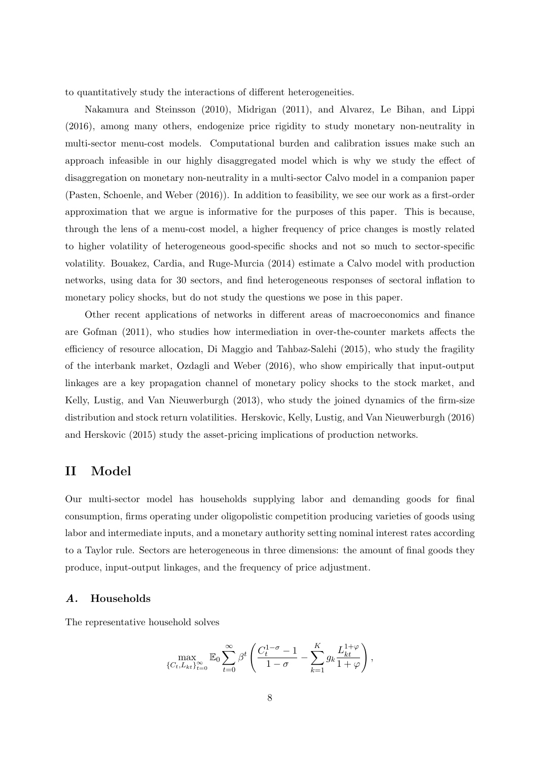to quantitatively study the interactions of different heterogeneities.

Nakamura and Steinsson (2010), Midrigan (2011), and Alvarez, Le Bihan, and Lippi (2016), among many others, endogenize price rigidity to study monetary non-neutrality in multi-sector menu-cost models. Computational burden and calibration issues make such an approach infeasible in our highly disaggregated model which is why we study the effect of disaggregation on monetary non-neutrality in a multi-sector Calvo model in a companion paper (Pasten, Schoenle, and Weber (2016)). In addition to feasibility, we see our work as a first-order approximation that we argue is informative for the purposes of this paper. This is because, through the lens of a menu-cost model, a higher frequency of price changes is mostly related to higher volatility of heterogeneous good-specific shocks and not so much to sector-specific volatility. Bouakez, Cardia, and Ruge-Murcia (2014) estimate a Calvo model with production networks, using data for 30 sectors, and find heterogeneous responses of sectoral inflation to monetary policy shocks, but do not study the questions we pose in this paper.

Other recent applications of networks in different areas of macroeconomics and finance are Gofman (2011), who studies how intermediation in over-the-counter markets affects the efficiency of resource allocation, Di Maggio and Tahbaz-Salehi (2015), who study the fragility of the interbank market, Ozdagli and Weber (2016), who show empirically that input-output linkages are a key propagation channel of monetary policy shocks to the stock market, and Kelly, Lustig, and Van Nieuwerburgh (2013), who study the joined dynamics of the firm-size distribution and stock return volatilities. Herskovic, Kelly, Lustig, and Van Nieuwerburgh (2016) and Herskovic (2015) study the asset-pricing implications of production networks.

# II Model

Our multi-sector model has households supplying labor and demanding goods for final consumption, firms operating under oligopolistic competition producing varieties of goods using labor and intermediate inputs, and a monetary authority setting nominal interest rates according to a Taylor rule. Sectors are heterogeneous in three dimensions: the amount of final goods they produce, input-output linkages, and the frequency of price adjustment.

## *A.* Households

The representative household solves

$$\max_{\{C_t, L_{kt}\}_{t=0}^{\infty}} \mathbb{E}_0 \sum_{t=0}^{\infty} \beta^t \left( \frac{C_t^{1-\sigma} - 1}{1-\sigma} - \sum_{k=1}^{K} g_k \frac{L_{kt}^{1+\varphi}}{1+\varphi} \right),$$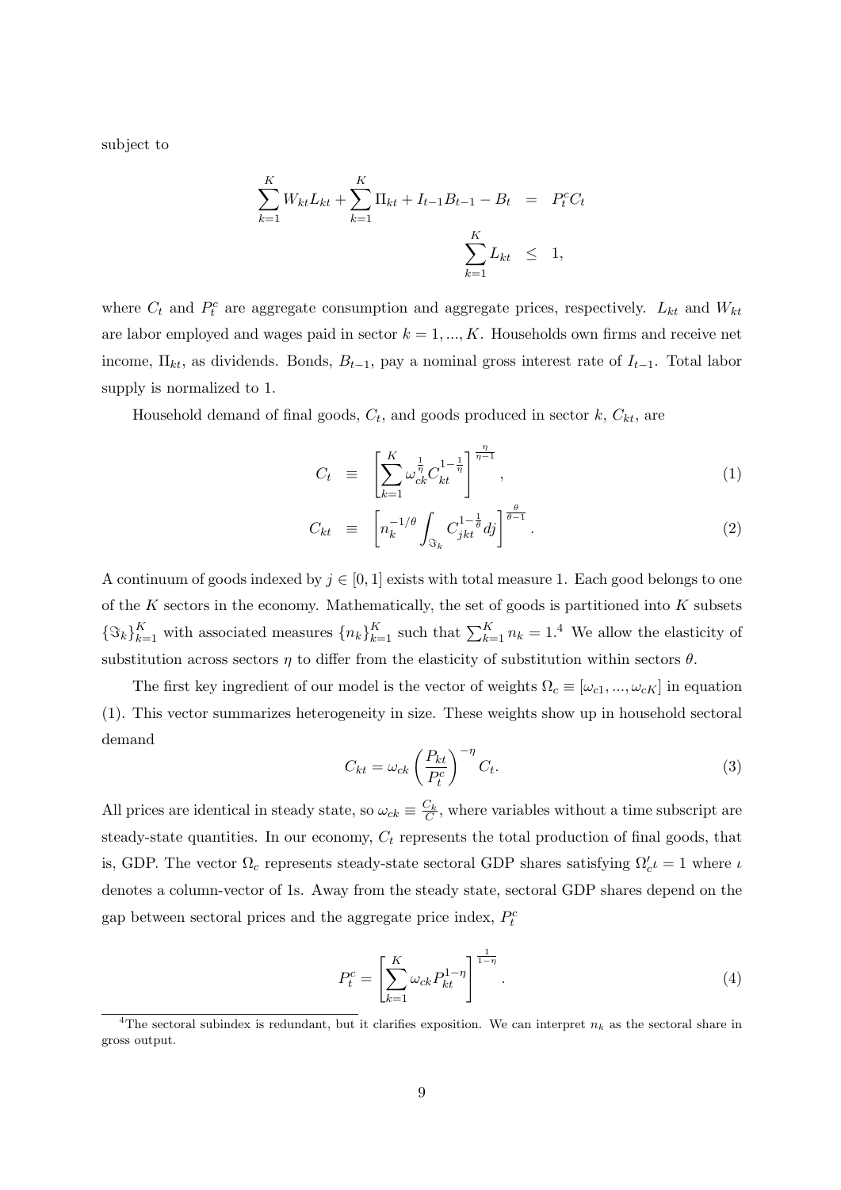subject to

$$\sum_{k=1}^{K} W_{kt} L_{kt} + \sum_{k=1}^{K} \Pi_{kt} + I_{t-1} B_{t-1} - B_t = P_t^c C_t$$

$$\sum_{k=1}^{K} L_{kt} \leq 1,$$

where $C_t$ and $P_t^c$ are aggregate consumption and aggregate prices, respectively. $L_{kt}$ and $W_{kt}$ are labor employed and wages paid in sector $k = 1, ..., K$. Households own firms and receive net income, $\Pi_{kt}$, as dividends. Bonds, $B_{t-1}$, pay a nominal gross interest rate of $I_{t-1}$. Total labor supply is normalized to 1.

Household demand of final goods, $C_t$, and goods produced in sector $k$, $C_{kt}$, are

$$C_t \equiv \left[ \sum_{k=1}^{K} \omega_{ck}^{\frac{1}{\eta}} C_{kt}^{1-\frac{1}{\eta}} \right]^{\frac{\eta}{\eta-1}}, \tag{1}$$

$$C_{kt} \equiv \left[ n_k^{-1/\theta} \int_{\Im_k} C_{jkt}^{1-\frac{1}{\theta}} dj \right]^{\frac{\theta}{\theta-1}}. \tag{2}$$

A continuum of goods indexed by $j \in [0, 1]$ exists with total measure 1. Each good belongs to one of the $K$ sectors in the economy. Mathematically, the set of goods is partitioned into $K$ subsets $\{\Im_k\}_{k=1}^{K}$ with associated measures $\{n_k\}_{k=1}^{K}$ such that $\sum_{k=1}^{K} n_k = 1$.[4] We allow the elasticity of substitution across sectors $\eta$ to differ from the elasticity of substitution within sectors $\theta$.

The first key ingredient of our model is the vector of weights $\Omega_c \equiv [\omega_{c1}, ..., \omega_{cK}]$ in equation (1). This vector summarizes heterogeneity in size. These weights show up in household sectoral demand

$$C_{kt} = \omega_{ck} \left( \frac{P_{kt}}{P_t^c} \right)^{-\eta} C_t. \tag{3}$$

All prices are identical in steady state, so $\omega_{ck} \equiv \frac{C_k}{C}$, where variables without a time subscript are steady-state quantities. In our economy, $C_t$ represents the total production of final goods, that is, GDP. The vector $\Omega_c$ represents steady-state sectoral GDP shares satisfying $\Omega_c' \iota = 1$ where $\iota$ denotes a column-vector of 1s. Away from the steady state, sectoral GDP shares depend on the gap between sectoral prices and the aggregate price index, $P_t^c$

$$P_t^c = \left[ \sum_{k=1}^{K} \omega_{ck} P_{kt}^{1-\eta} \right]^{\frac{1}{1-\eta}}. \tag{4}$$

[4] The sectoral subindex is redundant, but it clarifies exposition. We can interpret $n_k$ as the sectoral share in gross output.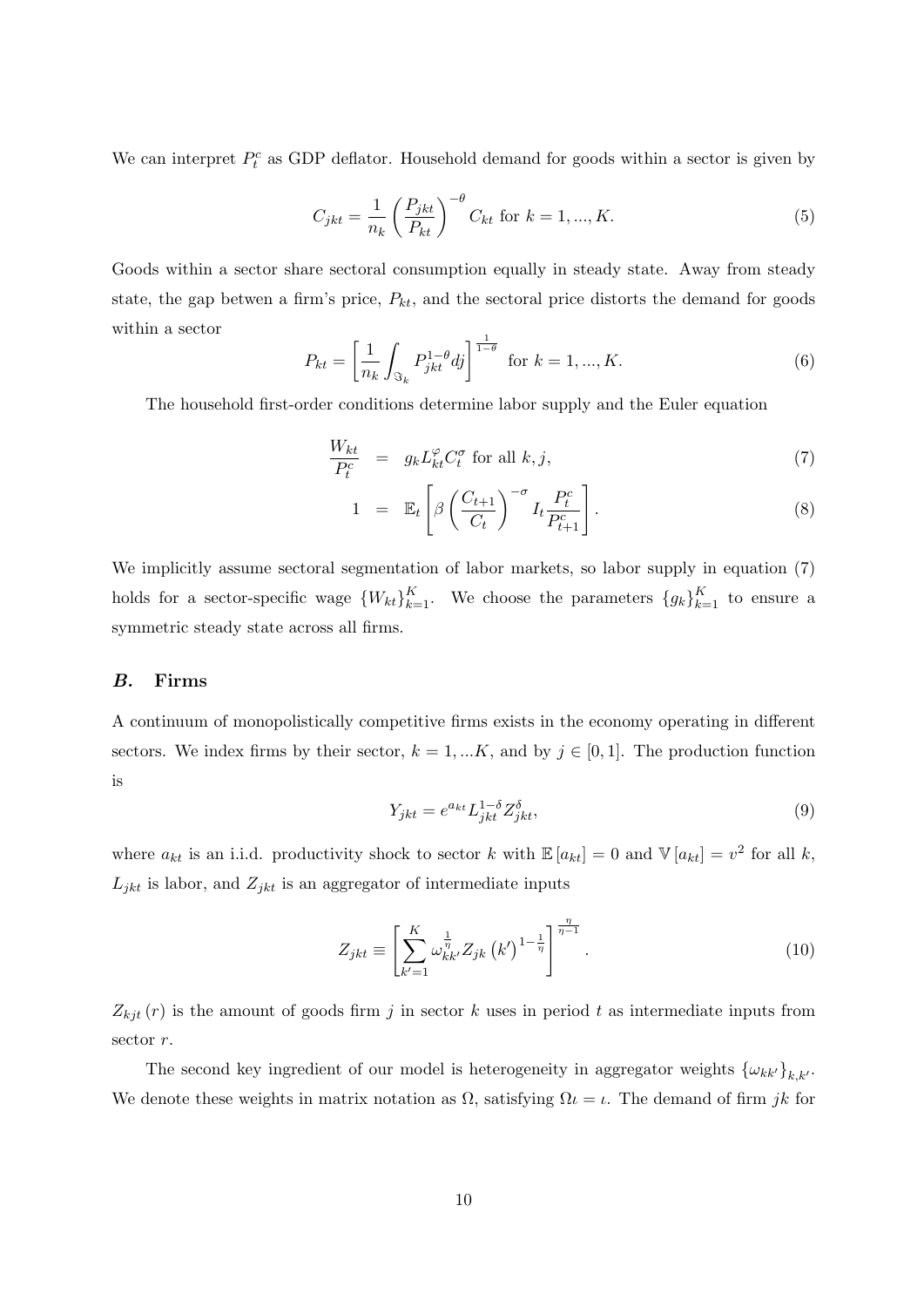We can interpret $P_t^c$ as GDP deflator. Household demand for goods within a sector is given by

$$C_{jkt} = \frac{1}{n_k}\left(\frac{P_{jkt}}{P_{kt}}\right)^{-\theta} C_{kt} \text{ for } k = 1, ..., K. \tag{5}$$

Goods within a sector share sectoral consumption equally in steady state. Away from steady state, the gap betwen a firm's price, $P_{kt}$, and the sectoral price distorts the demand for goods within a sector

$$P_{kt} = \left[\frac{1}{n_k}\int_{\Im_k} P_{jkt}^{1-\theta} dj\right]^{\frac{1}{1-\theta}} \text{ for } k = 1, ..., K. \tag{6}$$

The household first-order conditions determine labor supply and the Euler equation

$$\frac{W_{kt}}{P_t^c} = g_k L_{kt}^{\varphi} C_t^{\sigma} \text{ for all } k, j, \tag{7}$$

$$1 = \mathbb{E}_t\left[\beta\left(\frac{C_{t+1}}{C_t}\right)^{-\sigma} I_t \frac{P_t^c}{P_{t+1}^c}\right]. \tag{8}$$

We implicitly assume sectoral segmentation of labor markets, so labor supply in equation (7) holds for a sector-specific wage $\{W_{kt}\}_{k=1}^K$. We choose the parameters $\{g_k\}_{k=1}^K$ to ensure a symmetric steady state across all firms.

## *B.* Firms

A continuum of monopolistically competitive firms exists in the economy operating in different sectors. We index firms by their sector, $k = 1, ...K$, and by $j \in [0, 1]$. The production function is

$$Y_{jkt} = e^{a_{kt}} L_{jkt}^{1-\delta} Z_{jkt}^{\delta}, \tag{9}$$

where $a_{kt}$ is an i.i.d. productivity shock to sector $k$ with $\mathbb{E}[a_{kt}] = 0$ and $\mathbb{V}[a_{kt}] = v^2$ for all $k$, $L_{jkt}$ is labor, and $Z_{jkt}$ is an aggregator of intermediate inputs

$$Z_{jkt} \equiv \left[\sum_{k'=1}^{K} \omega_{kk'}^{\frac{1}{\eta}} Z_{jk}(k')^{1-\frac{1}{\eta}}\right]^{\frac{\eta}{\eta-1}}. \tag{10}$$

$Z_{kjt}(r)$ is the amount of goods firm $j$ in sector $k$ uses in period $t$ as intermediate inputs from sector $r$.

The second key ingredient of our model is heterogeneity in aggregator weights $\{\omega_{kk'}\}_{k,k'}$. We denote these weights in matrix notation as $\Omega$, satisfying $\Omega\iota = \iota$. The demand of firm $jk$ for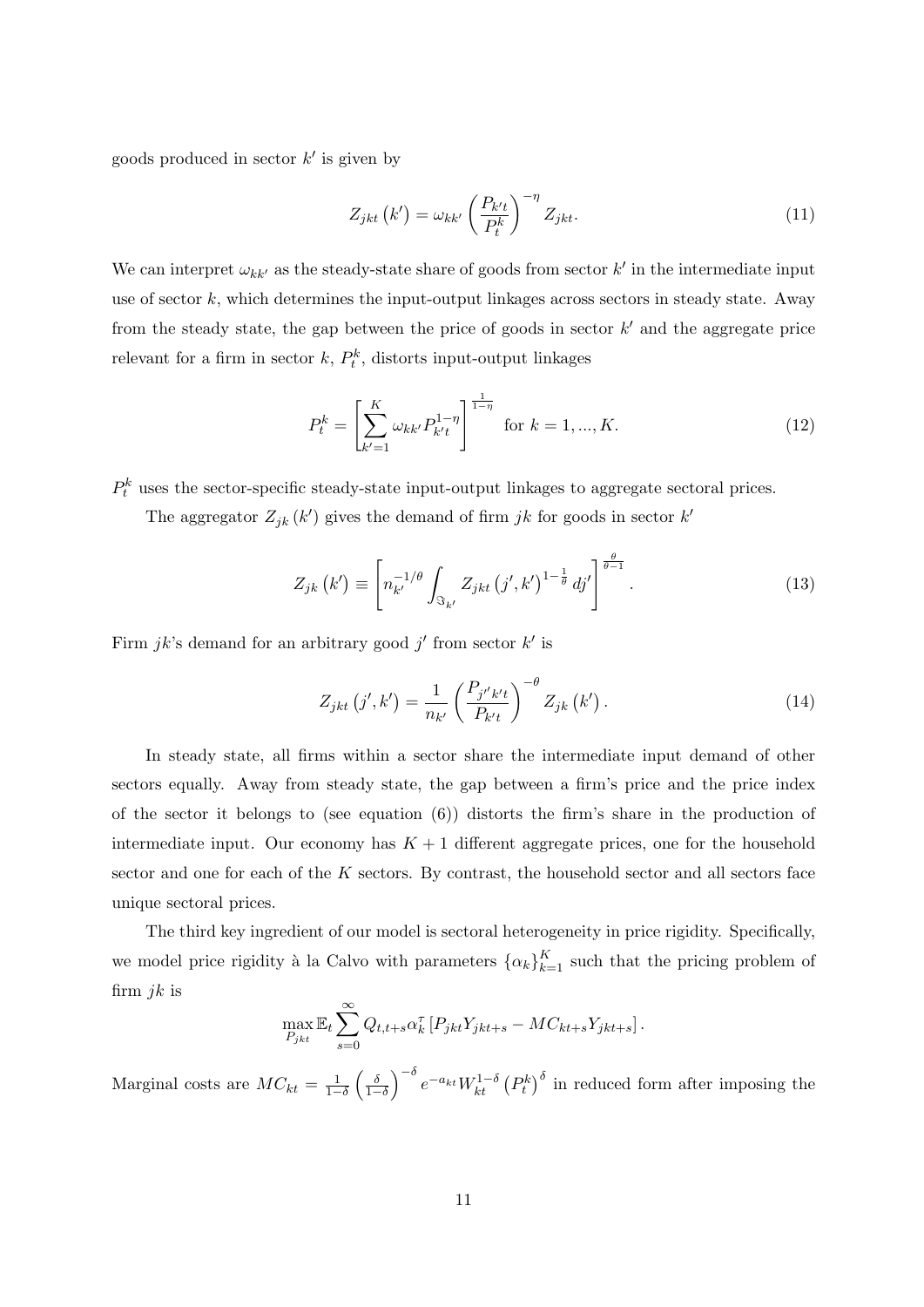goods produced in sector $k'$ is given by

$$Z_{jkt}(k') = \omega_{kk'} \left( \frac{P_{k't}}{P_t^k} \right)^{-\eta} Z_{jkt}. \tag{11}$$

We can interpret $\omega_{kk'}$ as the steady-state share of goods from sector $k'$ in the intermediate input use of sector $k$, which determines the input-output linkages across sectors in steady state. Away from the steady state, the gap between the price of goods in sector $k'$ and the aggregate price relevant for a firm in sector $k$, $P_t^k$, distorts input-output linkages

$$P_t^k = \left[ \sum_{k'=1}^{K} \omega_{kk'} P_{k't}^{1-\eta} \right]^{\frac{1}{1-\eta}} \quad \text{for } k = 1, ..., K. \tag{12}$$

$P_t^k$ uses the sector-specific steady-state input-output linkages to aggregate sectoral prices.

The aggregator $Z_{jk}(k')$ gives the demand of firm $jk$ for goods in sector $k'$

$$Z_{jk}(k') \equiv \left[ n_{k'}^{-1/\theta} \int_{\Im_{k'}} Z_{jkt}(j', k')^{1-\frac{1}{\theta}} dj' \right]^{\frac{\theta}{\theta-1}}. \tag{13}$$

Firm $jk$'s demand for an arbitrary good $j'$ from sector $k'$ is

$$Z_{jkt}(j', k') = \frac{1}{n_{k'}} \left( \frac{P_{j'k't}}{P_{k't}} \right)^{-\theta} Z_{jk}(k'). \tag{14}$$

In steady state, all firms within a sector share the intermediate input demand of other sectors equally. Away from steady state, the gap between a firm's price and the price index of the sector it belongs to (see equation (6)) distorts the firm's share in the production of intermediate input. Our economy has $K + 1$ different aggregate prices, one for the household sector and one for each of the $K$ sectors. By contrast, the household sector and all sectors face unique sectoral prices.

The third key ingredient of our model is sectoral heterogeneity in price rigidity. Specifically, we model price rigidity à la Calvo with parameters $\{\alpha_k\}_{k=1}^K$ such that the pricing problem of firm $jk$ is

$$\max_{P_{jkt}} \mathbb{E}_t \sum_{s=0}^{\infty} Q_{t,t+s} \alpha_k^{\tau} \left[ P_{jkt} Y_{jkt+s} - MC_{kt+s} Y_{jkt+s} \right].$$

Marginal costs are $MC_{kt} = \frac{1}{1-\delta} \left( \frac{\delta}{1-\delta} \right)^{-\delta} e^{-a_{kt}} W_{kt}^{1-\delta} \left( P_t^k \right)^{\delta}$ in reduced form after imposing the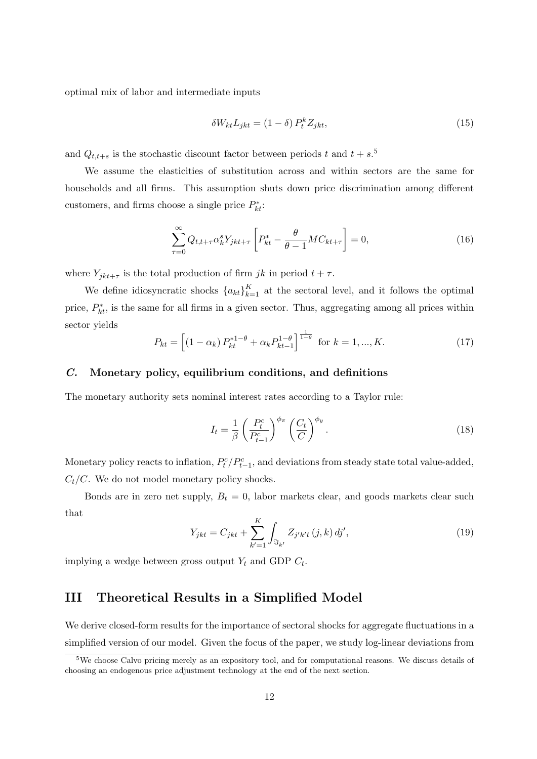optimal mix of labor and intermediate inputs

$$\delta W_{kt} L_{jkt} = (1-\delta) P_t^k Z_{jkt}, \tag{15}$$

and $Q_{t,t+s}$ is the stochastic discount factor between periods $t$ and $t+s$.[5]

We assume the elasticities of substitution across and within sectors are the same for households and all firms. This assumption shuts down price discrimination among different customers, and firms choose a single price $P_{kt}^*$:

$$\sum_{\tau=0}^{\infty} Q_{t,t+\tau} \alpha_k^s Y_{jkt+\tau} \left[ P_{kt}^* - \frac{\theta}{\theta-1} MC_{kt+\tau} \right] = 0, \tag{16}$$

where $Y_{jkt+\tau}$ is the total production of firm $jk$ in period $t+\tau$.

We define idiosyncratic shocks $\{a_{kt}\}_{k=1}^K$ at the sectoral level, and it follows the optimal price, $P_{kt}^*$, is the same for all firms in a given sector. Thus, aggregating among all prices within sector yields

$$P_{kt} = \left[ (1-\alpha_k) P_{kt}^{*1-\theta} + \alpha_k P_{kt-1}^{1-\theta} \right]^{\frac{1}{1-\theta}} \text{ for } k = 1, ..., K. \tag{17}$$

### *C.* Monetary policy, equilibrium conditions, and definitions

The monetary authority sets nominal interest rates according to a Taylor rule:

$$I_t = \frac{1}{\beta} \left( \frac{P_t^c}{P_{t-1}^c} \right)^{\phi_\pi} \left( \frac{C_t}{C} \right)^{\phi_y}. \tag{18}$$

Monetary policy reacts to inflation, $P_t^c / P_{t-1}^c$, and deviations from steady state total value-added, $C_t / C$. We do not model monetary policy shocks.

Bonds are in zero net supply, $B_t = 0$, labor markets clear, and goods markets clear such that

$$Y_{jkt} = C_{jkt} + \sum_{k'=1}^{K} \int_{\Im_{k'}} Z_{j'k't}(j,k) \, dj', \tag{19}$$

implying a wedge between gross output $Y_t$ and GDP $C_t$.

## III Theoretical Results in a Simplified Model

We derive closed-form results for the importance of sectoral shocks for aggregate fluctuations in a simplified version of our model. Given the focus of the paper, we study log-linear deviations from

[5]We choose Calvo pricing merely as an expository tool, and for computational reasons. We discuss details of choosing an endogenous price adjustment technology at the end of the next section.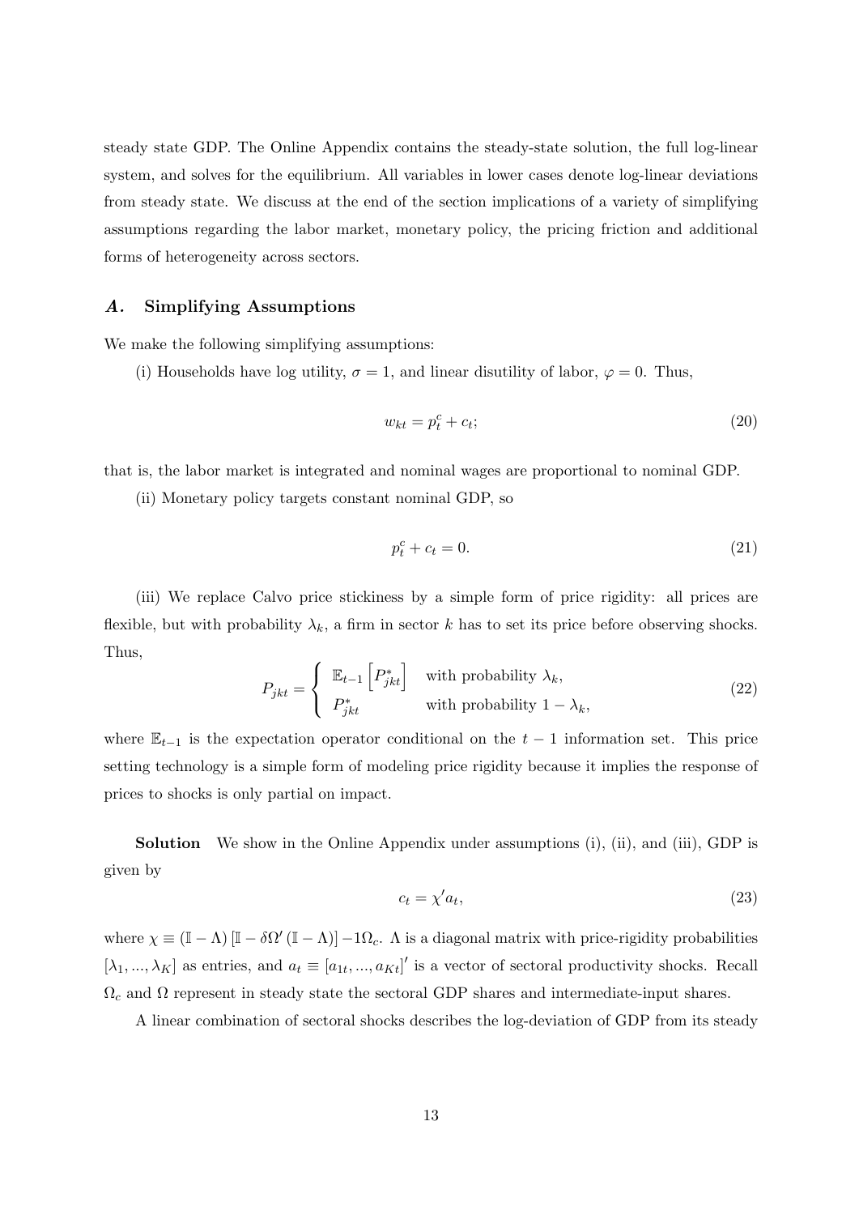steady state GDP. The Online Appendix contains the steady-state solution, the full log-linear system, and solves for the equilibrium. All variables in lower cases denote log-linear deviations from steady state. We discuss at the end of the section implications of a variety of simplifying assumptions regarding the labor market, monetary policy, the pricing friction and additional forms of heterogeneity across sectors.

### *A.* Simplifying Assumptions

We make the following simplifying assumptions:

(i) Households have log utility, $\sigma = 1$, and linear disutility of labor, $\varphi = 0$. Thus,

$$w_{kt} = p_t^c + c_t; \tag{20}$$

that is, the labor market is integrated and nominal wages are proportional to nominal GDP.

(ii) Monetary policy targets constant nominal GDP, so

$$p_t^c + c_t = 0. \tag{21}$$

(iii) We replace Calvo price stickiness by a simple form of price rigidity: all prices are flexible, but with probability $\lambda_k$, a firm in sector $k$ has to set its price before observing shocks. Thus,

$$P_{jkt} = \begin{cases} \mathbb{E}_{t-1}\left[P_{jkt}^*\right] & \text{with probability } \lambda_k, \\ P_{jkt}^* & \text{with probability } 1-\lambda_k, \end{cases} \tag{22}$$

where $\mathbb{E}_{t-1}$ is the expectation operator conditional on the $t-1$ information set. This price setting technology is a simple form of modeling price rigidity because it implies the response of prices to shocks is only partial on impact.

**Solution** We show in the Online Appendix under assumptions (i), (ii), and (iii), GDP is given by

$$c_t = \chi' a_t, \tag{23}$$

where $\chi \equiv (\mathbb{I} - \Lambda)\left[\mathbb{I} - \delta\Omega'(\mathbb{I} - \Lambda)\right] - 1\Omega_c$. $\Lambda$ is a diagonal matrix with price-rigidity probabilities $[\lambda_1, ..., \lambda_K]$ as entries, and $a_t \equiv [a_{1t}, ..., a_{Kt}]'$ is a vector of sectoral productivity shocks. Recall $\Omega_c$ and $\Omega$ represent in steady state the sectoral GDP shares and intermediate-input shares.

A linear combination of sectoral shocks describes the log-deviation of GDP from its steady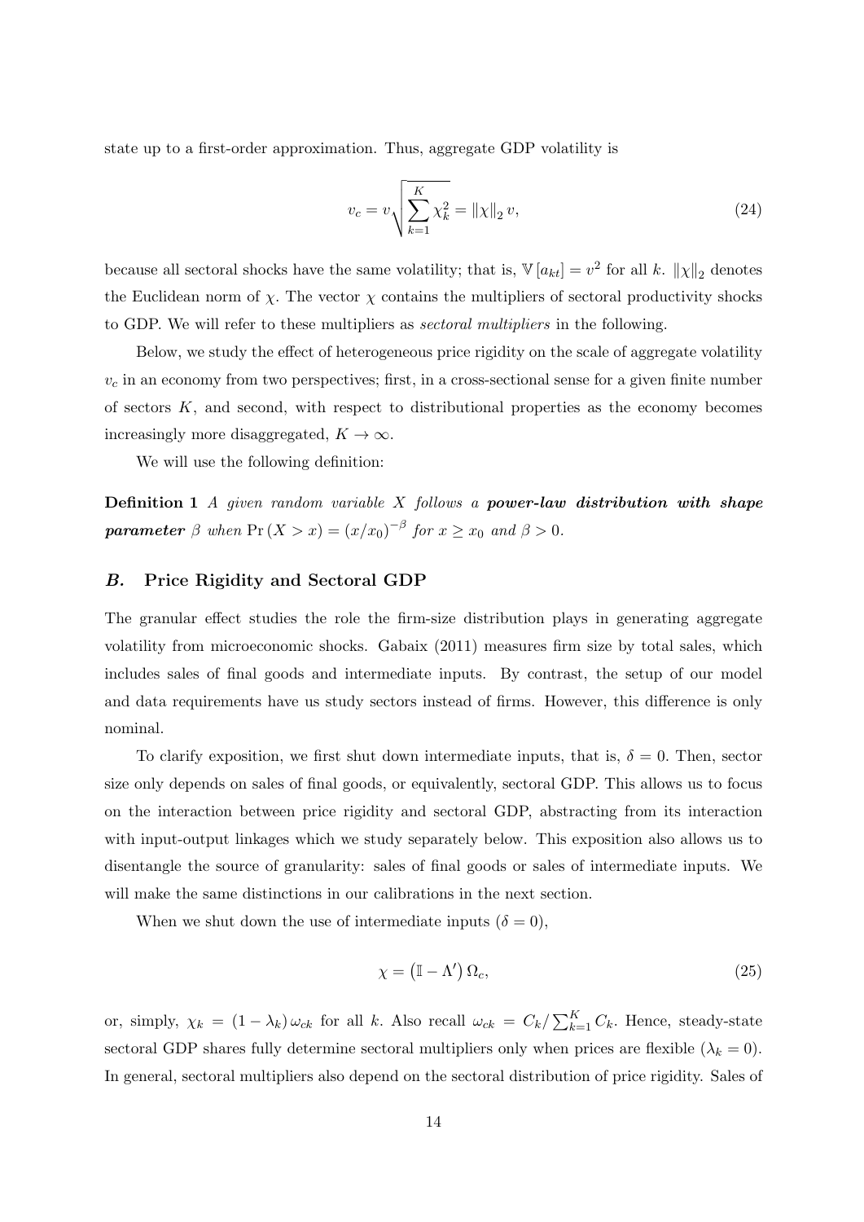state up to a first-order approximation. Thus, aggregate GDP volatility is

$$v_c = v\sqrt{\sum_{k=1}^{K} \chi_k^2} = \|\chi\|_2 \, v, \tag{24}$$

because all sectoral shocks have the same volatility; that is, $\mathbb{V}[a_{kt}] = v^2$ for all $k$. $\|\chi\|_2$ denotes the Euclidean norm of $\chi$. The vector $\chi$ contains the multipliers of sectoral productivity shocks to GDP. We will refer to these multipliers as *sectoral multipliers* in the following.

Below, we study the effect of heterogeneous price rigidity on the scale of aggregate volatility $v_c$ in an economy from two perspectives; first, in a cross-sectional sense for a given finite number of sectors $K$, and second, with respect to distributional properties as the economy becomes increasingly more disaggregated, $K \to \infty$.

We will use the following definition:

**Definition 1** *A given random variable $X$ follows a* ***power-law distribution with shape parameter*** *$\beta$ when $\Pr(X > x) = (x/x_0)^{-\beta}$ for $x \geq x_0$ and $\beta > 0$.*

### *B.* Price Rigidity and Sectoral GDP

The granular effect studies the role the firm-size distribution plays in generating aggregate volatility from microeconomic shocks. Gabaix (2011) measures firm size by total sales, which includes sales of final goods and intermediate inputs. By contrast, the setup of our model and data requirements have us study sectors instead of firms. However, this difference is only nominal.

To clarify exposition, we first shut down intermediate inputs, that is, $\delta = 0$. Then, sector size only depends on sales of final goods, or equivalently, sectoral GDP. This allows us to focus on the interaction between price rigidity and sectoral GDP, abstracting from its interaction with input-output linkages which we study separately below. This exposition also allows us to disentangle the source of granularity: sales of final goods or sales of intermediate inputs. We will make the same distinctions in our calibrations in the next section.

When we shut down the use of intermediate inputs ($\delta = 0$),

$$\chi = \left(\mathbb{I} - \Lambda'\right)\Omega_c, \tag{25}$$

or, simply, $\chi_k = (1 - \lambda_k)\,\omega_{ck}$ for all $k$. Also recall $\omega_{ck} = C_k / \sum_{k=1}^{K} C_k$. Hence, steady-state sectoral GDP shares fully determine sectoral multipliers only when prices are flexible ($\lambda_k = 0$). In general, sectoral multipliers also depend on the sectoral distribution of price rigidity. Sales of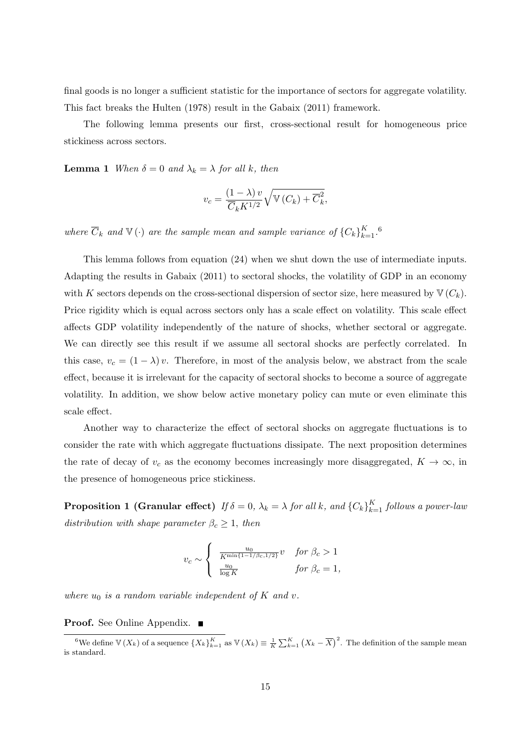final goods is no longer a sufficient statistic for the importance of sectors for aggregate volatility. This fact breaks the Hulten (1978) result in the Gabaix (2011) framework.

The following lemma presents our first, cross-sectional result for homogeneous price stickiness across sectors.

**Lemma 1** *When $\delta = 0$ and $\lambda_k = \lambda$ for all $k$, then*

$$v_c = \frac{(1-\lambda)\, v}{\overline{C}_k K^{1/2}} \sqrt{\mathbb{V}(C_k) + \overline{C}_k^2},$$

*where $\overline{C}_k$ and $\mathbb{V}(\cdot)$ are the sample mean and sample variance of $\{C_k\}_{k=1}^K$.*[6]

This lemma follows from equation (24) when we shut down the use of intermediate inputs. Adapting the results in Gabaix (2011) to sectoral shocks, the volatility of GDP in an economy with $K$ sectors depends on the cross-sectional dispersion of sector size, here measured by $\mathbb{V}(C_k)$. Price rigidity which is equal across sectors only has a scale effect on volatility. This scale effect affects GDP volatility independently of the nature of shocks, whether sectoral or aggregate. We can directly see this result if we assume all sectoral shocks are perfectly correlated. In this case, $v_c = (1-\lambda)\, v$. Therefore, in most of the analysis below, we abstract from the scale effect, because it is irrelevant for the capacity of sectoral shocks to become a source of aggregate volatility. In addition, we show below active monetary policy can mute or even eliminate this scale effect.

Another way to characterize the effect of sectoral shocks on aggregate fluctuations is to consider the rate with which aggregate fluctuations dissipate. The next proposition determines the rate of decay of $v_c$ as the economy becomes increasingly more disaggregated, $K \to \infty$, in the presence of homogeneous price stickiness.

**Proposition 1 (Granular effect)** *If $\delta = 0$, $\lambda_k = \lambda$ for all $k$, and $\{C_k\}_{k=1}^K$ follows a power-law distribution with shape parameter $\beta_c \geq 1$, then*

$$v_c \sim \begin{cases} \frac{u_0}{K^{\min\{1-1/\beta_c, 1/2\}}} v & \text{for } \beta_c > 1 \\ \frac{u_0}{\log K} & \text{for } \beta_c = 1, \end{cases}$$

*where $u_0$ is a random variable independent of $K$ and $v$.*

**Proof.** See Online Appendix. ■

[6] We define $\mathbb{V}(X_k)$ of a sequence $\{X_k\}_{k=1}^K$ as $\mathbb{V}(X_k) \equiv \frac{1}{K}\sum_{k=1}^K \left(X_k - \overline{X}\right)^2$. The definition of the sample mean is standard.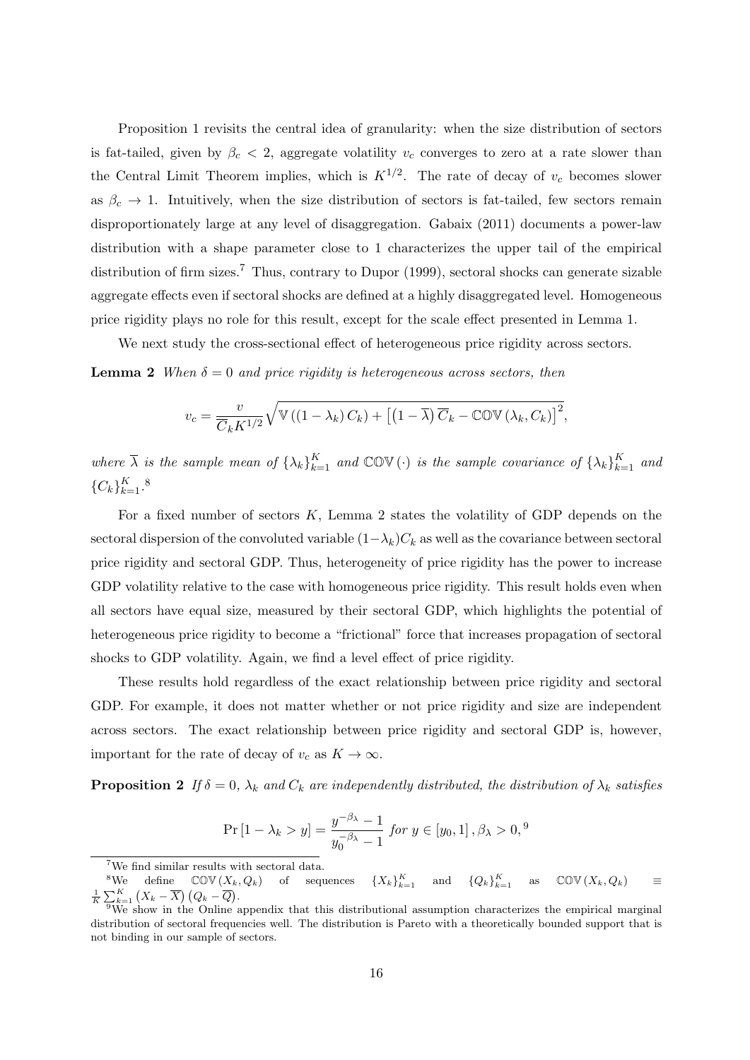Proposition 1 revisits the central idea of granularity: when the size distribution of sectors is fat-tailed, given by $\beta_c < 2$, aggregate volatility $v_c$ converges to zero at a rate slower than the Central Limit Theorem implies, which is $K^{1/2}$. The rate of decay of $v_c$ becomes slower as $\beta_c \to 1$. Intuitively, when the size distribution of sectors is fat-tailed, few sectors remain disproportionately large at any level of disaggregation. Gabaix (2011) documents a power-law distribution with a shape parameter close to 1 characterizes the upper tail of the empirical distribution of firm sizes.[7] Thus, contrary to Dupor (1999), sectoral shocks can generate sizable aggregate effects even if sectoral shocks are defined at a highly disaggregated level. Homogeneous price rigidity plays no role for this result, except for the scale effect presented in Lemma 1.

We next study the cross-sectional effect of heterogeneous price rigidity across sectors.

**Lemma 2** *When $\delta = 0$ and price rigidity is heterogeneous across sectors, then*

$$v_c = \frac{v}{\overline{C}_k K^{1/2}} \sqrt{\mathbb{V}\left(\left(1-\lambda_k\right) C_k\right) + \left[\left(1-\overline{\lambda}\right)\overline{C}_k - \mathbb{COV}\left(\lambda_k, C_k\right)\right]^2},$$

*where $\overline{\lambda}$ is the sample mean of $\{\lambda_k\}_{k=1}^{K}$ and $\mathbb{COV}(\cdot)$ is the sample covariance of $\{\lambda_k\}_{k=1}^{K}$ and $\{C_k\}_{k=1}^{K}$.*[8]

For a fixed number of sectors $K$, Lemma 2 states the volatility of GDP depends on the sectoral dispersion of the convoluted variable $(1-\lambda_k)C_k$ as well as the covariance between sectoral price rigidity and sectoral GDP. Thus, heterogeneity of price rigidity has the power to increase GDP volatility relative to the case with homogeneous price rigidity. This result holds even when all sectors have equal size, measured by their sectoral GDP, which highlights the potential of heterogeneous price rigidity to become a "frictional" force that increases propagation of sectoral shocks to GDP volatility. Again, we find a level effect of price rigidity.

These results hold regardless of the exact relationship between price rigidity and sectoral GDP. For example, it does not matter whether or not price rigidity and size are independent across sectors. The exact relationship between price rigidity and sectoral GDP is, however, important for the rate of decay of $v_c$ as $K \to \infty$.

**Proposition 2** *If $\delta = 0$, $\lambda_k$ and $C_k$ are independently distributed, the distribution of $\lambda_k$ satisfies*

$$\Pr\left[1-\lambda_k > y\right] = \frac{y^{-\beta_\lambda} - 1}{y_0^{-\beta_\lambda} - 1} \text{ for } y \in \left[y_0, 1\right], \beta_\lambda > 0,\text{[9]}$$

---

[7] We find similar results with sectoral data.

[8] We define $\mathbb{COV}(X_k, Q_k)$ of sequences $\{X_k\}_{k=1}^{K}$ and $\{Q_k\}_{k=1}^{K}$ as $\mathbb{COV}(X_k, Q_k) \equiv \frac{1}{K}\sum_{k=1}^{K}\left(X_k - \overline{X}\right)\left(Q_k - \overline{Q}\right)$.

[9] We show in the Online appendix that this distributional assumption characterizes the empirical marginal distribution of sectoral frequencies well. The distribution is Pareto with a theoretically bounded support that is not binding in our sample of sectors.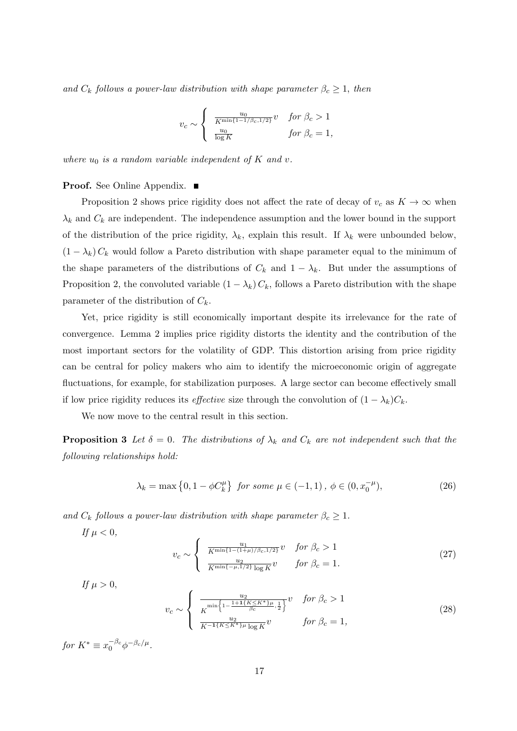*and $C_k$ follows a power-law distribution with shape parameter $\beta_c \geq 1$, then*

$$v_c \sim \begin{cases} \frac{u_0}{K^{\min\{1-1/\beta_c, 1/2\}}} v & \text{for } \beta_c > 1 \\ \frac{u_0}{\log K} & \text{for } \beta_c = 1, \end{cases}$$

*where $u_0$ is a random variable independent of $K$ and $v$.*

**Proof.** See Online Appendix. ■

Proposition 2 shows price rigidity does not affect the rate of decay of $v_c$ as $K \to \infty$ when $\lambda_k$ and $C_k$ are independent. The independence assumption and the lower bound in the support of the distribution of the price rigidity, $\lambda_k$, explain this result. If $\lambda_k$ were unbounded below, $(1 - \lambda_k) C_k$ would follow a Pareto distribution with shape parameter equal to the minimum of the shape parameters of the distributions of $C_k$ and $1 - \lambda_k$. But under the assumptions of Proposition 2, the convoluted variable $(1 - \lambda_k) C_k$, follows a Pareto distribution with the shape parameter of the distribution of $C_k$.

Yet, price rigidity is still economically important despite its irrelevance for the rate of convergence. Lemma 2 implies price rigidity distorts the identity and the contribution of the most important sectors for the volatility of GDP. This distortion arising from price rigidity can be central for policy makers who aim to identify the microeconomic origin of aggregate fluctuations, for example, for stabilization purposes. A large sector can become effectively small if low price rigidity reduces its *effective* size through the convolution of $(1 - \lambda_k)C_k$.

We now move to the central result in this section.

**Proposition 3** *Let $\delta = 0$. The distributions of $\lambda_k$ and $C_k$ are not independent such that the following relationships hold:*

$$\lambda_k = \max\left\{0, 1 - \phi C_k^{\mu}\right\} \text{ for some } \mu \in (-1, 1), \ \phi \in (0, x_0^{-\mu}), \tag{26}$$

*and $C_k$ follows a power-law distribution with shape parameter $\beta_c \geq 1$.*

*If $\mu < 0$,*

$$v_c \sim \begin{cases} \frac{u_1}{K^{\min\{1-(1+\mu)/\beta_c, 1/2\}}} v & \text{for } \beta_c > 1 \\ \frac{u_2}{K^{\min\{-\mu, 1/2\}} \log K} v & \text{for } \beta_c = 1. \end{cases} \tag{27}$$

*If $\mu > 0$,*

$$v_c \sim \begin{cases} \frac{u_2}{K^{\min\left\{1-\frac{1+\mathbf{1}\{K \leq K^*\}\mu}{\beta_c}, \frac{1}{2}\right\}}} v & \text{for } \beta_c > 1 \\ \frac{u_2}{K^{-\mathbf{1}\{K \leq K^*\}\mu} \log K} v & \text{for } \beta_c = 1, \end{cases} \tag{28}$$

*for $K^* \equiv x_0^{-\beta_c} \phi^{-\beta_c/\mu}$.*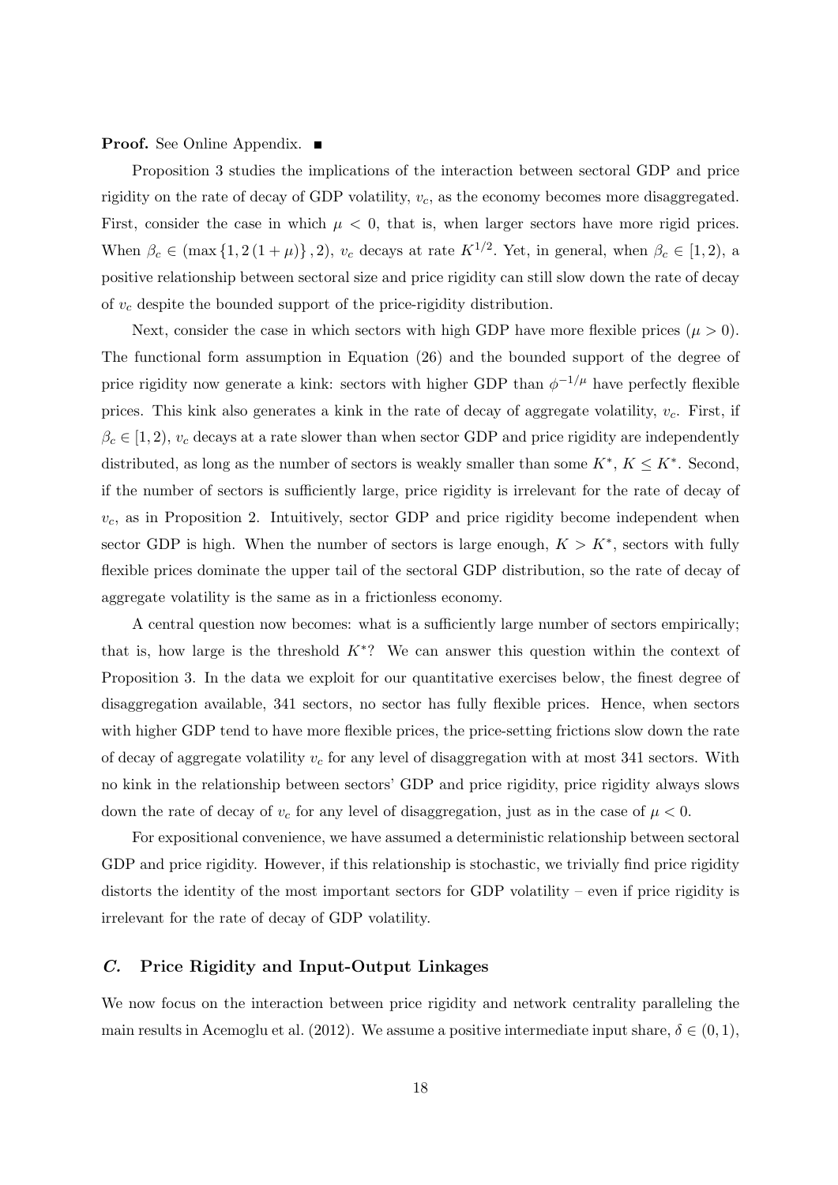**Proof.** See Online Appendix. ■

Proposition 3 studies the implications of the interaction between sectoral GDP and price rigidity on the rate of decay of GDP volatility, $v_c$, as the economy becomes more disaggregated. First, consider the case in which $\mu < 0$, that is, when larger sectors have more rigid prices. When $\beta_c \in (\max\{1, 2(1+\mu)\}, 2)$, $v_c$ decays at rate $K^{1/2}$. Yet, in general, when $\beta_c \in [1, 2)$, a positive relationship between sectoral size and price rigidity can still slow down the rate of decay of $v_c$ despite the bounded support of the price-rigidity distribution.

Next, consider the case in which sectors with high GDP have more flexible prices ($\mu > 0$). The functional form assumption in Equation (26) and the bounded support of the degree of price rigidity now generate a kink: sectors with higher GDP than $\phi^{-1/\mu}$ have perfectly flexible prices. This kink also generates a kink in the rate of decay of aggregate volatility, $v_c$. First, if $\beta_c \in [1, 2)$, $v_c$ decays at a rate slower than when sector GDP and price rigidity are independently distributed, as long as the number of sectors is weakly smaller than some $K^*$, $K \leq K^*$. Second, if the number of sectors is sufficiently large, price rigidity is irrelevant for the rate of decay of $v_c$, as in Proposition 2. Intuitively, sector GDP and price rigidity become independent when sector GDP is high. When the number of sectors is large enough, $K > K^*$, sectors with fully flexible prices dominate the upper tail of the sectoral GDP distribution, so the rate of decay of aggregate volatility is the same as in a frictionless economy.

A central question now becomes: what is a sufficiently large number of sectors empirically; that is, how large is the threshold $K^*$? We can answer this question within the context of Proposition 3. In the data we exploit for our quantitative exercises below, the finest degree of disaggregation available, 341 sectors, no sector has fully flexible prices. Hence, when sectors with higher GDP tend to have more flexible prices, the price-setting frictions slow down the rate of decay of aggregate volatility $v_c$ for any level of disaggregation with at most 341 sectors. With no kink in the relationship between sectors' GDP and price rigidity, price rigidity always slows down the rate of decay of $v_c$ for any level of disaggregation, just as in the case of $\mu < 0$.

For expositional convenience, we have assumed a deterministic relationship between sectoral GDP and price rigidity. However, if this relationship is stochastic, we trivially find price rigidity distorts the identity of the most important sectors for GDP volatility – even if price rigidity is irrelevant for the rate of decay of GDP volatility.

## *C.* Price Rigidity and Input-Output Linkages

We now focus on the interaction between price rigidity and network centrality paralleling the main results in Acemoglu et al. (2012). We assume a positive intermediate input share, $\delta \in (0, 1)$,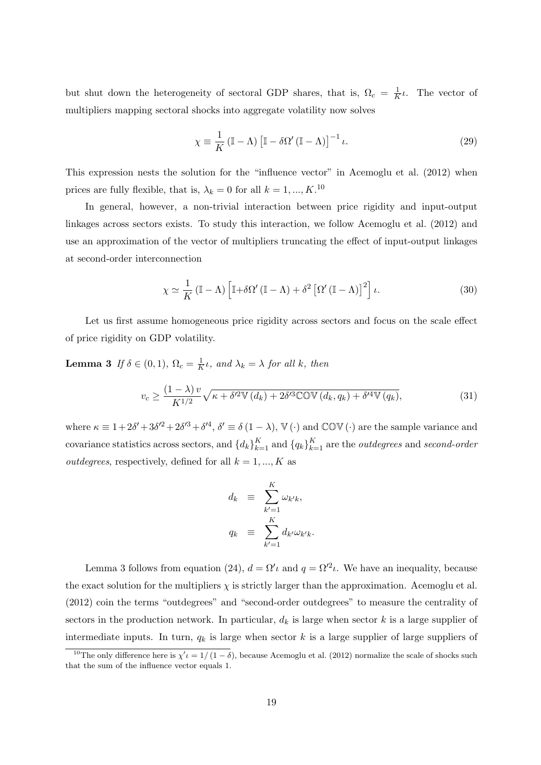but shut down the heterogeneity of sectoral GDP shares, that is, $\Omega_c = \frac{1}{K}\iota$. The vector of multipliers mapping sectoral shocks into aggregate volatility now solves

$$\chi \equiv \frac{1}{K}\left(\mathbb{I} - \Lambda\right)\left[\mathbb{I} - \delta\Omega'\left(\mathbb{I} - \Lambda\right)\right]^{-1}\iota. \tag{29}$$

This expression nests the solution for the "influence vector" in Acemoglu et al. (2012) when prices are fully flexible, that is, $\lambda_k = 0$ for all $k = 1, ..., K$.[10]

In general, however, a non-trivial interaction between price rigidity and input-output linkages across sectors exists. To study this interaction, we follow Acemoglu et al. (2012) and use an approximation of the vector of multipliers truncating the effect of input-output linkages at second-order interconnection

$$\chi \simeq \frac{1}{K}\left(\mathbb{I} - \Lambda\right)\left[\mathbb{I} + \delta\Omega'\left(\mathbb{I} - \Lambda\right) + \delta^2\left[\Omega'\left(\mathbb{I} - \Lambda\right)\right]^2\right]\iota. \tag{30}$$

Let us first assume homogeneous price rigidity across sectors and focus on the scale effect of price rigidity on GDP volatility.

**Lemma 3** *If $\delta \in (0,1)$, $\Omega_c = \frac{1}{K}\iota$, and $\lambda_k = \lambda$ for all $k$, then*

$$v_c \geq \frac{(1-\lambda)\,v}{K^{1/2}}\sqrt{\kappa + \delta'^2\mathbb{V}\left(d_k\right) + 2\delta'^3\mathbb{COV}\left(d_k, q_k\right) + \delta'^4\mathbb{V}\left(q_k\right)}, \tag{31}$$

where $\kappa \equiv 1 + 2\delta' + 3\delta'^2 + 2\delta'^3 + \delta'^4$, $\delta' \equiv \delta(1-\lambda)$, $\mathbb{V}(\cdot)$ and $\mathbb{COV}(\cdot)$ are the sample variance and covariance statistics across sectors, and $\{d_k\}_{k=1}^K$ and $\{q_k\}_{k=1}^K$ are the *outdegrees* and *second-order outdegrees*, respectively, defined for all $k = 1, ..., K$ as

$$\begin{aligned} d_k &\equiv \sum_{k'=1}^{K} \omega_{k'k}, \\ q_k &\equiv \sum_{k'=1}^{K} d_{k'}\omega_{k'k}. \end{aligned}$$

Lemma 3 follows from equation (24), $d = \Omega'\iota$ and $q = \Omega'^2\iota$. We have an inequality, because the exact solution for the multipliers $\chi$ is strictly larger than the approximation. Acemoglu et al. (2012) coin the terms "outdegrees" and "second-order outdegrees" to measure the centrality of sectors in the production network. In particular, $d_k$ is large when sector $k$ is a large supplier of intermediate inputs. In turn, $q_k$ is large when sector $k$ is a large supplier of large suppliers of

[10] The only difference here is $\chi'\iota = 1/(1-\delta)$, because Acemoglu et al. (2012) normalize the scale of shocks such that the sum of the influence vector equals 1.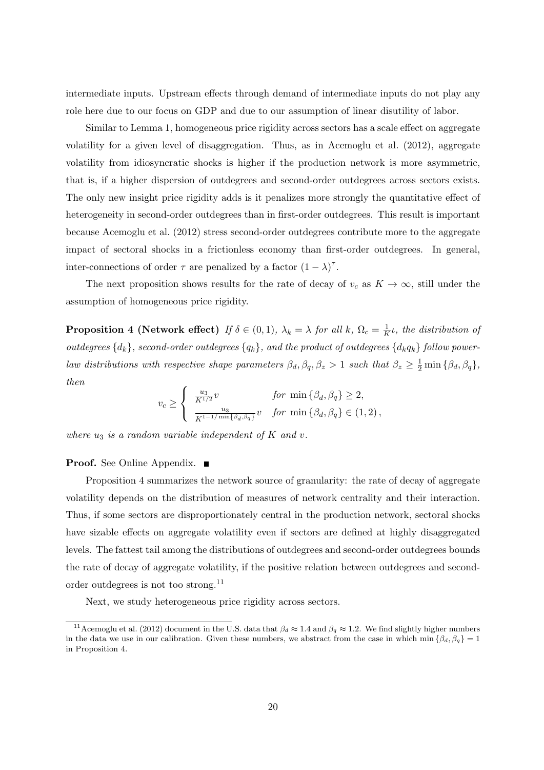intermediate inputs. Upstream effects through demand of intermediate inputs do not play any role here due to our focus on GDP and due to our assumption of linear disutility of labor.

Similar to Lemma 1, homogeneous price rigidity across sectors has a scale effect on aggregate volatility for a given level of disaggregation. Thus, as in Acemoglu et al. (2012), aggregate volatility from idiosyncratic shocks is higher if the production network is more asymmetric, that is, if a higher dispersion of outdegrees and second-order outdegrees across sectors exists. The only new insight price rigidity adds is it penalizes more strongly the quantitative effect of heterogeneity in second-order outdegrees than in first-order outdegrees. This result is important because Acemoglu et al. (2012) stress second-order outdegrees contribute more to the aggregate impact of sectoral shocks in a frictionless economy than first-order outdegrees. In general, inter-connections of order $\tau$ are penalized by a factor $(1-\lambda)^{\tau}$.

The next proposition shows results for the rate of decay of $v_c$ as $K \to \infty$, still under the assumption of homogeneous price rigidity.

**Proposition 4 (Network effect)** *If $\delta \in (0,1)$, $\lambda_k = \lambda$ for all $k$, $\Omega_c = \frac{1}{K}\iota$, the distribution of outdegrees $\{d_k\}$, second-order outdegrees $\{q_k\}$, and the product of outdegrees $\{d_k q_k\}$ follow power-law distributions with respective shape parameters $\beta_d, \beta_q, \beta_z > 1$ such that $\beta_z \geq \frac{1}{2}\min\{\beta_d, \beta_q\}$, then*

$$v_c \geq \begin{cases} \frac{u_3}{K^{1/2}} v & \text{for } \min\{\beta_d, \beta_q\} \geq 2, \\ \frac{u_3}{K^{1-1/\min\{\beta_d, \beta_q\}}} v & \text{for } \min\{\beta_d, \beta_q\} \in (1,2), \end{cases}$$

*where $u_3$ is a random variable independent of $K$ and $v$.*

**Proof.** See Online Appendix. ■

Proposition 4 summarizes the network source of granularity: the rate of decay of aggregate volatility depends on the distribution of measures of network centrality and their interaction. Thus, if some sectors are disproportionately central in the production network, sectoral shocks have sizable effects on aggregate volatility even if sectors are defined at highly disaggregated levels. The fattest tail among the distributions of outdegrees and second-order outdegrees bounds the rate of decay of aggregate volatility, if the positive relation between outdegrees and second-order outdegrees is not too strong.[11]

Next, we study heterogeneous price rigidity across sectors.

[11] Acemoglu et al. (2012) document in the U.S. data that $\beta_d \approx 1.4$ and $\beta_q \approx 1.2$. We find slightly higher numbers in the data we use in our calibration. Given these numbers, we abstract from the case in which $\min\{\beta_d, \beta_q\} = 1$ in Proposition 4.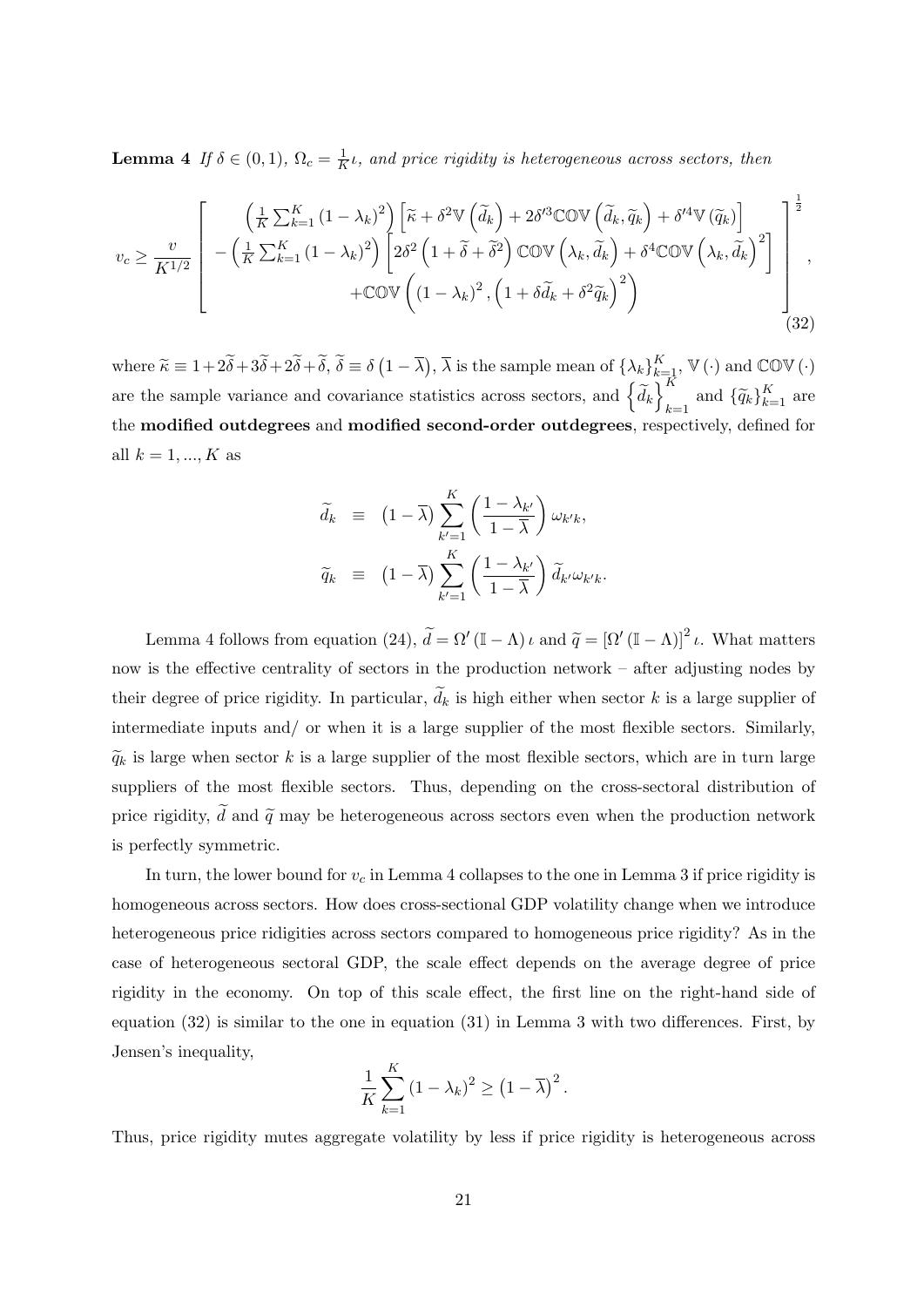**Lemma 4** *If $\delta \in (0,1)$, $\Omega_c = \frac{1}{K}\iota$, and price rigidity is heterogeneous across sectors, then*

$$
v_c \geq \frac{v}{K^{1/2}} \left[ \begin{array}{c} \left(\frac{1}{K}\sum_{k=1}^{K}(1-\lambda_k)^2\right)\left[\widetilde{\kappa} + \delta^2 \mathbb{V}\left(\widetilde{d}_k\right) + 2\delta'^3 \mathbb{COV}\left(\widetilde{d}_k, \widetilde{q}_k\right) + \delta'^4 \mathbb{V}\left(\widetilde{q}_k\right)\right] \\ -\left(\frac{1}{K}\sum_{k=1}^{K}(1-\lambda_k)^2\right)\left[2\delta^2\left(1+\widetilde{\delta}+\widetilde{\delta}^2\right)\mathbb{COV}\left(\lambda_k, \widetilde{d}_k\right) + \delta^4 \mathbb{COV}\left(\lambda_k, \widetilde{d}_k\right)^2\right] \\ +\mathbb{COV}\left((1-\lambda_k)^2, \left(1+\delta\widetilde{d}_k + \delta^2\widetilde{q}_k\right)^2\right) \end{array} \right]^{\frac{1}{2}}, \tag{32}
$$

where $\widetilde{\kappa} \equiv 1 + 2\widetilde{\delta} + 3\widetilde{\delta} + 2\widetilde{\delta} + \widetilde{\delta}$, $\widetilde{\delta} \equiv \delta\left(1-\overline{\lambda}\right)$, $\overline{\lambda}$ is the sample mean of $\{\lambda_k\}_{k=1}^{K}$, $\mathbb{V}(\cdot)$ and $\mathbb{COV}(\cdot)$ are the sample variance and covariance statistics across sectors, and $\left\{\widetilde{d}_k\right\}_{k=1}^{K}$ and $\{\widetilde{q}_k\}_{k=1}^{K}$ are the **modified outdegrees** and **modified second-order outdegrees**, respectively, defined for all $k = 1, ..., K$ as

$$
\begin{aligned}
\widetilde{d}_k &\equiv \left(1-\overline{\lambda}\right)\sum_{k'=1}^{K}\left(\frac{1-\lambda_{k'}}{1-\overline{\lambda}}\right)\omega_{k'k}, \\
\widetilde{q}_k &\equiv \left(1-\overline{\lambda}\right)\sum_{k'=1}^{K}\left(\frac{1-\lambda_{k'}}{1-\overline{\lambda}}\right)\widetilde{d}_{k'}\omega_{k'k}.
\end{aligned}
$$

Lemma 4 follows from equation (24), $\widetilde{d} = \Omega'(\mathbb{I}-\Lambda)\iota$ and $\widetilde{q} = \left[\Omega'(\mathbb{I}-\Lambda)\right]^2\iota$. What matters now is the effective centrality of sectors in the production network – after adjusting nodes by their degree of price rigidity. In particular, $\widetilde{d}_k$ is high either when sector $k$ is a large supplier of intermediate inputs and/ or when it is a large supplier of the most flexible sectors. Similarly, $\widetilde{q}_k$ is large when sector $k$ is a large supplier of the most flexible sectors, which are in turn large suppliers of the most flexible sectors. Thus, depending on the cross-sectoral distribution of price rigidity, $\widetilde{d}$ and $\widetilde{q}$ may be heterogeneous across sectors even when the production network is perfectly symmetric.

In turn, the lower bound for $v_c$ in Lemma 4 collapses to the one in Lemma 3 if price rigidity is homogeneous across sectors. How does cross-sectional GDP volatility change when we introduce heterogeneous price ridigities across sectors compared to homogeneous price rigidity? As in the case of heterogeneous sectoral GDP, the scale effect depends on the average degree of price rigidity in the economy. On top of this scale effect, the first line on the right-hand side of equation (32) is similar to the one in equation (31) in Lemma 3 with two differences. First, by Jensen's inequality,

$$
\frac{1}{K}\sum_{k=1}^{K}(1-\lambda_k)^2 \geq \left(1-\overline{\lambda}\right)^2.
$$

Thus, price rigidity mutes aggregate volatility by less if price rigidity is heterogeneous across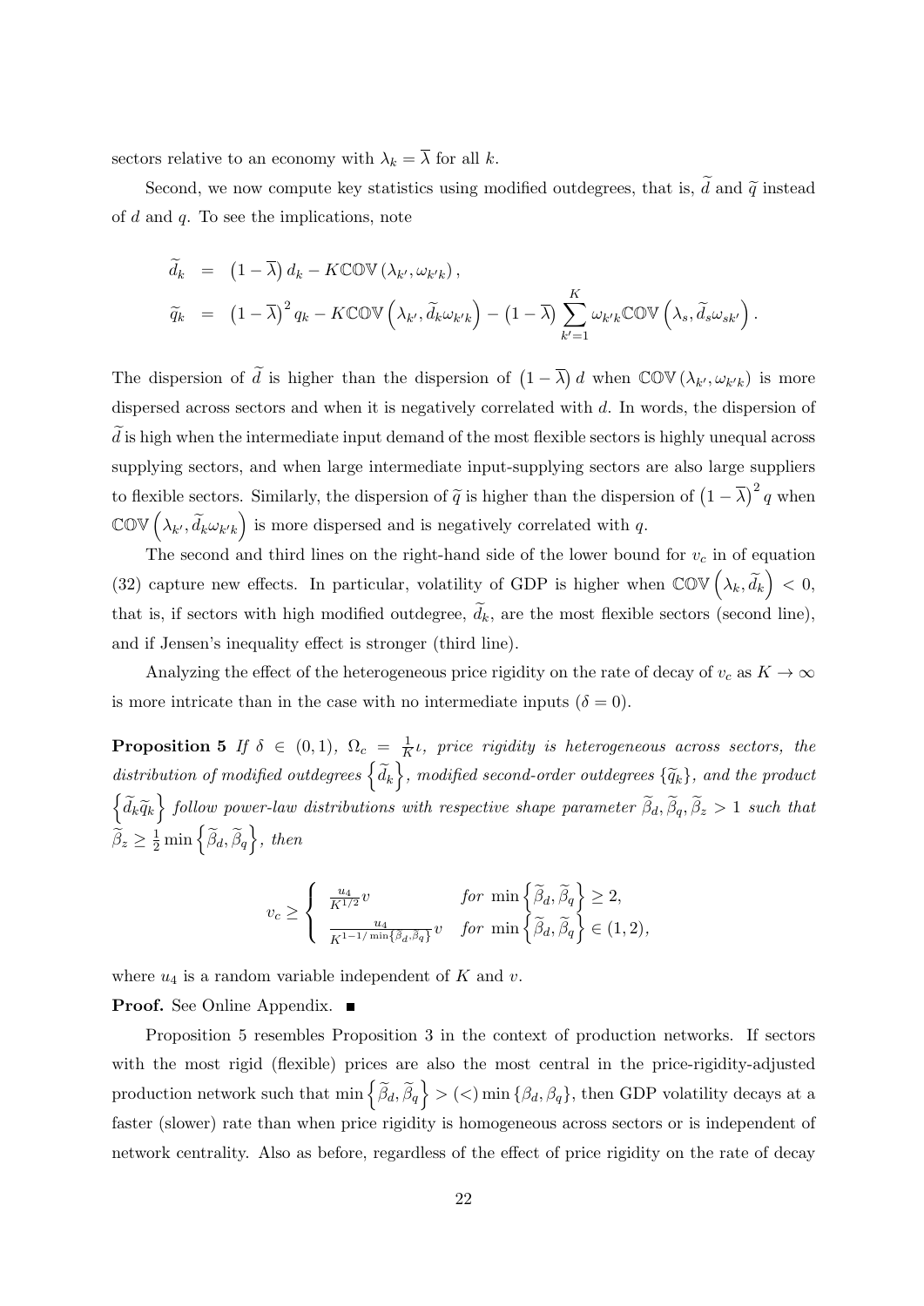sectors relative to an economy with $\lambda_k = \overline{\lambda}$ for all $k$.

Second, we now compute key statistics using modified outdegrees, that is, $\widetilde{d}$ and $\widetilde{q}$ instead of $d$ and $q$. To see the implications, note

$$
\begin{aligned}
\widetilde{d}_k &= \left(1-\overline{\lambda}\right) d_k - K\mathbb{COV}\left(\lambda_{k'}, \omega_{k'k}\right), \\
\widetilde{q}_k &= \left(1-\overline{\lambda}\right)^2 q_k - K\mathbb{COV}\left(\lambda_{k'}, \widetilde{d}_k \omega_{k'k}\right) - \left(1-\overline{\lambda}\right) \sum_{k'=1}^{K} \omega_{k'k} \mathbb{COV}\left(\lambda_s, \widetilde{d}_s \omega_{sk'}\right).
\end{aligned}
$$

The dispersion of $\widetilde{d}$ is higher than the dispersion of $\left(1-\overline{\lambda}\right) d$ when $\mathbb{COV}\left(\lambda_{k'}, \omega_{k'k}\right)$ is more dispersed across sectors and when it is negatively correlated with $d$. In words, the dispersion of $\widetilde{d}$ is high when the intermediate input demand of the most flexible sectors is highly unequal across supplying sectors, and when large intermediate input-supplying sectors are also large suppliers to flexible sectors. Similarly, the dispersion of $\widetilde{q}$ is higher than the dispersion of $\left(1-\overline{\lambda}\right)^2 q$ when $\mathbb{COV}\left(\lambda_{k'}, \widetilde{d}_k \omega_{k'k}\right)$ is more dispersed and is negatively correlated with $q$.

The second and third lines on the right-hand side of the lower bound for $v_c$ in of equation (32) capture new effects. In particular, volatility of GDP is higher when $\mathbb{COV}\left(\lambda_k, \widetilde{d}_k\right) < 0$, that is, if sectors with high modified outdegree, $\widetilde{d}_k$, are the most flexible sectors (second line), and if Jensen's inequality effect is stronger (third line).

Analyzing the effect of the heterogeneous price rigidity on the rate of decay of $v_c$ as $K \to \infty$ is more intricate than in the case with no intermediate inputs ($\delta = 0$).

**Proposition 5** *If $\delta \in (0,1)$, $\Omega_c = \frac{1}{K}\iota$, price rigidity is heterogeneous across sectors, the distribution of modified outdegrees $\left\{\widetilde{d}_k\right\}$, modified second-order outdegrees $\{\widetilde{q}_k\}$, and the product $\left\{\widetilde{d}_k \widetilde{q}_k\right\}$ follow power-law distributions with respective shape parameter $\widetilde{\beta}_d, \widetilde{\beta}_q, \widetilde{\beta}_z > 1$ such that $\widetilde{\beta}_z \geq \frac{1}{2}\min\left\{\widetilde{\beta}_d, \widetilde{\beta}_q\right\}$, then*

$$
v_c \geq \begin{cases} \frac{u_4}{K^{1/2}} v & \text{for } \min\left\{\widetilde{\beta}_d, \widetilde{\beta}_q\right\} \geq 2, \\ \frac{u_4}{K^{1-1/\min\{\widetilde{\beta}_d, \widetilde{\beta}_q\}}} v & \text{for } \min\left\{\widetilde{\beta}_d, \widetilde{\beta}_q\right\} \in (1,2), \end{cases}
$$

*where $u_4$ is a random variable independent of $K$ and $v$.*

**Proof.** See Online Appendix. ∎

Proposition 5 resembles Proposition 3 in the context of production networks. If sectors with the most rigid (flexible) prices are also the most central in the price-rigidity-adjusted production network such that $\min\left\{\widetilde{\beta}_d, \widetilde{\beta}_q\right\} > (<) \min\left\{\beta_d, \beta_q\right\}$, then GDP volatility decays at a faster (slower) rate than when price rigidity is homogeneous across sectors or is independent of network centrality. Also as before, regardless of the effect of price rigidity on the rate of decay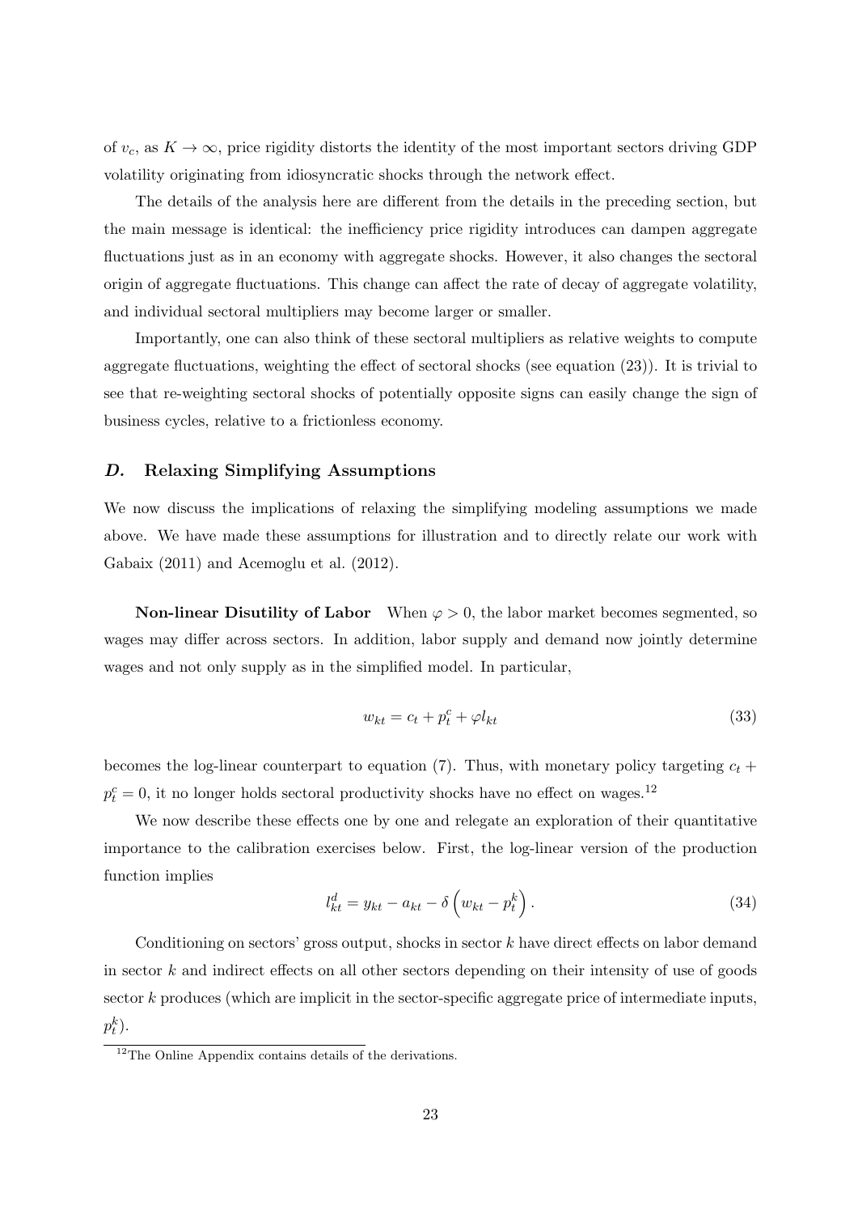of $v_c$, as $K \to \infty$, price rigidity distorts the identity of the most important sectors driving GDP volatility originating from idiosyncratic shocks through the network effect.

The details of the analysis here are different from the details in the preceding section, but the main message is identical: the inefficiency price rigidity introduces can dampen aggregate fluctuations just as in an economy with aggregate shocks. However, it also changes the sectoral origin of aggregate fluctuations. This change can affect the rate of decay of aggregate volatility, and individual sectoral multipliers may become larger or smaller.

Importantly, one can also think of these sectoral multipliers as relative weights to compute aggregate fluctuations, weighting the effect of sectoral shocks (see equation (23)). It is trivial to see that re-weighting sectoral shocks of potentially opposite signs can easily change the sign of business cycles, relative to a frictionless economy.

### *D.* Relaxing Simplifying Assumptions

We now discuss the implications of relaxing the simplifying modeling assumptions we made above. We have made these assumptions for illustration and to directly relate our work with Gabaix (2011) and Acemoglu et al. (2012).

**Non-linear Disutility of Labor** When $\varphi > 0$, the labor market becomes segmented, so wages may differ across sectors. In addition, labor supply and demand now jointly determine wages and not only supply as in the simplified model. In particular,

$$w_{kt} = c_t + p_t^c + \varphi l_{kt} \tag{33}$$

becomes the log-linear counterpart to equation (7). Thus, with monetary policy targeting $c_t + p_t^c = 0$, it no longer holds sectoral productivity shocks have no effect on wages.[12]

We now describe these effects one by one and relegate an exploration of their quantitative importance to the calibration exercises below. First, the log-linear version of the production function implies

$$l_{kt}^d = y_{kt} - a_{kt} - \delta \left( w_{kt} - p_t^k \right). \tag{34}$$

Conditioning on sectors' gross output, shocks in sector $k$ have direct effects on labor demand in sector $k$ and indirect effects on all other sectors depending on their intensity of use of goods sector $k$ produces (which are implicit in the sector-specific aggregate price of intermediate inputs, $p_t^k$).

[12] The Online Appendix contains details of the derivations.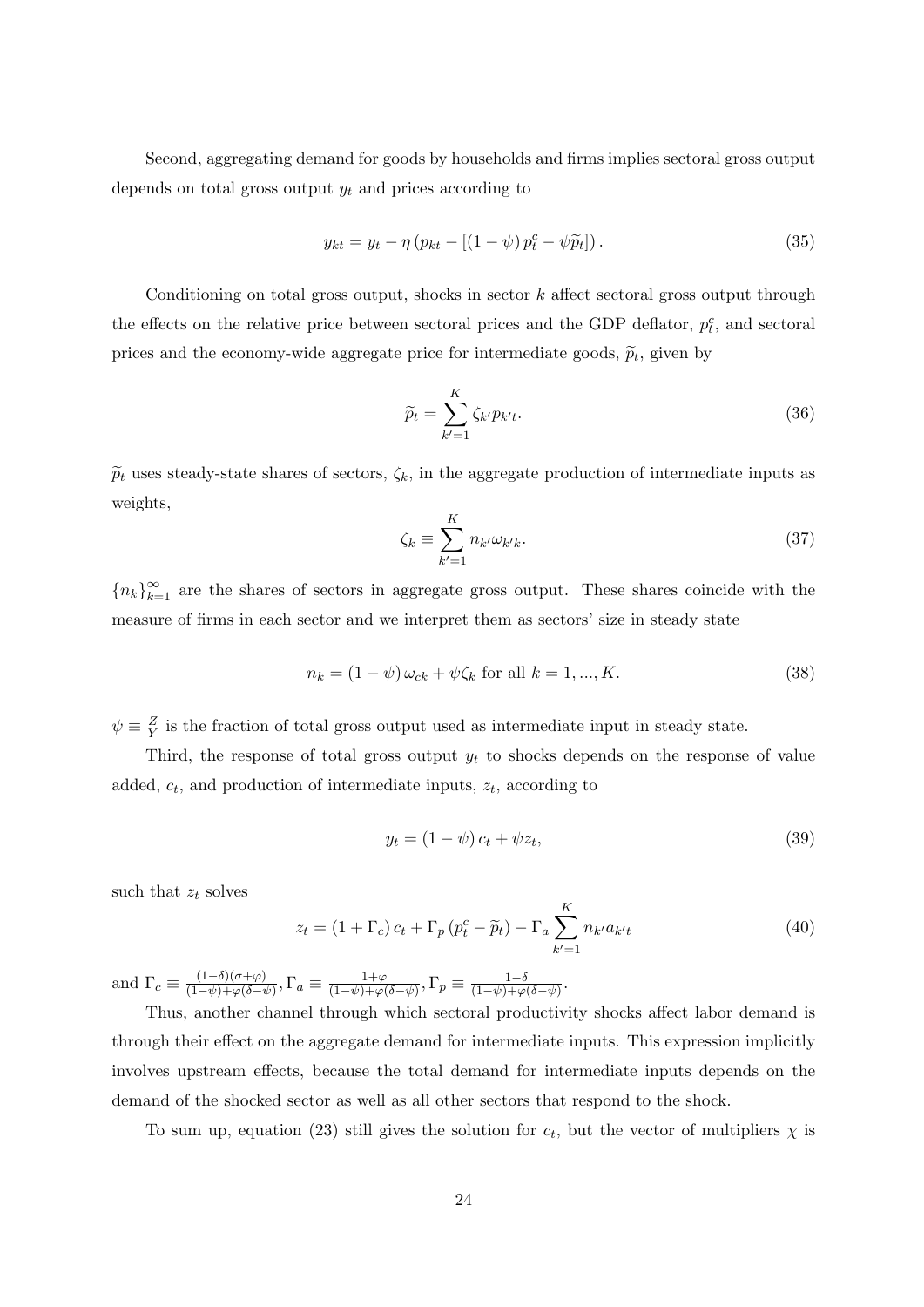Second, aggregating demand for goods by households and firms implies sectoral gross output depends on total gross output $y_t$ and prices according to

$$y_{kt} = y_t - \eta \left( p_{kt} - \left[ (1-\psi) p_t^c - \psi \widetilde{p}_t \right] \right). \tag{35}$$

Conditioning on total gross output, shocks in sector $k$ affect sectoral gross output through the effects on the relative price between sectoral prices and the GDP deflator, $p_t^c$, and sectoral prices and the economy-wide aggregate price for intermediate goods, $\widetilde{p}_t$, given by

$$\widetilde{p}_t = \sum_{k'=1}^{K} \zeta_{k'} p_{k't}. \tag{36}$$

$\widetilde{p}_t$ uses steady-state shares of sectors, $\zeta_k$, in the aggregate production of intermediate inputs as weights,

$$\zeta_k \equiv \sum_{k'=1}^{K} n_{k'} \omega_{k'k}. \tag{37}$$

$\{n_k\}_{k=1}^{\infty}$ are the shares of sectors in aggregate gross output. These shares coincide with the measure of firms in each sector and we interpret them as sectors' size in steady state

$$n_k = (1-\psi) \omega_{ck} + \psi \zeta_k \text{ for all } k = 1, ..., K. \tag{38}$$

$\psi \equiv \frac{Z}{Y}$ is the fraction of total gross output used as intermediate input in steady state.

Third, the response of total gross output $y_t$ to shocks depends on the response of value added, $c_t$, and production of intermediate inputs, $z_t$, according to

$$y_t = (1-\psi) c_t + \psi z_t, \tag{39}$$

such that $z_t$ solves

$$z_t = (1+\Gamma_c) c_t + \Gamma_p \left( p_t^c - \widetilde{p}_t \right) - \Gamma_a \sum_{k'=1}^{K} n_{k'} a_{k't} \tag{40}$$

and $\Gamma_c \equiv \frac{(1-\delta)(\sigma+\varphi)}{(1-\psi)+\varphi(\delta-\psi)}, \Gamma_a \equiv \frac{1+\varphi}{(1-\psi)+\varphi(\delta-\psi)}, \Gamma_p \equiv \frac{1-\delta}{(1-\psi)+\varphi(\delta-\psi)}$.

Thus, another channel through which sectoral productivity shocks affect labor demand is through their effect on the aggregate demand for intermediate inputs. This expression implicitly involves upstream effects, because the total demand for intermediate inputs depends on the demand of the shocked sector as well as all other sectors that respond to the shock.

To sum up, equation (23) still gives the solution for $c_t$, but the vector of multipliers $\chi$ is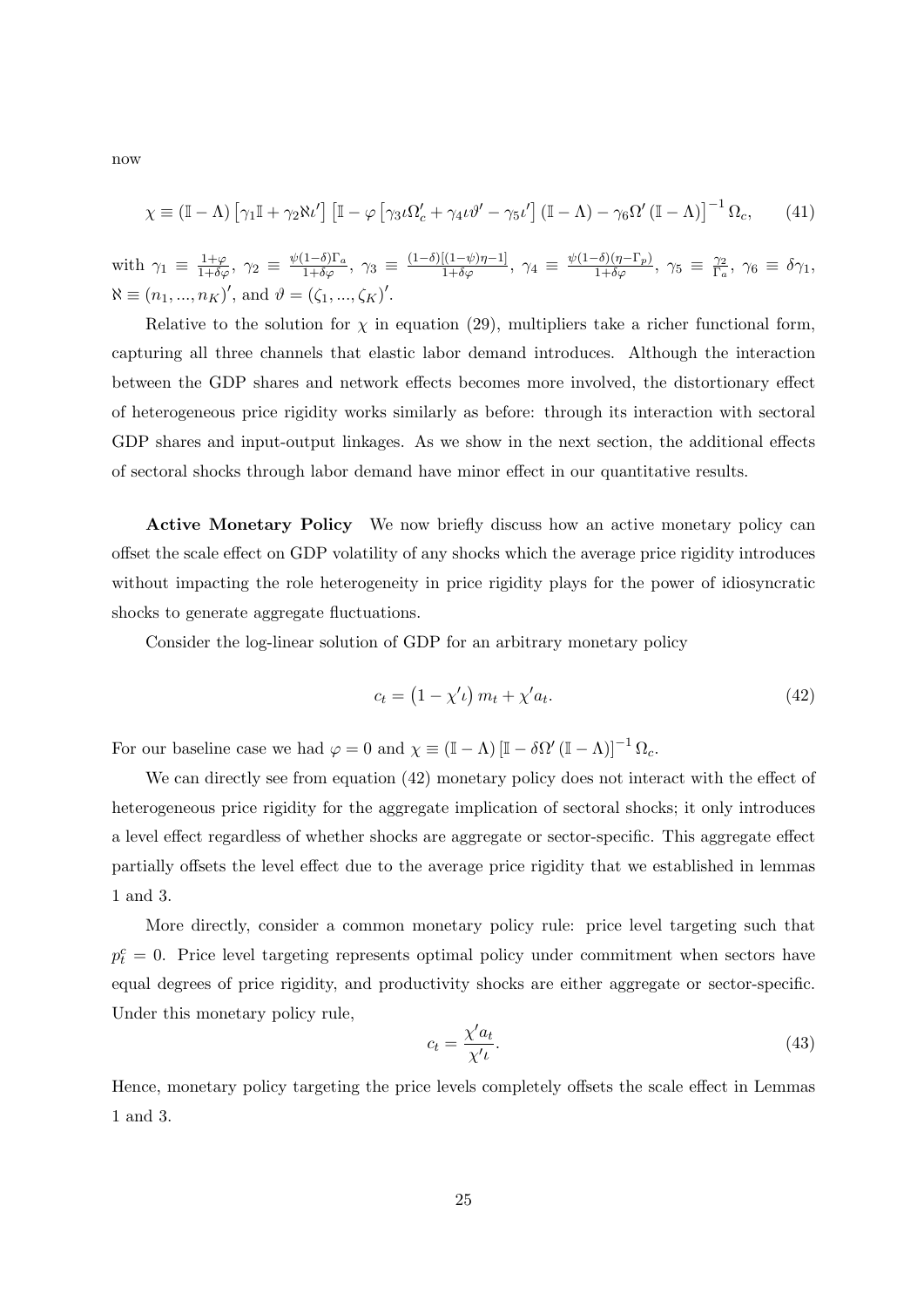now

$$\chi \equiv (\mathbb{I} - \Lambda) \left[\gamma_1 \mathbb{I} + \gamma_2 \aleph \iota'\right] \left[\mathbb{I} - \varphi \left[\gamma_3 \iota \Omega_c' + \gamma_4 \iota \vartheta' - \gamma_5 \iota'\right] (\mathbb{I} - \Lambda) - \gamma_6 \Omega' (\mathbb{I} - \Lambda)\right]^{-1} \Omega_c, \tag{41}$$

with $\gamma_1 \equiv \frac{1+\varphi}{1+\delta\varphi}$, $\gamma_2 \equiv \frac{\psi(1-\delta)\Gamma_a}{1+\delta\varphi}$, $\gamma_3 \equiv \frac{(1-\delta)[(1-\psi)\eta-1]}{1+\delta\varphi}$, $\gamma_4 \equiv \frac{\psi(1-\delta)(\eta-\Gamma_p)}{1+\delta\varphi}$, $\gamma_5 \equiv \frac{\gamma_2}{\Gamma_a}$, $\gamma_6 \equiv \delta\gamma_1$, $\aleph \equiv (n_1, ..., n_K)'$, and $\vartheta = (\zeta_1, ..., \zeta_K)'$.

Relative to the solution for $\chi$ in equation (29), multipliers take a richer functional form, capturing all three channels that elastic labor demand introduces. Although the interaction between the GDP shares and network effects becomes more involved, the distortionary effect of heterogeneous price rigidity works similarly as before: through its interaction with sectoral GDP shares and input-output linkages. As we show in the next section, the additional effects of sectoral shocks through labor demand have minor effect in our quantitative results.

**Active Monetary Policy** We now briefly discuss how an active monetary policy can offset the scale effect on GDP volatility of any shocks which the average price rigidity introduces without impacting the role heterogeneity in price rigidity plays for the power of idiosyncratic shocks to generate aggregate fluctuations.

Consider the log-linear solution of GDP for an arbitrary monetary policy

$$c_t = \left(1 - \chi'\iota\right) m_t + \chi' a_t. \tag{42}$$

For our baseline case we had $\varphi = 0$ and $\chi \equiv (\mathbb{I} - \Lambda) \left[\mathbb{I} - \delta\Omega' (\mathbb{I} - \Lambda)\right]^{-1} \Omega_c$.

We can directly see from equation (42) monetary policy does not interact with the effect of heterogeneous price rigidity for the aggregate implication of sectoral shocks; it only introduces a level effect regardless of whether shocks are aggregate or sector-specific. This aggregate effect partially offsets the level effect due to the average price rigidity that we established in lemmas 1 and 3.

More directly, consider a common monetary policy rule: price level targeting such that $p_t^c = 0$. Price level targeting represents optimal policy under commitment when sectors have equal degrees of price rigidity, and productivity shocks are either aggregate or sector-specific. Under this monetary policy rule,

$$c_t = \frac{\chi' a_t}{\chi'\iota}. \tag{43}$$

Hence, monetary policy targeting the price levels completely offsets the scale effect in Lemmas 1 and 3.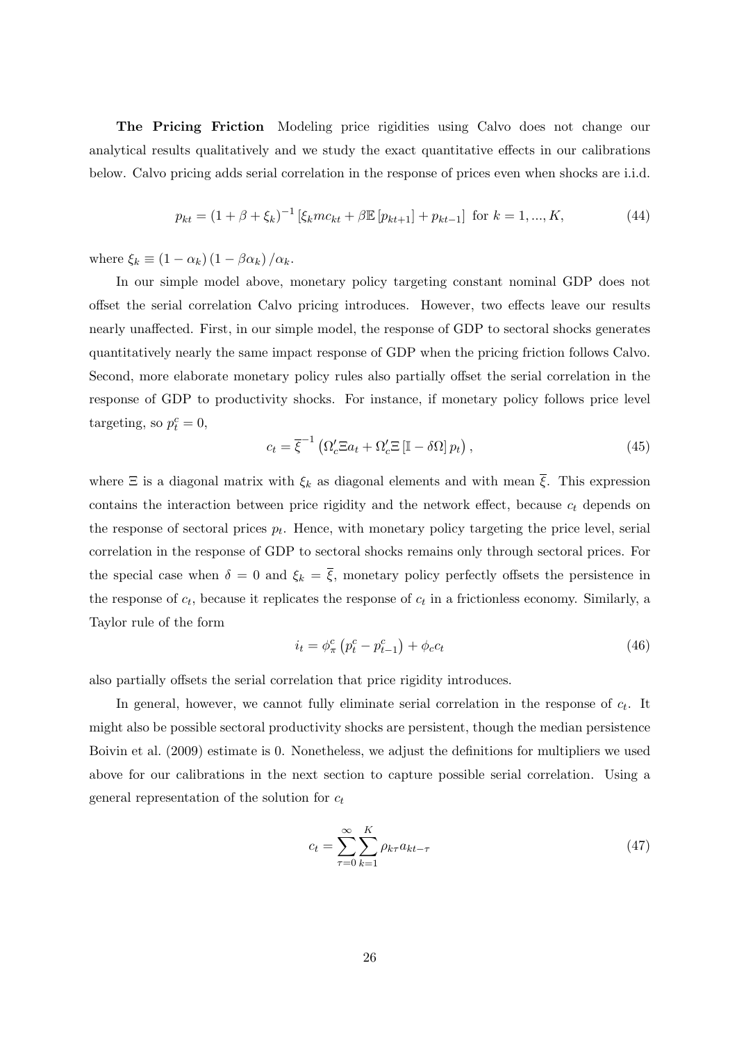**The Pricing Friction** Modeling price rigidities using Calvo does not change our analytical results qualitatively and we study the exact quantitative effects in our calibrations below. Calvo pricing adds serial correlation in the response of prices even when shocks are i.i.d.

$$p_{kt} = (1 + \beta + \xi_k)^{-1} \left[\xi_k mc_{kt} + \beta \mathbb{E}\left[p_{kt+1}\right] + p_{kt-1}\right] \text{ for } k = 1, ..., K, \tag{44}$$

where $\xi_k \equiv (1 - \alpha_k)(1 - \beta \alpha_k)/\alpha_k$.

In our simple model above, monetary policy targeting constant nominal GDP does not offset the serial correlation Calvo pricing introduces. However, two effects leave our results nearly unaffected. First, in our simple model, the response of GDP to sectoral shocks generates quantitatively nearly the same impact response of GDP when the pricing friction follows Calvo. Second, more elaborate monetary policy rules also partially offset the serial correlation in the response of GDP to productivity shocks. For instance, if monetary policy follows price level targeting, so $p_t^c = 0$,

$$c_t = \overline{\xi}^{-1} \left(\Omega_c' \Xi a_t + \Omega_c' \Xi \left[\mathbb{I} - \delta \Omega\right] p_t\right), \tag{45}$$

where $\Xi$ is a diagonal matrix with $\xi_k$ as diagonal elements and with mean $\overline{\xi}$. This expression contains the interaction between price rigidity and the network effect, because $c_t$ depends on the response of sectoral prices $p_t$. Hence, with monetary policy targeting the price level, serial correlation in the response of GDP to sectoral shocks remains only through sectoral prices. For the special case when $\delta = 0$ and $\xi_k = \overline{\xi}$, monetary policy perfectly offsets the persistence in the response of $c_t$, because it replicates the response of $c_t$ in a frictionless economy. Similarly, a Taylor rule of the form

$$i_t = \phi_\pi^c \left(p_t^c - p_{t-1}^c\right) + \phi_c c_t \tag{46}$$

also partially offsets the serial correlation that price rigidity introduces.

In general, however, we cannot fully eliminate serial correlation in the response of $c_t$. It might also be possible sectoral productivity shocks are persistent, though the median persistence Boivin et al. (2009) estimate is 0. Nonetheless, we adjust the definitions for multipliers we used above for our calibrations in the next section to capture possible serial correlation. Using a general representation of the solution for $c_t$

$$c_t = \sum_{\tau=0}^{\infty} \sum_{k=1}^{K} \rho_{k\tau} a_{kt-\tau} \tag{47}$$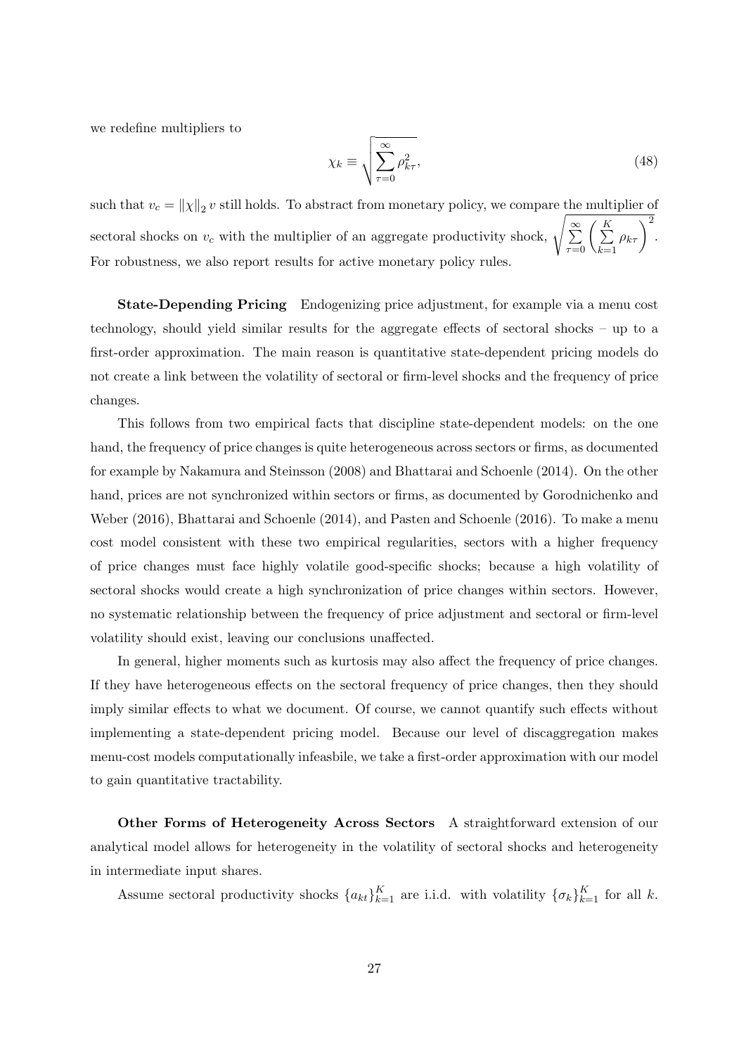we redefine multipliers to

$$\chi_k \equiv \sqrt{\sum_{\tau=0}^{\infty} \rho_{k\tau}^2}, \tag{48}$$

such that $v_c = \|\chi\|_2 \, v$ still holds. To abstract from monetary policy, we compare the multiplier of sectoral shocks on $v_c$ with the multiplier of an aggregate productivity shock, $\sqrt{\sum_{\tau=0}^{\infty} \left( \sum_{k=1}^{K} \rho_{k\tau} \right)^2}$. For robustness, we also report results for active monetary policy rules.

**State-Depending Pricing** Endogenizing price adjustment, for example via a menu cost technology, should yield similar results for the aggregate effects of sectoral shocks – up to a first-order approximation. The main reason is quantitative state-dependent pricing models do not create a link between the volatility of sectoral or firm-level shocks and the frequency of price changes.

This follows from two empirical facts that discipline state-dependent models: on the one hand, the frequency of price changes is quite heterogeneous across sectors or firms, as documented for example by Nakamura and Steinsson (2008) and Bhattarai and Schoenle (2014). On the other hand, prices are not synchronized within sectors or firms, as documented by Gorodnichenko and Weber (2016), Bhattarai and Schoenle (2014), and Pasten and Schoenle (2016). To make a menu cost model consistent with these two empirical regularities, sectors with a higher frequency of price changes must face highly volatile good-specific shocks; because a high volatility of sectoral shocks would create a high synchronization of price changes within sectors. However, no systematic relationship between the frequency of price adjustment and sectoral or firm-level volatility should exist, leaving our conclusions unaffected.

In general, higher moments such as kurtosis may also affect the frequency of price changes. If they have heterogeneous effects on the sectoral frequency of price changes, then they should imply similar effects to what we document. Of course, we cannot quantify such effects without implementing a state-dependent pricing model. Because our level of discaggregation makes menu-cost models computationally infeasbile, we take a first-order approximation with our model to gain quantitative tractability.

**Other Forms of Heterogeneity Across Sectors** A straightforward extension of our analytical model allows for heterogeneity in the volatility of sectoral shocks and heterogeneity in intermediate input shares.

Assume sectoral productivity shocks $\{a_{kt}\}_{k=1}^{K}$ are i.i.d. with volatility $\{\sigma_k\}_{k=1}^{K}$ for all $k$.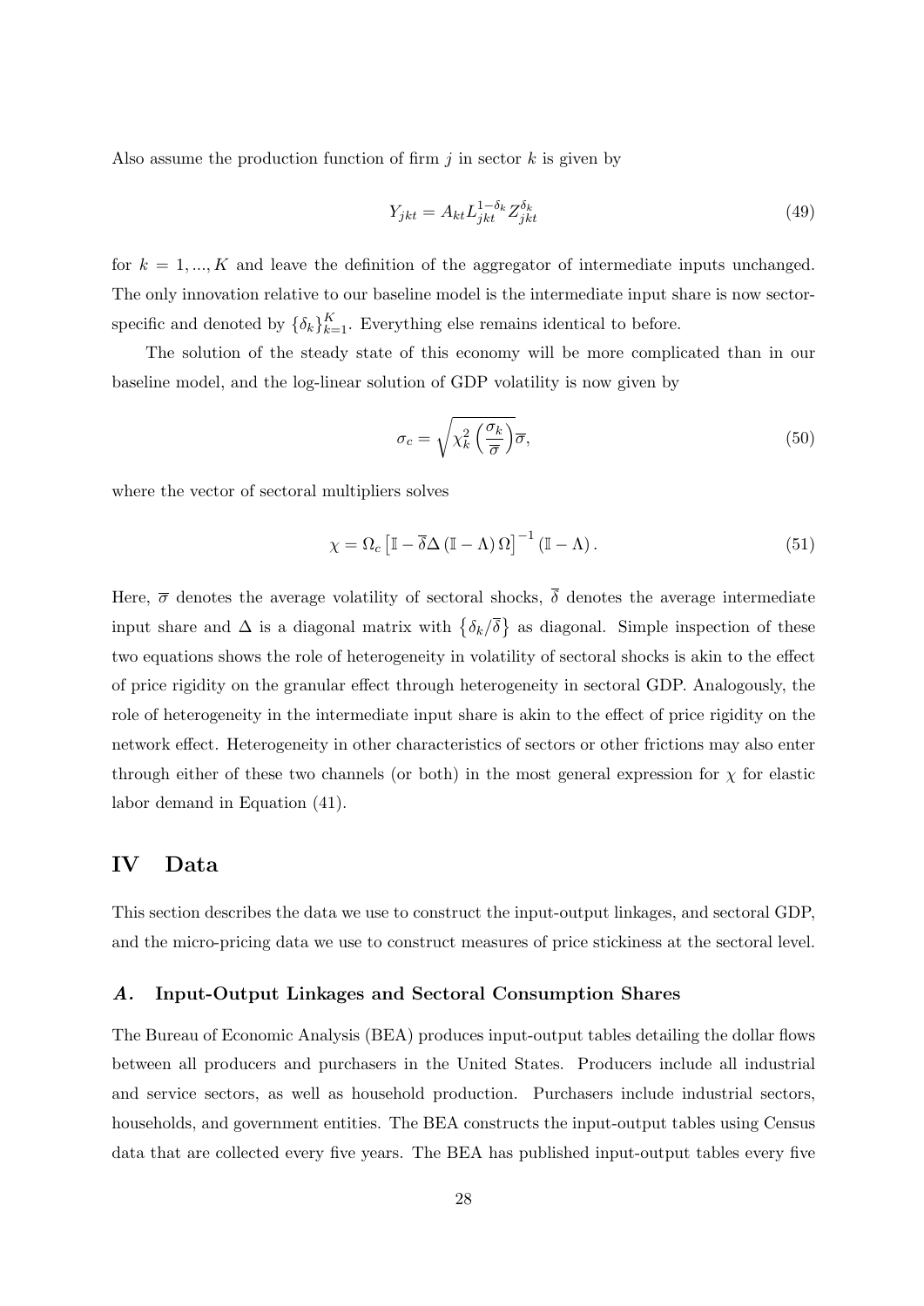Also assume the production function of firm $j$ in sector $k$ is given by

$$Y_{jkt} = A_{kt} L_{jkt}^{1-\delta_k} Z_{jkt}^{\delta_k} \tag{49}$$

for $k = 1, ..., K$ and leave the definition of the aggregator of intermediate inputs unchanged. The only innovation relative to our baseline model is the intermediate input share is now sector-specific and denoted by $\{\delta_k\}_{k=1}^{K}$. Everything else remains identical to before.

The solution of the steady state of this economy will be more complicated than in our baseline model, and the log-linear solution of GDP volatility is now given by

$$\sigma_c = \sqrt{\chi_k^2 \left(\frac{\sigma_k}{\overline{\sigma}}\right)} \overline{\sigma}, \tag{50}$$

where the vector of sectoral multipliers solves

$$\chi = \Omega_c \left[\mathbb{I} - \overline{\delta} \Delta \left(\mathbb{I} - \Lambda\right) \Omega\right]^{-1} \left(\mathbb{I} - \Lambda\right). \tag{51}$$

Here, $\overline{\sigma}$ denotes the average volatility of sectoral shocks, $\overline{\delta}$ denotes the average intermediate input share and $\Delta$ is a diagonal matrix with $\left\{\delta_k / \overline{\delta}\right\}$ as diagonal. Simple inspection of these two equations shows the role of heterogeneity in volatility of sectoral shocks is akin to the effect of price rigidity on the granular effect through heterogeneity in sectoral GDP. Analogously, the role of heterogeneity in the intermediate input share is akin to the effect of price rigidity on the network effect. Heterogeneity in other characteristics of sectors or other frictions may also enter through either of these two channels (or both) in the most general expression for $\chi$ for elastic labor demand in Equation (41).

# IV Data

This section describes the data we use to construct the input-output linkages, and sectoral GDP, and the micro-pricing data we use to construct measures of price stickiness at the sectoral level.

## *A.* Input-Output Linkages and Sectoral Consumption Shares

The Bureau of Economic Analysis (BEA) produces input-output tables detailing the dollar flows between all producers and purchasers in the United States. Producers include all industrial and service sectors, as well as household production. Purchasers include industrial sectors, households, and government entities. The BEA constructs the input-output tables using Census data that are collected every five years. The BEA has published input-output tables every five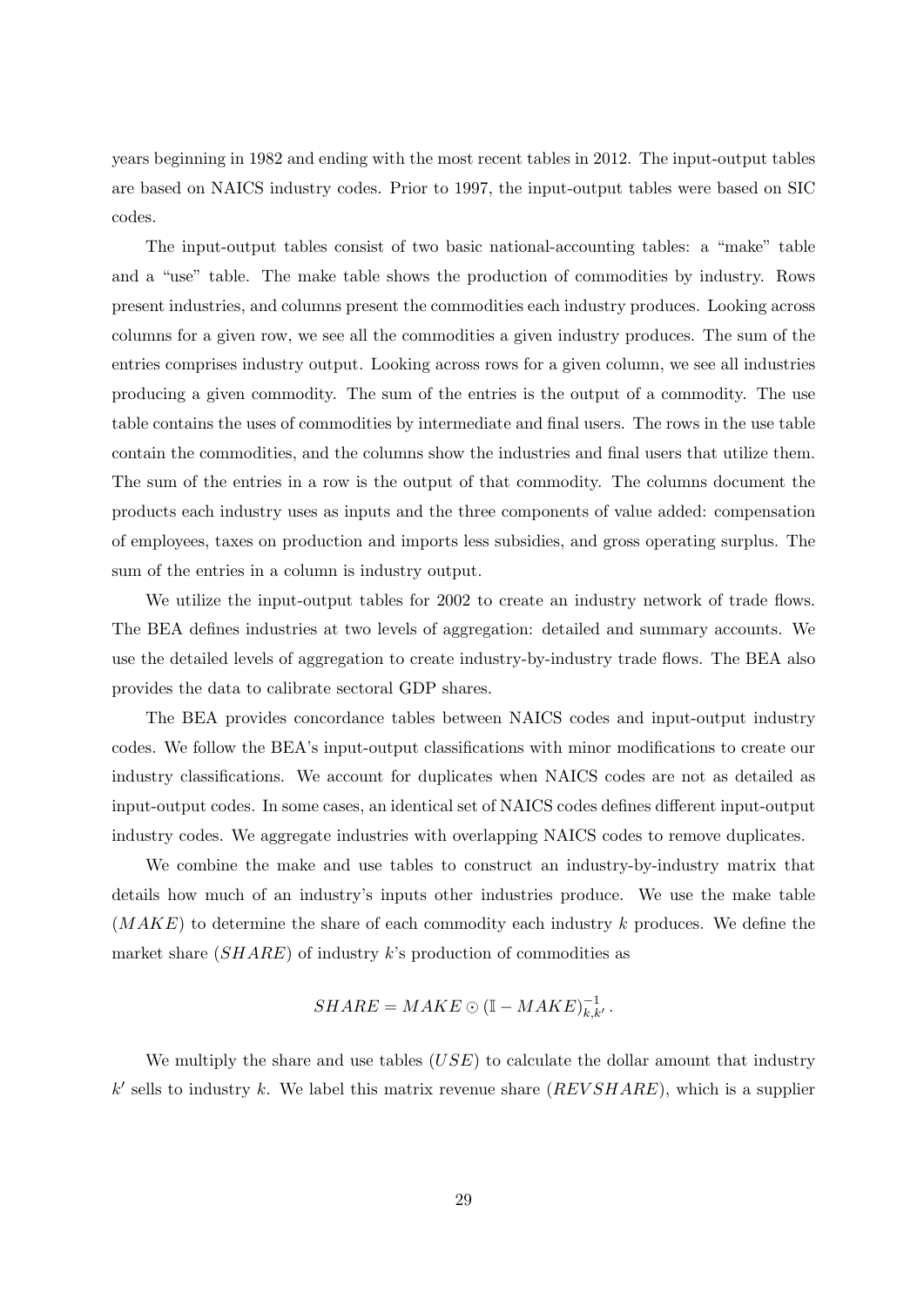years beginning in 1982 and ending with the most recent tables in 2012. The input-output tables are based on NAICS industry codes. Prior to 1997, the input-output tables were based on SIC codes.

The input-output tables consist of two basic national-accounting tables: a "make" table and a "use" table. The make table shows the production of commodities by industry. Rows present industries, and columns present the commodities each industry produces. Looking across columns for a given row, we see all the commodities a given industry produces. The sum of the entries comprises industry output. Looking across rows for a given column, we see all industries producing a given commodity. The sum of the entries is the output of a commodity. The use table contains the uses of commodities by intermediate and final users. The rows in the use table contain the commodities, and the columns show the industries and final users that utilize them. The sum of the entries in a row is the output of that commodity. The columns document the products each industry uses as inputs and the three components of value added: compensation of employees, taxes on production and imports less subsidies, and gross operating surplus. The sum of the entries in a column is industry output.

We utilize the input-output tables for 2002 to create an industry network of trade flows. The BEA defines industries at two levels of aggregation: detailed and summary accounts. We use the detailed levels of aggregation to create industry-by-industry trade flows. The BEA also provides the data to calibrate sectoral GDP shares.

The BEA provides concordance tables between NAICS codes and input-output industry codes. We follow the BEA's input-output classifications with minor modifications to create our industry classifications. We account for duplicates when NAICS codes are not as detailed as input-output codes. In some cases, an identical set of NAICS codes defines different input-output industry codes. We aggregate industries with overlapping NAICS codes to remove duplicates.

We combine the make and use tables to construct an industry-by-industry matrix that details how much of an industry's inputs other industries produce. We use the make table ($MAKE$) to determine the share of each commodity each industry $k$ produces. We define the market share ($SHARE$) of industry $k$'s production of commodities as

$$SHARE = MAKE \odot (\mathbb{I} - MAKE)^{-1}_{k,k'}.$$

We multiply the share and use tables ($USE$) to calculate the dollar amount that industry $k'$ sells to industry $k$. We label this matrix revenue share ($REVSHARE$), which is a supplier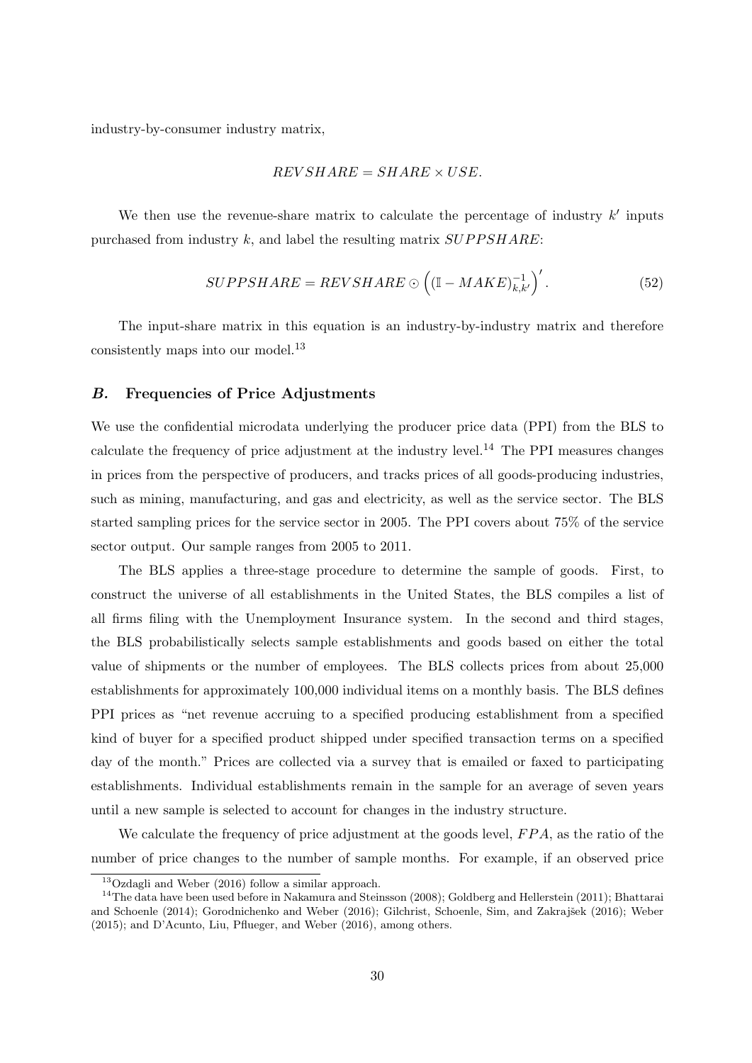industry-by-consumer industry matrix,

$$REVSHARE = SHARE \times USE.$$

We then use the revenue-share matrix to calculate the percentage of industry $k'$ inputs purchased from industry $k$, and label the resulting matrix $SUPPSHARE$:

$$SUPPSHARE = REVSHARE \odot \left( (\mathbb{I} - MAKE)^{-1}_{k,k'} \right)'. \tag{52}$$

The input-share matrix in this equation is an industry-by-industry matrix and therefore consistently maps into our model.[13]

### *B.* Frequencies of Price Adjustments

We use the confidential microdata underlying the producer price data (PPI) from the BLS to calculate the frequency of price adjustment at the industry level.[14] The PPI measures changes in prices from the perspective of producers, and tracks prices of all goods-producing industries, such as mining, manufacturing, and gas and electricity, as well as the service sector. The BLS started sampling prices for the service sector in 2005. The PPI covers about 75% of the service sector output. Our sample ranges from 2005 to 2011.

The BLS applies a three-stage procedure to determine the sample of goods. First, to construct the universe of all establishments in the United States, the BLS compiles a list of all firms filing with the Unemployment Insurance system. In the second and third stages, the BLS probabilistically selects sample establishments and goods based on either the total value of shipments or the number of employees. The BLS collects prices from about 25,000 establishments for approximately 100,000 individual items on a monthly basis. The BLS defines PPI prices as "net revenue accruing to a specified producing establishment from a specified kind of buyer for a specified product shipped under specified transaction terms on a specified day of the month." Prices are collected via a survey that is emailed or faxed to participating establishments. Individual establishments remain in the sample for an average of seven years until a new sample is selected to account for changes in the industry structure.

We calculate the frequency of price adjustment at the goods level, $FPA$, as the ratio of the number of price changes to the number of sample months. For example, if an observed price

[13] Ozdagli and Weber (2016) follow a similar approach.

[14] The data have been used before in Nakamura and Steinsson (2008); Goldberg and Hellerstein (2011); Bhattarai and Schoenle (2014); Gorodnichenko and Weber (2016); Gilchrist, Schoenle, Sim, and Zakrajšek (2016); Weber (2015); and D'Acunto, Liu, Pflueger, and Weber (2016), among others.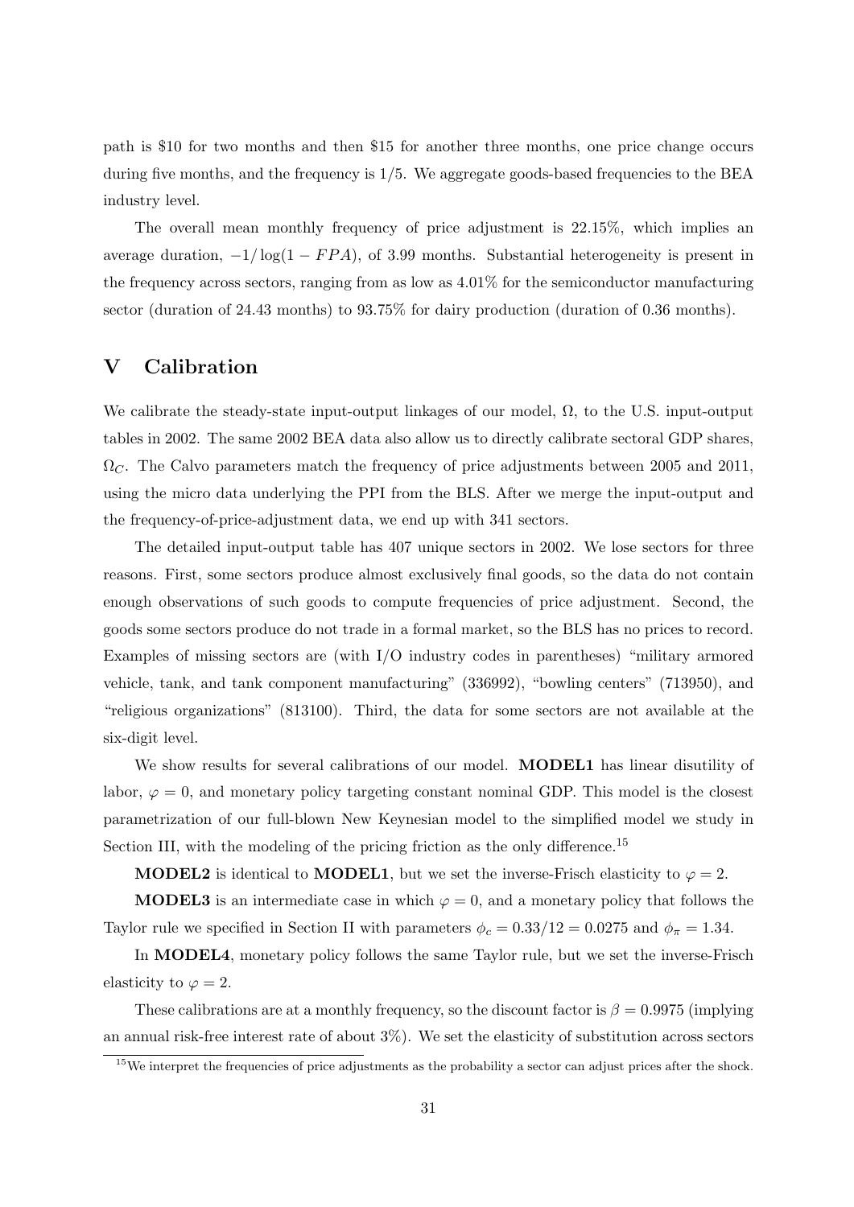path is \$10 for two months and then \$15 for another three months, one price change occurs during five months, and the frequency is 1/5. We aggregate goods-based frequencies to the BEA industry level.

The overall mean monthly frequency of price adjustment is 22.15%, which implies an average duration, $-1/\log(1 - FPA)$, of 3.99 months. Substantial heterogeneity is present in the frequency across sectors, ranging from as low as 4.01% for the semiconductor manufacturing sector (duration of 24.43 months) to 93.75% for dairy production (duration of 0.36 months).

# V Calibration

We calibrate the steady-state input-output linkages of our model, $\Omega$, to the U.S. input-output tables in 2002. The same 2002 BEA data also allow us to directly calibrate sectoral GDP shares, $\Omega_C$. The Calvo parameters match the frequency of price adjustments between 2005 and 2011, using the micro data underlying the PPI from the BLS. After we merge the input-output and the frequency-of-price-adjustment data, we end up with 341 sectors.

The detailed input-output table has 407 unique sectors in 2002. We lose sectors for three reasons. First, some sectors produce almost exclusively final goods, so the data do not contain enough observations of such goods to compute frequencies of price adjustment. Second, the goods some sectors produce do not trade in a formal market, so the BLS has no prices to record. Examples of missing sectors are (with I/O industry codes in parentheses) "military armored vehicle, tank, and tank component manufacturing" (336992), "bowling centers" (713950), and "religious organizations" (813100). Third, the data for some sectors are not available at the six-digit level.

We show results for several calibrations of our model. **MODEL1** has linear disutility of labor, $\varphi = 0$, and monetary policy targeting constant nominal GDP. This model is the closest parametrization of our full-blown New Keynesian model to the simplified model we study in Section III, with the modeling of the pricing friction as the only difference.[15]

**MODEL2** is identical to **MODEL1**, but we set the inverse-Frisch elasticity to $\varphi = 2$.

**MODEL3** is an intermediate case in which $\varphi = 0$, and a monetary policy that follows the Taylor rule we specified in Section II with parameters $\phi_c = 0.33/12 = 0.0275$ and $\phi_\pi = 1.34$.

In **MODEL4**, monetary policy follows the same Taylor rule, but we set the inverse-Frisch elasticity to $\varphi = 2$.

These calibrations are at a monthly frequency, so the discount factor is $\beta = 0.9975$ (implying an annual risk-free interest rate of about 3%). We set the elasticity of substitution across sectors

[15] We interpret the frequencies of price adjustments as the probability a sector can adjust prices after the shock.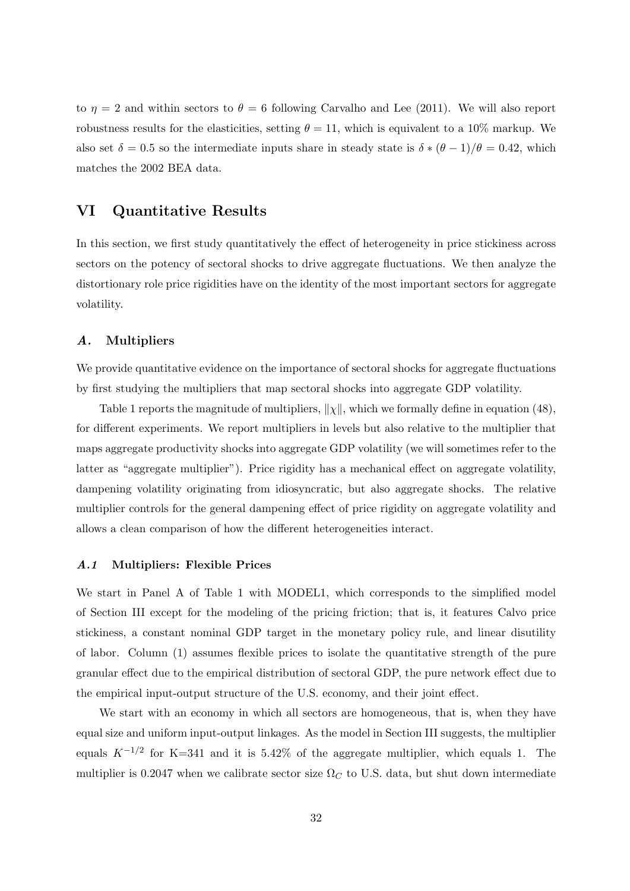to $\eta = 2$ and within sectors to $\theta = 6$ following Carvalho and Lee (2011). We will also report robustness results for the elasticities, setting $\theta = 11$, which is equivalent to a 10% markup. We also set $\delta = 0.5$ so the intermediate inputs share in steady state is $\delta * (\theta - 1)/\theta = 0.42$, which matches the 2002 BEA data.

## VI Quantitative Results

In this section, we first study quantitatively the effect of heterogeneity in price stickiness across sectors on the potency of sectoral shocks to drive aggregate fluctuations. We then analyze the distortionary role price rigidities have on the identity of the most important sectors for aggregate volatility.

### *A.* Multipliers

We provide quantitative evidence on the importance of sectoral shocks for aggregate fluctuations by first studying the multipliers that map sectoral shocks into aggregate GDP volatility.

Table 1 reports the magnitude of multipliers, $\|\chi\|$, which we formally define in equation (48), for different experiments. We report multipliers in levels but also relative to the multiplier that maps aggregate productivity shocks into aggregate GDP volatility (we will sometimes refer to the latter as "aggregate multiplier"). Price rigidity has a mechanical effect on aggregate volatility, dampening volatility originating from idiosyncratic, but also aggregate shocks. The relative multiplier controls for the general dampening effect of price rigidity on aggregate volatility and allows a clean comparison of how the different heterogeneities interact.

#### *A.1* Multipliers: Flexible Prices

We start in Panel A of Table 1 with MODEL1, which corresponds to the simplified model of Section III except for the modeling of the pricing friction; that is, it features Calvo price stickiness, a constant nominal GDP target in the monetary policy rule, and linear disutility of labor. Column (1) assumes flexible prices to isolate the quantitative strength of the pure granular effect due to the empirical distribution of sectoral GDP, the pure network effect due to the empirical input-output structure of the U.S. economy, and their joint effect.

We start with an economy in which all sectors are homogeneous, that is, when they have equal size and uniform input-output linkages. As the model in Section III suggests, the multiplier equals $K^{-1/2}$ for K=341 and it is 5.42% of the aggregate multiplier, which equals 1. The multiplier is 0.2047 when we calibrate sector size $\Omega_C$ to U.S. data, but shut down intermediate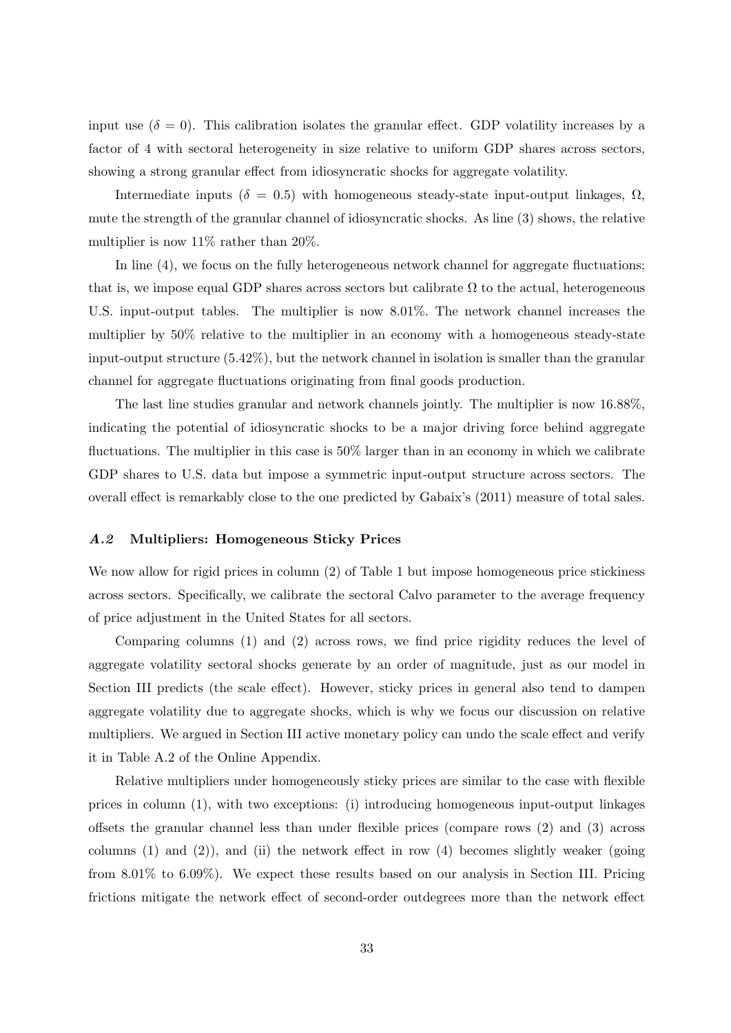input use ($\delta = 0$). This calibration isolates the granular effect. GDP volatility increases by a factor of 4 with sectoral heterogeneity in size relative to uniform GDP shares across sectors, showing a strong granular effect from idiosyncratic shocks for aggregate volatility.

Intermediate inputs ($\delta = 0.5$) with homogeneous steady-state input-output linkages, $\Omega$, mute the strength of the granular channel of idiosyncratic shocks. As line (3) shows, the relative multiplier is now 11% rather than 20%.

In line (4), we focus on the fully heterogeneous network channel for aggregate fluctuations; that is, we impose equal GDP shares across sectors but calibrate $\Omega$ to the actual, heterogeneous U.S. input-output tables. The multiplier is now 8.01%. The network channel increases the multiplier by 50% relative to the multiplier in an economy with a homogeneous steady-state input-output structure (5.42%), but the network channel in isolation is smaller than the granular channel for aggregate fluctuations originating from final goods production.

The last line studies granular and network channels jointly. The multiplier is now 16.88%, indicating the potential of idiosyncratic shocks to be a major driving force behind aggregate fluctuations. The multiplier in this case is 50% larger than in an economy in which we calibrate GDP shares to U.S. data but impose a symmetric input-output structure across sectors. The overall effect is remarkably close to the one predicted by Gabaix's (2011) measure of total sales.

### *A.2* Multipliers: Homogeneous Sticky Prices

We now allow for rigid prices in column (2) of Table 1 but impose homogeneous price stickiness across sectors. Specifically, we calibrate the sectoral Calvo parameter to the average frequency of price adjustment in the United States for all sectors.

Comparing columns (1) and (2) across rows, we find price rigidity reduces the level of aggregate volatility sectoral shocks generate by an order of magnitude, just as our model in Section III predicts (the scale effect). However, sticky prices in general also tend to dampen aggregate volatility due to aggregate shocks, which is why we focus our discussion on relative multipliers. We argued in Section III active monetary policy can undo the scale effect and verify it in Table A.2 of the Online Appendix.

Relative multipliers under homogeneously sticky prices are similar to the case with flexible prices in column (1), with two exceptions: (i) introducing homogeneous input-output linkages offsets the granular channel less than under flexible prices (compare rows (2) and (3) across columns (1) and (2)), and (ii) the network effect in row (4) becomes slightly weaker (going from 8.01% to 6.09%). We expect these results based on our analysis in Section III. Pricing frictions mitigate the network effect of second-order outdegrees more than the network effect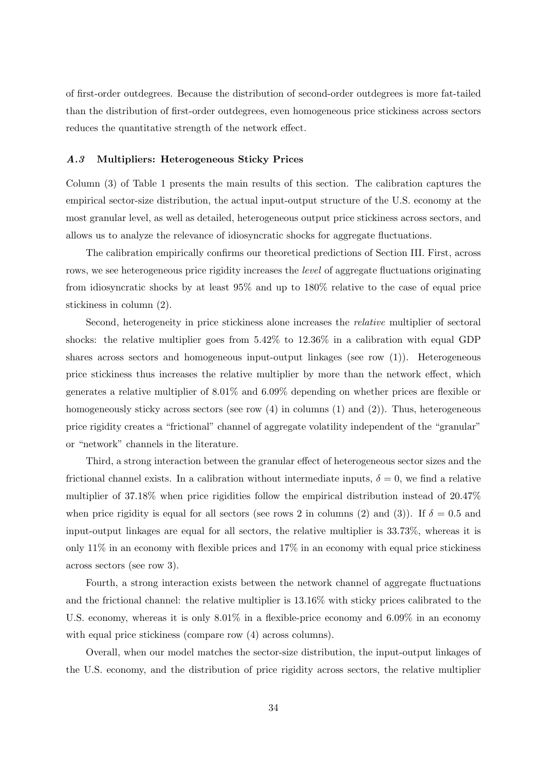of first-order outdegrees. Because the distribution of second-order outdegrees is more fat-tailed than the distribution of first-order outdegrees, even homogeneous price stickiness across sectors reduces the quantitative strength of the network effect.

### *A.3* Multipliers: Heterogeneous Sticky Prices

Column (3) of Table 1 presents the main results of this section. The calibration captures the empirical sector-size distribution, the actual input-output structure of the U.S. economy at the most granular level, as well as detailed, heterogeneous output price stickiness across sectors, and allows us to analyze the relevance of idiosyncratic shocks for aggregate fluctuations.

The calibration empirically confirms our theoretical predictions of Section III. First, across rows, we see heterogeneous price rigidity increases the *level* of aggregate fluctuations originating from idiosyncratic shocks by at least 95% and up to 180% relative to the case of equal price stickiness in column (2).

Second, heterogeneity in price stickiness alone increases the *relative* multiplier of sectoral shocks: the relative multiplier goes from 5.42% to 12.36% in a calibration with equal GDP shares across sectors and homogeneous input-output linkages (see row (1)). Heterogeneous price stickiness thus increases the relative multiplier by more than the network effect, which generates a relative multiplier of 8.01% and 6.09% depending on whether prices are flexible or homogeneously sticky across sectors (see row (4) in columns (1) and (2)). Thus, heterogeneous price rigidity creates a "frictional" channel of aggregate volatility independent of the "granular" or "network" channels in the literature.

Third, a strong interaction between the granular effect of heterogeneous sector sizes and the frictional channel exists. In a calibration without intermediate inputs, $\delta = 0$, we find a relative multiplier of 37.18% when price rigidities follow the empirical distribution instead of 20.47% when price rigidity is equal for all sectors (see rows 2 in columns (2) and (3)). If $\delta = 0.5$ and input-output linkages are equal for all sectors, the relative multiplier is 33.73%, whereas it is only 11% in an economy with flexible prices and 17% in an economy with equal price stickiness across sectors (see row 3).

Fourth, a strong interaction exists between the network channel of aggregate fluctuations and the frictional channel: the relative multiplier is 13.16% with sticky prices calibrated to the U.S. economy, whereas it is only 8.01% in a flexible-price economy and 6.09% in an economy with equal price stickiness (compare row (4) across columns).

Overall, when our model matches the sector-size distribution, the input-output linkages of the U.S. economy, and the distribution of price rigidity across sectors, the relative multiplier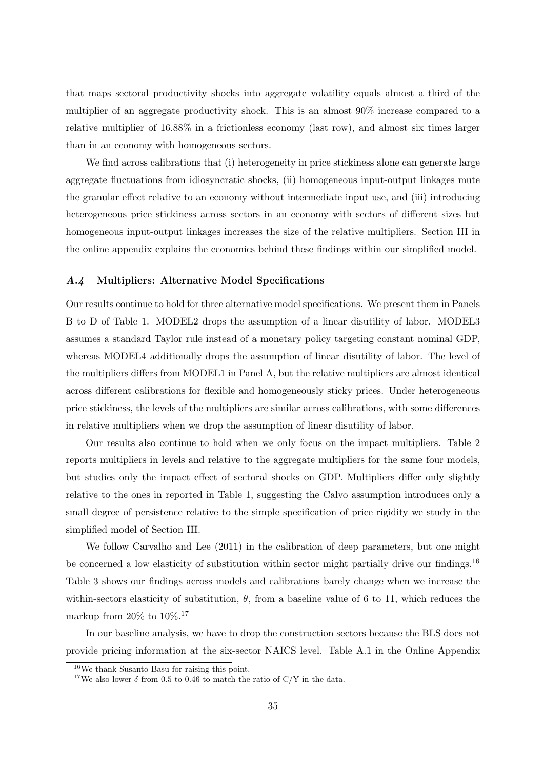that maps sectoral productivity shocks into aggregate volatility equals almost a third of the multiplier of an aggregate productivity shock. This is an almost 90% increase compared to a relative multiplier of 16.88% in a frictionless economy (last row), and almost six times larger than in an economy with homogeneous sectors.

We find across calibrations that (i) heterogeneity in price stickiness alone can generate large aggregate fluctuations from idiosyncratic shocks, (ii) homogeneous input-output linkages mute the granular effect relative to an economy without intermediate input use, and (iii) introducing heterogeneous price stickiness across sectors in an economy with sectors of different sizes but homogeneous input-output linkages increases the size of the relative multipliers. Section III in the online appendix explains the economics behind these findings within our simplified model.

### *A.4* Multipliers: Alternative Model Specifications

Our results continue to hold for three alternative model specifications. We present them in Panels B to D of Table 1. MODEL2 drops the assumption of a linear disutility of labor. MODEL3 assumes a standard Taylor rule instead of a monetary policy targeting constant nominal GDP, whereas MODEL4 additionally drops the assumption of linear disutility of labor. The level of the multipliers differs from MODEL1 in Panel A, but the relative multipliers are almost identical across different calibrations for flexible and homogeneously sticky prices. Under heterogeneous price stickiness, the levels of the multipliers are similar across calibrations, with some differences in relative multipliers when we drop the assumption of linear disutility of labor.

Our results also continue to hold when we only focus on the impact multipliers. Table 2 reports multipliers in levels and relative to the aggregate multipliers for the same four models, but studies only the impact effect of sectoral shocks on GDP. Multipliers differ only slightly relative to the ones in reported in Table 1, suggesting the Calvo assumption introduces only a small degree of persistence relative to the simple specification of price rigidity we study in the simplified model of Section III.

We follow Carvalho and Lee (2011) in the calibration of deep parameters, but one might be concerned a low elasticity of substitution within sector might partially drive our findings.[16] Table 3 shows our findings across models and calibrations barely change when we increase the within-sectors elasticity of substitution, $\theta$, from a baseline value of 6 to 11, which reduces the markup from 20% to 10%.[17]

In our baseline analysis, we have to drop the construction sectors because the BLS does not provide pricing information at the six-sector NAICS level. Table A.1 in the Online Appendix

[16] We thank Susanto Basu for raising this point.

[17] We also lower $\delta$ from 0.5 to 0.46 to match the ratio of C/Y in the data.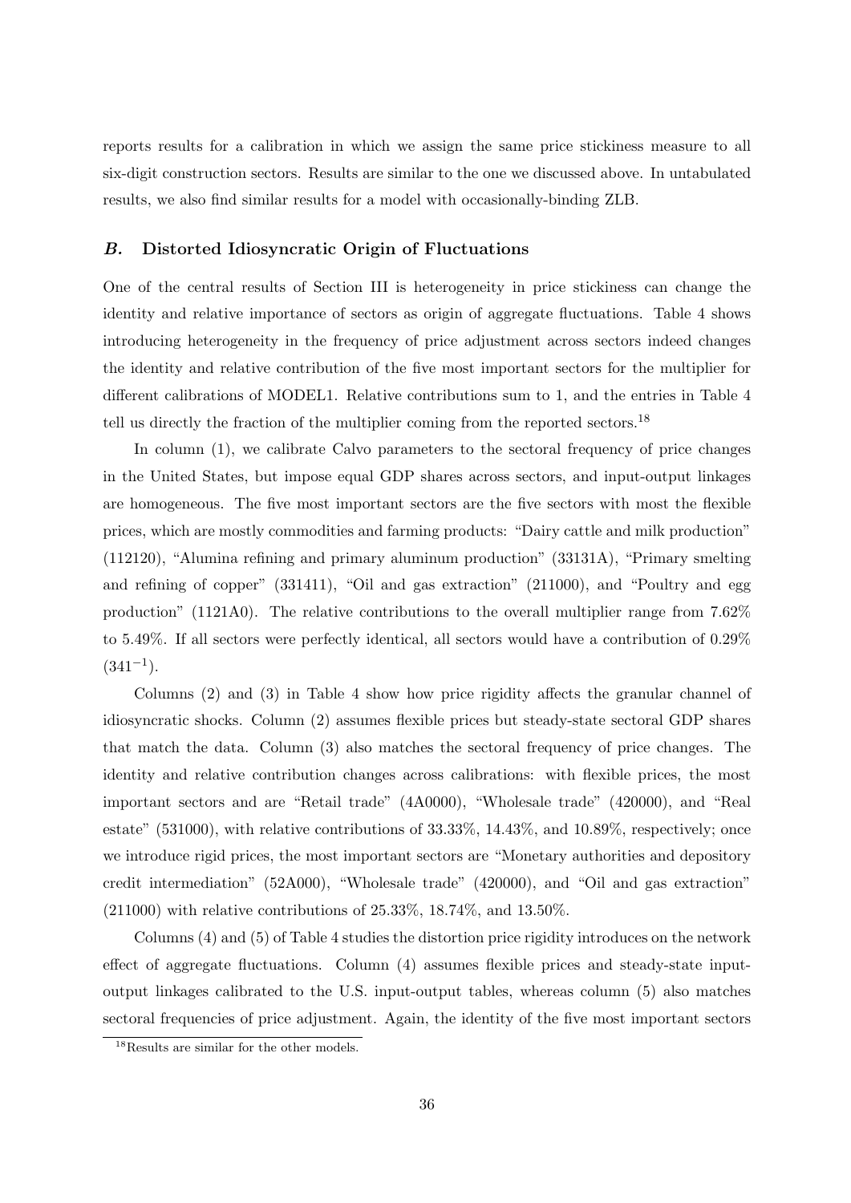reports results for a calibration in which we assign the same price stickiness measure to all six-digit construction sectors. Results are similar to the one we discussed above. In untabulated results, we also find similar results for a model with occasionally-binding ZLB.

## *B.* Distorted Idiosyncratic Origin of Fluctuations

One of the central results of Section III is heterogeneity in price stickiness can change the identity and relative importance of sectors as origin of aggregate fluctuations. Table 4 shows introducing heterogeneity in the frequency of price adjustment across sectors indeed changes the identity and relative contribution of the five most important sectors for the multiplier for different calibrations of MODEL1. Relative contributions sum to 1, and the entries in Table 4 tell us directly the fraction of the multiplier coming from the reported sectors.[18]

In column (1), we calibrate Calvo parameters to the sectoral frequency of price changes in the United States, but impose equal GDP shares across sectors, and input-output linkages are homogeneous. The five most important sectors are the five sectors with most the flexible prices, which are mostly commodities and farming products: "Dairy cattle and milk production" (112120), "Alumina refining and primary aluminum production" (33131A), "Primary smelting and refining of copper" (331411), "Oil and gas extraction" (211000), and "Poultry and egg production" (1121A0). The relative contributions to the overall multiplier range from 7.62% to 5.49%. If all sectors were perfectly identical, all sectors would have a contribution of 0.29% ($341^{-1}$).

Columns (2) and (3) in Table 4 show how price rigidity affects the granular channel of idiosyncratic shocks. Column (2) assumes flexible prices but steady-state sectoral GDP shares that match the data. Column (3) also matches the sectoral frequency of price changes. The identity and relative contribution changes across calibrations: with flexible prices, the most important sectors and are "Retail trade" (4A0000), "Wholesale trade" (420000), and "Real estate" (531000), with relative contributions of 33.33%, 14.43%, and 10.89%, respectively; once we introduce rigid prices, the most important sectors are "Monetary authorities and depository credit intermediation" (52A000), "Wholesale trade" (420000), and "Oil and gas extraction" (211000) with relative contributions of 25.33%, 18.74%, and 13.50%.

Columns (4) and (5) of Table 4 studies the distortion price rigidity introduces on the network effect of aggregate fluctuations. Column (4) assumes flexible prices and steady-state input-output linkages calibrated to the U.S. input-output tables, whereas column (5) also matches sectoral frequencies of price adjustment. Again, the identity of the five most important sectors

[18] Results are similar for the other models.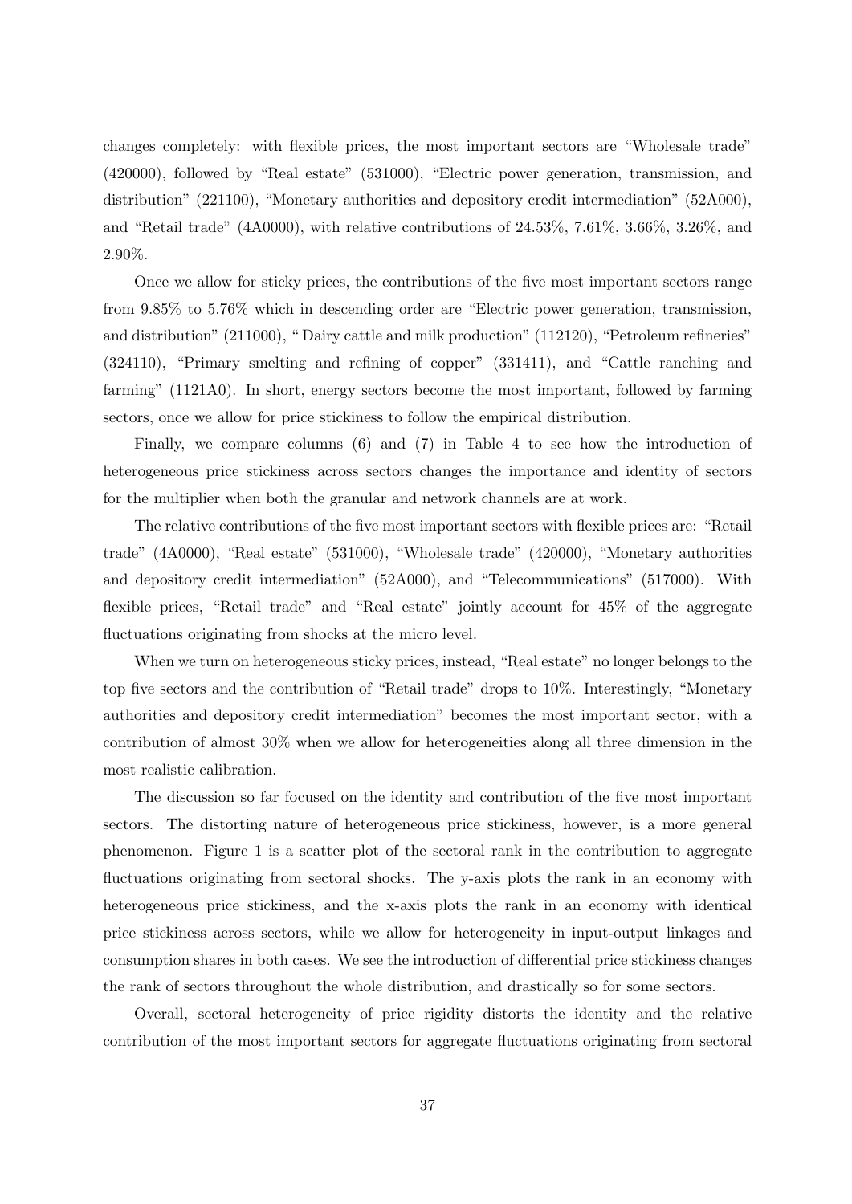changes completely: with flexible prices, the most important sectors are "Wholesale trade" (420000), followed by "Real estate" (531000), "Electric power generation, transmission, and distribution" (221100), "Monetary authorities and depository credit intermediation" (52A000), and "Retail trade" (4A0000), with relative contributions of 24.53%, 7.61%, 3.66%, 3.26%, and 2.90%.

Once we allow for sticky prices, the contributions of the five most important sectors range from 9.85% to 5.76% which in descending order are "Electric power generation, transmission, and distribution" (211000), " Dairy cattle and milk production" (112120), "Petroleum refineries" (324110), "Primary smelting and refining of copper" (331411), and "Cattle ranching and farming" (1121A0). In short, energy sectors become the most important, followed by farming sectors, once we allow for price stickiness to follow the empirical distribution.

Finally, we compare columns (6) and (7) in Table 4 to see how the introduction of heterogeneous price stickiness across sectors changes the importance and identity of sectors for the multiplier when both the granular and network channels are at work.

The relative contributions of the five most important sectors with flexible prices are: "Retail trade" (4A0000), "Real estate" (531000), "Wholesale trade" (420000), "Monetary authorities and depository credit intermediation" (52A000), and "Telecommunications" (517000). With flexible prices, "Retail trade" and "Real estate" jointly account for 45% of the aggregate fluctuations originating from shocks at the micro level.

When we turn on heterogeneous sticky prices, instead, "Real estate" no longer belongs to the top five sectors and the contribution of "Retail trade" drops to 10%. Interestingly, "Monetary authorities and depository credit intermediation" becomes the most important sector, with a contribution of almost 30% when we allow for heterogeneities along all three dimension in the most realistic calibration.

The discussion so far focused on the identity and contribution of the five most important sectors. The distorting nature of heterogeneous price stickiness, however, is a more general phenomenon. Figure 1 is a scatter plot of the sectoral rank in the contribution to aggregate fluctuations originating from sectoral shocks. The y-axis plots the rank in an economy with heterogeneous price stickiness, and the x-axis plots the rank in an economy with identical price stickiness across sectors, while we allow for heterogeneity in input-output linkages and consumption shares in both cases. We see the introduction of differential price stickiness changes the rank of sectors throughout the whole distribution, and drastically so for some sectors.

Overall, sectoral heterogeneity of price rigidity distorts the identity and the relative contribution of the most important sectors for aggregate fluctuations originating from sectoral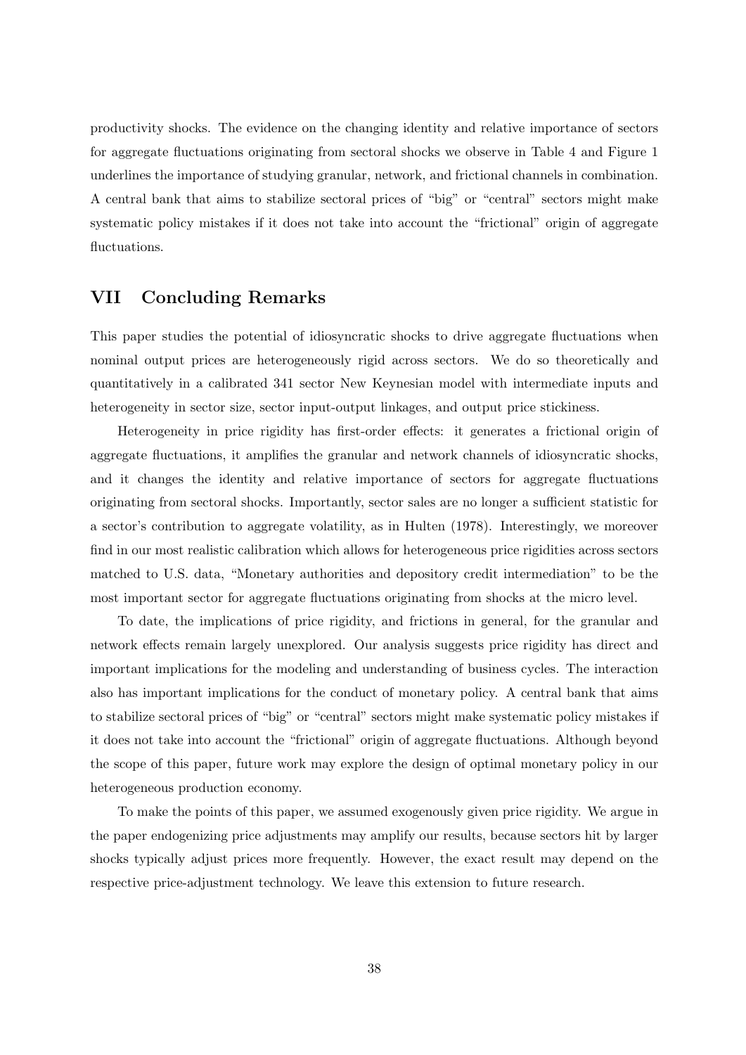productivity shocks. The evidence on the changing identity and relative importance of sectors for aggregate fluctuations originating from sectoral shocks we observe in Table 4 and Figure 1 underlines the importance of studying granular, network, and frictional channels in combination. A central bank that aims to stabilize sectoral prices of "big" or "central" sectors might make systematic policy mistakes if it does not take into account the "frictional" origin of aggregate fluctuations.

## VII Concluding Remarks

This paper studies the potential of idiosyncratic shocks to drive aggregate fluctuations when nominal output prices are heterogeneously rigid across sectors. We do so theoretically and quantitatively in a calibrated 341 sector New Keynesian model with intermediate inputs and heterogeneity in sector size, sector input-output linkages, and output price stickiness.

Heterogeneity in price rigidity has first-order effects: it generates a frictional origin of aggregate fluctuations, it amplifies the granular and network channels of idiosyncratic shocks, and it changes the identity and relative importance of sectors for aggregate fluctuations originating from sectoral shocks. Importantly, sector sales are no longer a sufficient statistic for a sector's contribution to aggregate volatility, as in Hulten (1978). Interestingly, we moreover find in our most realistic calibration which allows for heterogeneous price rigidities across sectors matched to U.S. data, "Monetary authorities and depository credit intermediation" to be the most important sector for aggregate fluctuations originating from shocks at the micro level.

To date, the implications of price rigidity, and frictions in general, for the granular and network effects remain largely unexplored. Our analysis suggests price rigidity has direct and important implications for the modeling and understanding of business cycles. The interaction also has important implications for the conduct of monetary policy. A central bank that aims to stabilize sectoral prices of "big" or "central" sectors might make systematic policy mistakes if it does not take into account the "frictional" origin of aggregate fluctuations. Although beyond the scope of this paper, future work may explore the design of optimal monetary policy in our heterogeneous production economy.

To make the points of this paper, we assumed exogenously given price rigidity. We argue in the paper endogenizing price adjustments may amplify our results, because sectors hit by larger shocks typically adjust prices more frequently. However, the exact result may depend on the respective price-adjustment technology. We leave this extension to future research.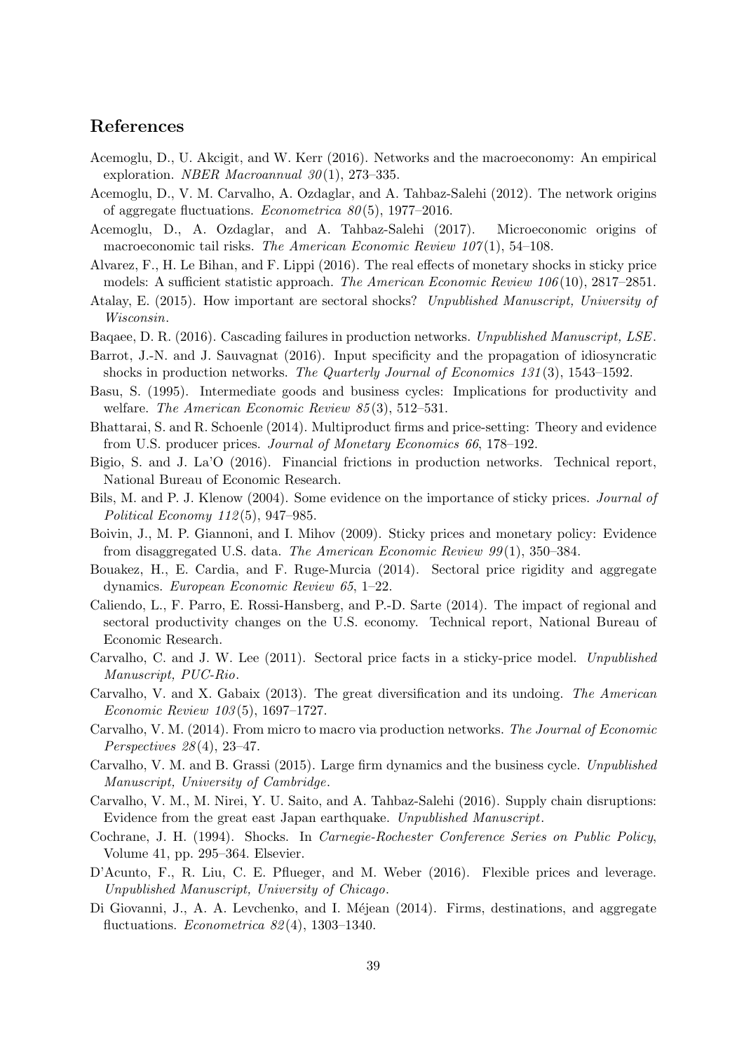## References

Acemoglu, D., U. Akcigit, and W. Kerr (2016). Networks and the macroeconomy: An empirical exploration. *NBER Macroannual 30*(1), 273–335.

Acemoglu, D., V. M. Carvalho, A. Ozdaglar, and A. Tahbaz-Salehi (2012). The network origins of aggregate fluctuations. *Econometrica 80*(5), 1977–2016.

Acemoglu, D., A. Ozdaglar, and A. Tahbaz-Salehi (2017). Microeconomic origins of macroeconomic tail risks. *The American Economic Review 107*(1), 54–108.

Alvarez, F., H. Le Bihan, and F. Lippi (2016). The real effects of monetary shocks in sticky price models: A sufficient statistic approach. *The American Economic Review 106*(10), 2817–2851.

Atalay, E. (2015). How important are sectoral shocks? *Unpublished Manuscript, University of Wisconsin*.

Baqaee, D. R. (2016). Cascading failures in production networks. *Unpublished Manuscript, LSE*.

Barrot, J.-N. and J. Sauvagnat (2016). Input specificity and the propagation of idiosyncratic shocks in production networks. *The Quarterly Journal of Economics 131*(3), 1543–1592.

Basu, S. (1995). Intermediate goods and business cycles: Implications for productivity and welfare. *The American Economic Review 85*(3), 512–531.

Bhattarai, S. and R. Schoenle (2014). Multiproduct firms and price-setting: Theory and evidence from U.S. producer prices. *Journal of Monetary Economics 66*, 178–192.

Bigio, S. and J. La'O (2016). Financial frictions in production networks. Technical report, National Bureau of Economic Research.

Bils, M. and P. J. Klenow (2004). Some evidence on the importance of sticky prices. *Journal of Political Economy 112*(5), 947–985.

Boivin, J., M. P. Giannoni, and I. Mihov (2009). Sticky prices and monetary policy: Evidence from disaggregated U.S. data. *The American Economic Review 99*(1), 350–384.

Bouakez, H., E. Cardia, and F. Ruge-Murcia (2014). Sectoral price rigidity and aggregate dynamics. *European Economic Review 65*, 1–22.

Caliendo, L., F. Parro, E. Rossi-Hansberg, and P.-D. Sarte (2014). The impact of regional and sectoral productivity changes on the U.S. economy. Technical report, National Bureau of Economic Research.

Carvalho, C. and J. W. Lee (2011). Sectoral price facts in a sticky-price model. *Unpublished Manuscript, PUC-Rio*.

Carvalho, V. and X. Gabaix (2013). The great diversification and its undoing. *The American Economic Review 103*(5), 1697–1727.

Carvalho, V. M. (2014). From micro to macro via production networks. *The Journal of Economic Perspectives 28*(4), 23–47.

Carvalho, V. M. and B. Grassi (2015). Large firm dynamics and the business cycle. *Unpublished Manuscript, University of Cambridge*.

Carvalho, V. M., M. Nirei, Y. U. Saito, and A. Tahbaz-Salehi (2016). Supply chain disruptions: Evidence from the great east Japan earthquake. *Unpublished Manuscript*.

Cochrane, J. H. (1994). Shocks. In *Carnegie-Rochester Conference Series on Public Policy*, Volume 41, pp. 295–364. Elsevier.

D'Acunto, F., R. Liu, C. E. Pflueger, and M. Weber (2016). Flexible prices and leverage. *Unpublished Manuscript, University of Chicago*.

Di Giovanni, J., A. A. Levchenko, and I. Méjean (2014). Firms, destinations, and aggregate fluctuations. *Econometrica 82*(4), 1303–1340.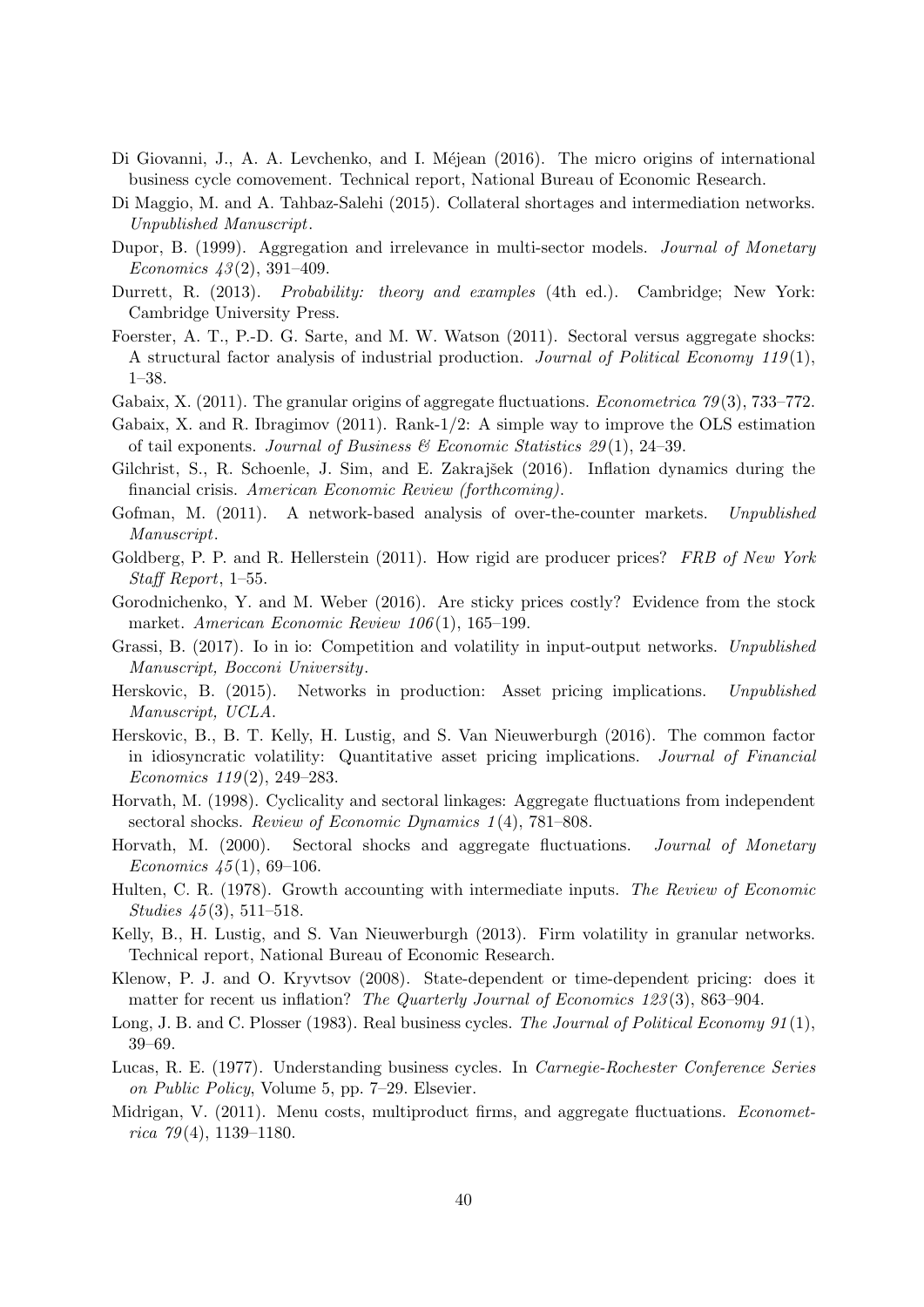Di Giovanni, J., A. A. Levchenko, and I. Méjean (2016). The micro origins of international business cycle comovement. Technical report, National Bureau of Economic Research.

Di Maggio, M. and A. Tahbaz-Salehi (2015). Collateral shortages and intermediation networks. *Unpublished Manuscript*.

Dupor, B. (1999). Aggregation and irrelevance in multi-sector models. *Journal of Monetary Economics 43*(2), 391–409.

Durrett, R. (2013). *Probability: theory and examples* (4th ed.). Cambridge; New York: Cambridge University Press.

Foerster, A. T., P.-D. G. Sarte, and M. W. Watson (2011). Sectoral versus aggregate shocks: A structural factor analysis of industrial production. *Journal of Political Economy 119*(1), 1–38.

Gabaix, X. (2011). The granular origins of aggregate fluctuations. *Econometrica 79*(3), 733–772.

Gabaix, X. and R. Ibragimov (2011). Rank-1/2: A simple way to improve the OLS estimation of tail exponents. *Journal of Business & Economic Statistics 29*(1), 24–39.

Gilchrist, S., R. Schoenle, J. Sim, and E. Zakrajšek (2016). Inflation dynamics during the financial crisis. *American Economic Review (forthcoming)*.

Gofman, M. (2011). A network-based analysis of over-the-counter markets. *Unpublished Manuscript*.

Goldberg, P. P. and R. Hellerstein (2011). How rigid are producer prices? *FRB of New York Staff Report*, 1–55.

Gorodnichenko, Y. and M. Weber (2016). Are sticky prices costly? Evidence from the stock market. *American Economic Review 106*(1), 165–199.

Grassi, B. (2017). Io in io: Competition and volatility in input-output networks. *Unpublished Manuscript, Bocconi University*.

Herskovic, B. (2015). Networks in production: Asset pricing implications. *Unpublished Manuscript, UCLA*.

Herskovic, B., B. T. Kelly, H. Lustig, and S. Van Nieuwerburgh (2016). The common factor in idiosyncratic volatility: Quantitative asset pricing implications. *Journal of Financial Economics 119*(2), 249–283.

Horvath, M. (1998). Cyclicality and sectoral linkages: Aggregate fluctuations from independent sectoral shocks. *Review of Economic Dynamics 1*(4), 781–808.

Horvath, M. (2000). Sectoral shocks and aggregate fluctuations. *Journal of Monetary Economics 45*(1), 69–106.

Hulten, C. R. (1978). Growth accounting with intermediate inputs. *The Review of Economic Studies 45*(3), 511–518.

Kelly, B., H. Lustig, and S. Van Nieuwerburgh (2013). Firm volatility in granular networks. Technical report, National Bureau of Economic Research.

Klenow, P. J. and O. Kryvtsov (2008). State-dependent or time-dependent pricing: does it matter for recent us inflation? *The Quarterly Journal of Economics 123*(3), 863–904.

Long, J. B. and C. Plosser (1983). Real business cycles. *The Journal of Political Economy 91*(1), 39–69.

Lucas, R. E. (1977). Understanding business cycles. In *Carnegie-Rochester Conference Series on Public Policy*, Volume 5, pp. 7–29. Elsevier.

Midrigan, V. (2011). Menu costs, multiproduct firms, and aggregate fluctuations. *Econometrica 79*(4), 1139–1180.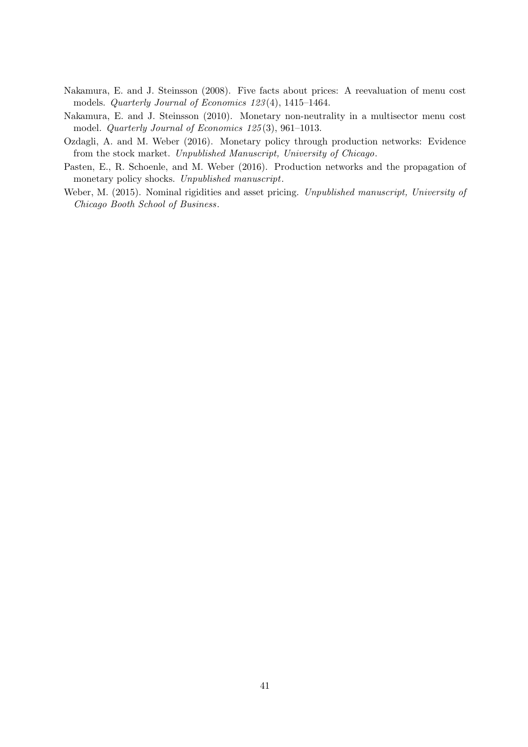Nakamura, E. and J. Steinsson (2008). Five facts about prices: A reevaluation of menu cost models. *Quarterly Journal of Economics 123*(4), 1415–1464.

Nakamura, E. and J. Steinsson (2010). Monetary non-neutrality in a multisector menu cost model. *Quarterly Journal of Economics 125*(3), 961–1013.

Ozdagli, A. and M. Weber (2016). Monetary policy through production networks: Evidence from the stock market. *Unpublished Manuscript, University of Chicago*.

Pasten, E., R. Schoenle, and M. Weber (2016). Production networks and the propagation of monetary policy shocks. *Unpublished manuscript*.

Weber, M. (2015). Nominal rigidities and asset pricing. *Unpublished manuscript, University of Chicago Booth School of Business*.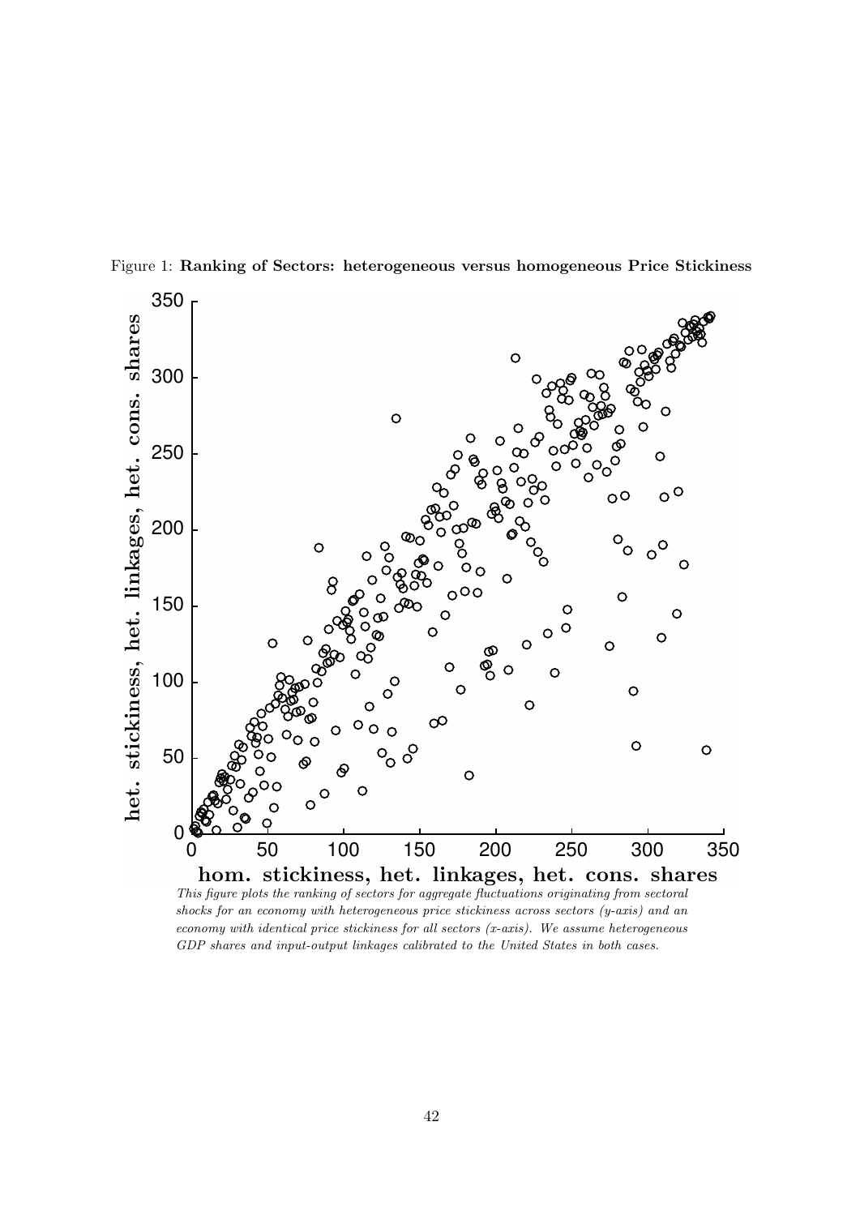Figure 1: **Ranking of Sectors: heterogeneous versus homogeneous Price Stickiness**

*This figure plots the ranking of sectors for aggregate fluctuations originating from sectoral shocks for an economy with heterogeneous price stickiness across sectors (y-axis) and an economy with identical price stickiness for all sectors (x-axis). We assume heterogeneous GDP shares and input-output linkages calibrated to the United States in both cases.*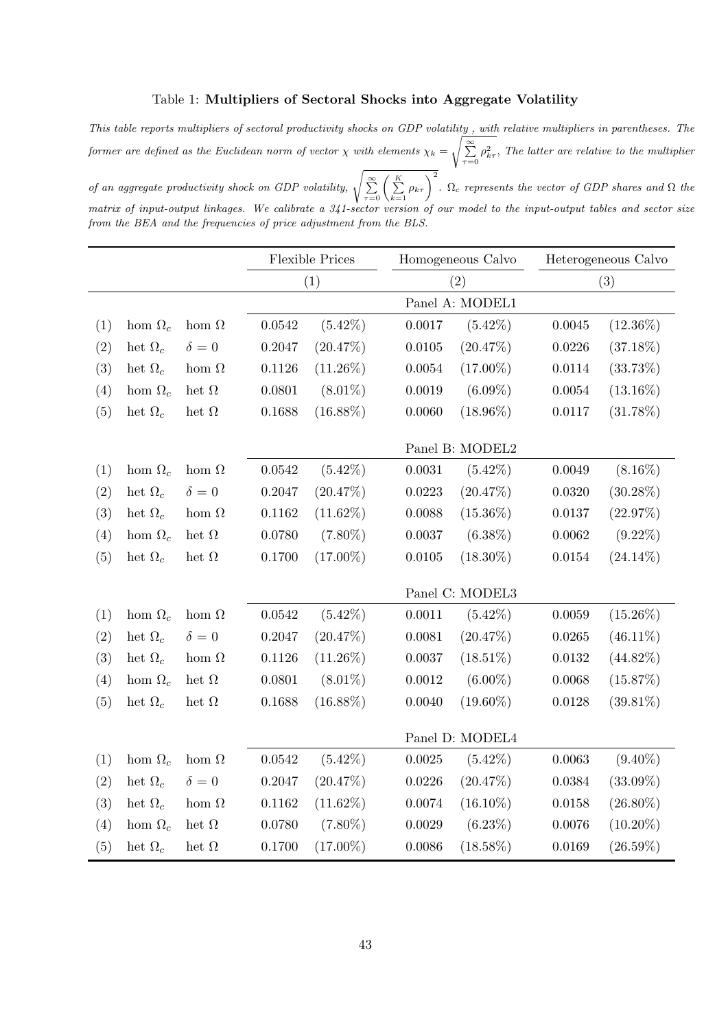Table 1: **Multipliers of Sectoral Shocks into Aggregate Volatility**

*This table reports multipliers of sectoral productivity shocks on GDP volatility , with relative multipliers in parentheses. The former are defined as the Euclidean norm of vector $\chi$ with elements $\chi_k = \sqrt{\sum_{\tau=0}^{\infty} \rho_{k\tau}^2}$. The latter are relative to the multiplier of an aggregate productivity shock on GDP volatility, $\sqrt{\sum_{\tau=0}^{\infty} \left( \sum_{k=1}^{K} \rho_{k\tau} \right)^2}$. $\Omega_c$ represents the vector of GDP shares and $\Omega$ the matrix of input-output linkages. We calibrate a 341-sector version of our model to the input-output tables and sector size from the BEA and the frequencies of price adjustment from the BLS.*

| | | | Flexible Prices | | Homogeneous Calvo | | Heterogeneous Calvo | |
|---|---|---|---|---|---|---|---|---|
| | | | (1) | | (2) | | (3) | |
| | | | | | **Panel A: MODEL1** | | | |
| (1) | hom $\Omega_c$ | hom $\Omega$ | 0.0542 | (5.42%) | 0.0017 | (5.42%) | 0.0045 | (12.36%) |
| (2) | het $\Omega_c$ | $\delta = 0$ | 0.2047 | (20.47%) | 0.0105 | (20.47%) | 0.0226 | (37.18%) |
| (3) | het $\Omega_c$ | hom $\Omega$ | 0.1126 | (11.26%) | 0.0054 | (17.00%) | 0.0114 | (33.73%) |
| (4) | hom $\Omega_c$ | het $\Omega$ | 0.0801 | (8.01%) | 0.0019 | (6.09%) | 0.0054 | (13.16%) |
| (5) | het $\Omega_c$ | het $\Omega$ | 0.1688 | (16.88%) | 0.0060 | (18.96%) | 0.0117 | (31.78%) |
| | | | | | **Panel B: MODEL2** | | | |
| (1) | hom $\Omega_c$ | hom $\Omega$ | 0.0542 | (5.42%) | 0.0031 | (5.42%) | 0.0049 | (8.16%) |
| (2) | het $\Omega_c$ | $\delta = 0$ | 0.2047 | (20.47%) | 0.0223 | (20.47%) | 0.0320 | (30.28%) |
| (3) | het $\Omega_c$ | hom $\Omega$ | 0.1162 | (11.62%) | 0.0088 | (15.36%) | 0.0137 | (22.97%) |
| (4) | hom $\Omega_c$ | het $\Omega$ | 0.0780 | (7.80%) | 0.0037 | (6.38%) | 0.0062 | (9.22%) |
| (5) | het $\Omega_c$ | het $\Omega$ | 0.1700 | (17.00%) | 0.0105 | (18.30%) | 0.0154 | (24.14%) |
| | | | | | **Panel C: MODEL3** | | | |
| (1) | hom $\Omega_c$ | hom $\Omega$ | 0.0542 | (5.42%) | 0.0011 | (5.42%) | 0.0059 | (15.26%) |
| (2) | het $\Omega_c$ | $\delta = 0$ | 0.2047 | (20.47%) | 0.0081 | (20.47%) | 0.0265 | (46.11%) |
| (3) | het $\Omega_c$ | hom $\Omega$ | 0.1126 | (11.26%) | 0.0037 | (18.51%) | 0.0132 | (44.82%) |
| (4) | hom $\Omega_c$ | het $\Omega$ | 0.0801 | (8.01%) | 0.0012 | (6.00%) | 0.0068 | (15.87%) |
| (5) | het $\Omega_c$ | het $\Omega$ | 0.1688 | (16.88%) | 0.0040 | (19.60%) | 0.0128 | (39.81%) |
| | | | | | **Panel D: MODEL4** | | | |
| (1) | hom $\Omega_c$ | hom $\Omega$ | 0.0542 | (5.42%) | 0.0025 | (5.42%) | 0.0063 | (9.40%) |
| (2) | het $\Omega_c$ | $\delta = 0$ | 0.2047 | (20.47%) | 0.0226 | (20.47%) | 0.0384 | (33.09%) |
| (3) | het $\Omega_c$ | hom $\Omega$ | 0.1162 | (11.62%) | 0.0074 | (16.10%) | 0.0158 | (26.80%) |
| (4) | hom $\Omega_c$ | het $\Omega$ | 0.0780 | (7.80%) | 0.0029 | (6.23%) | 0.0076 | (10.20%) |
| (5) | het $\Omega_c$ | het $\Omega$ | 0.1700 | (17.00%) | 0.0086 | (18.58%) | 0.0169 | (26.59%) |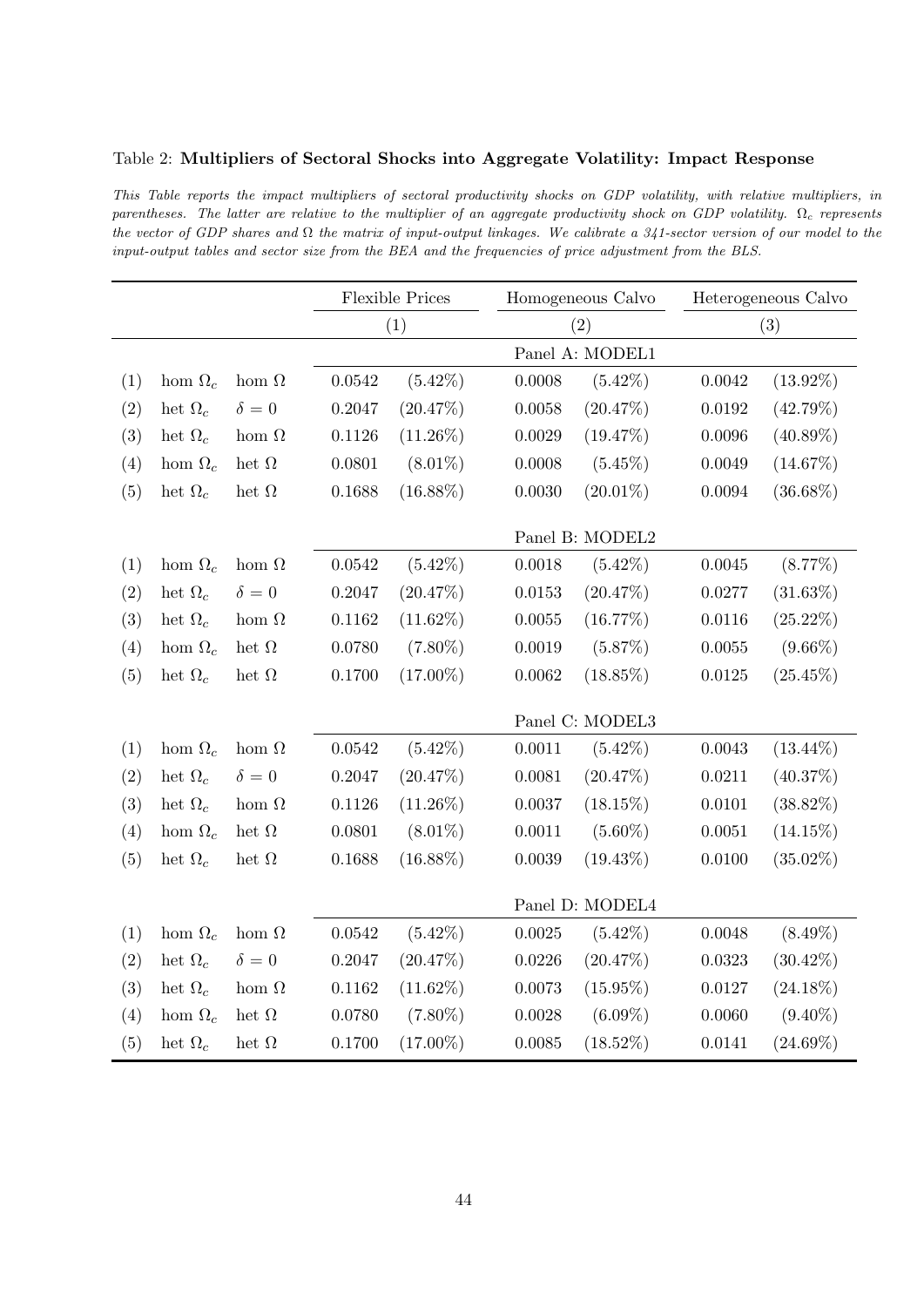Table 2: **Multipliers of Sectoral Shocks into Aggregate Volatility: Impact Response**

*This Table reports the impact multipliers of sectoral productivity shocks on GDP volatility, with relative multipliers, in parentheses. The latter are relative to the multiplier of an aggregate productivity shock on GDP volatility. $\Omega_c$ represents the vector of GDP shares and $\Omega$ the matrix of input-output linkages. We calibrate a 341-sector version of our model to the input-output tables and sector size from the BEA and the frequencies of price adjustment from the BLS.*

| | | | Flexible Prices | | Homogeneous Calvo | | Heterogeneous Calvo | |
|---|---|---|---|---|---|---|---|---|
| | | | (1) | | (2) | | (3) | |
| | | | **Panel A: MODEL1** | | | | | |
| (1) | hom $\Omega_c$ | hom $\Omega$ | 0.0542 | (5.42%) | 0.0008 | (5.42%) | 0.0042 | (13.92%) |
| (2) | het $\Omega_c$ | $\delta = 0$ | 0.2047 | (20.47%) | 0.0058 | (20.47%) | 0.0192 | (42.79%) |
| (3) | het $\Omega_c$ | hom $\Omega$ | 0.1126 | (11.26%) | 0.0029 | (19.47%) | 0.0096 | (40.89%) |
| (4) | hom $\Omega_c$ | het $\Omega$ | 0.0801 | (8.01%) | 0.0008 | (5.45%) | 0.0049 | (14.67%) |
| (5) | het $\Omega_c$ | het $\Omega$ | 0.1688 | (16.88%) | 0.0030 | (20.01%) | 0.0094 | (36.68%) |
| | | | **Panel B: MODEL2** | | | | | |
| (1) | hom $\Omega_c$ | hom $\Omega$ | 0.0542 | (5.42%) | 0.0018 | (5.42%) | 0.0045 | (8.77%) |
| (2) | het $\Omega_c$ | $\delta = 0$ | 0.2047 | (20.47%) | 0.0153 | (20.47%) | 0.0277 | (31.63%) |
| (3) | het $\Omega_c$ | hom $\Omega$ | 0.1162 | (11.62%) | 0.0055 | (16.77%) | 0.0116 | (25.22%) |
| (4) | hom $\Omega_c$ | het $\Omega$ | 0.0780 | (7.80%) | 0.0019 | (5.87%) | 0.0055 | (9.66%) |
| (5) | het $\Omega_c$ | het $\Omega$ | 0.1700 | (17.00%) | 0.0062 | (18.85%) | 0.0125 | (25.45%) |
| | | | **Panel C: MODEL3** | | | | | |
| (1) | hom $\Omega_c$ | hom $\Omega$ | 0.0542 | (5.42%) | 0.0011 | (5.42%) | 0.0043 | (13.44%) |
| (2) | het $\Omega_c$ | $\delta = 0$ | 0.2047 | (20.47%) | 0.0081 | (20.47%) | 0.0211 | (40.37%) |
| (3) | het $\Omega_c$ | hom $\Omega$ | 0.1126 | (11.26%) | 0.0037 | (18.15%) | 0.0101 | (38.82%) |
| (4) | hom $\Omega_c$ | het $\Omega$ | 0.0801 | (8.01%) | 0.0011 | (5.60%) | 0.0051 | (14.15%) |
| (5) | het $\Omega_c$ | het $\Omega$ | 0.1688 | (16.88%) | 0.0039 | (19.43%) | 0.0100 | (35.02%) |
| | | | **Panel D: MODEL4** | | | | | |
| (1) | hom $\Omega_c$ | hom $\Omega$ | 0.0542 | (5.42%) | 0.0025 | (5.42%) | 0.0048 | (8.49%) |
| (2) | het $\Omega_c$ | $\delta = 0$ | 0.2047 | (20.47%) | 0.0226 | (20.47%) | 0.0323 | (30.42%) |
| (3) | het $\Omega_c$ | hom $\Omega$ | 0.1162 | (11.62%) | 0.0073 | (15.95%) | 0.0127 | (24.18%) |
| (4) | hom $\Omega_c$ | het $\Omega$ | 0.0780 | (7.80%) | 0.0028 | (6.09%) | 0.0060 | (9.40%) |
| (5) | het $\Omega_c$ | het $\Omega$ | 0.1700 | (17.00%) | 0.0085 | (18.52%) | 0.0141 | (24.69%) |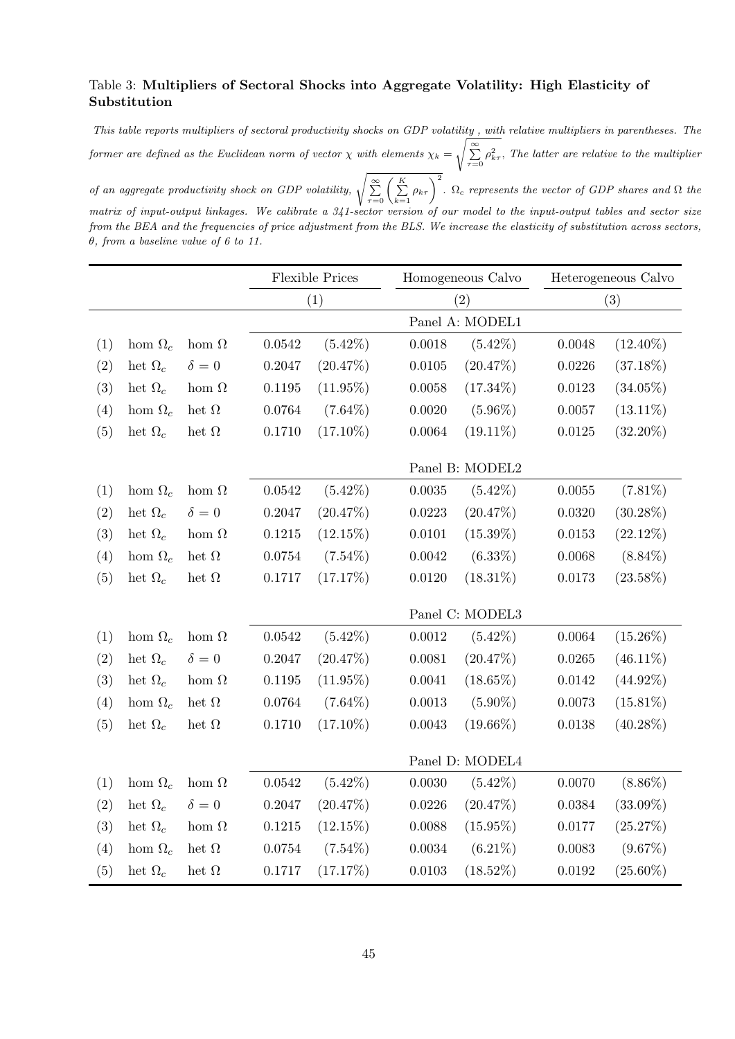Table 3: **Multipliers of Sectoral Shocks into Aggregate Volatility: High Elasticity of Substitution**

*This table reports multipliers of sectoral productivity shocks on GDP volatility , with relative multipliers in parentheses. The former are defined as the Euclidean norm of vector $\chi$ with elements $\chi_k = \sqrt{\sum_{\tau=0}^{\infty} \rho_{k\tau}^2}$. The latter are relative to the multiplier of an aggregate productivity shock on GDP volatility, $\sqrt{\sum_{\tau=0}^{\infty} \left( \sum_{k=1}^{K} \rho_{k\tau} \right)^2}$. $\Omega_c$ represents the vector of GDP shares and $\Omega$ the matrix of input-output linkages. We calibrate a 341-sector version of our model to the input-output tables and sector size from the BEA and the frequencies of price adjustment from the BLS. We increase the elasticity of substitution across sectors, $\theta$, from a baseline value of 6 to 11.*

| | | | Flexible Prices | | Homogeneous Calvo | | Heterogeneous Calvo | |
|---|---|---|---|---|---|---|---|---|
| | | | (1) | | (2) | | (3) | |
| | | | Panel A: MODEL1 | | | | | |
| (1) | hom $\Omega_c$ | hom $\Omega$ | 0.0542 | (5.42%) | 0.0018 | (5.42%) | 0.0048 | (12.40%) |
| (2) | het $\Omega_c$ | $\delta = 0$ | 0.2047 | (20.47%) | 0.0105 | (20.47%) | 0.0226 | (37.18%) |
| (3) | het $\Omega_c$ | hom $\Omega$ | 0.1195 | (11.95%) | 0.0058 | (17.34%) | 0.0123 | (34.05%) |
| (4) | hom $\Omega_c$ | het $\Omega$ | 0.0764 | (7.64%) | 0.0020 | (5.96%) | 0.0057 | (13.11%) |
| (5) | het $\Omega_c$ | het $\Omega$ | 0.1710 | (17.10%) | 0.0064 | (19.11%) | 0.0125 | (32.20%) |
| | | | Panel B: MODEL2 | | | | | |
| (1) | hom $\Omega_c$ | hom $\Omega$ | 0.0542 | (5.42%) | 0.0035 | (5.42%) | 0.0055 | (7.81%) |
| (2) | het $\Omega_c$ | $\delta = 0$ | 0.2047 | (20.47%) | 0.0223 | (20.47%) | 0.0320 | (30.28%) |
| (3) | het $\Omega_c$ | hom $\Omega$ | 0.1215 | (12.15%) | 0.0101 | (15.39%) | 0.0153 | (22.12%) |
| (4) | hom $\Omega_c$ | het $\Omega$ | 0.0754 | (7.54%) | 0.0042 | (6.33%) | 0.0068 | (8.84%) |
| (5) | het $\Omega_c$ | het $\Omega$ | 0.1717 | (17.17%) | 0.0120 | (18.31%) | 0.0173 | (23.58%) |
| | | | Panel C: MODEL3 | | | | | |
| (1) | hom $\Omega_c$ | hom $\Omega$ | 0.0542 | (5.42%) | 0.0012 | (5.42%) | 0.0064 | (15.26%) |
| (2) | het $\Omega_c$ | $\delta = 0$ | 0.2047 | (20.47%) | 0.0081 | (20.47%) | 0.0265 | (46.11%) |
| (3) | het $\Omega_c$ | hom $\Omega$ | 0.1195 | (11.95%) | 0.0041 | (18.65%) | 0.0142 | (44.92%) |
| (4) | hom $\Omega_c$ | het $\Omega$ | 0.0764 | (7.64%) | 0.0013 | (5.90%) | 0.0073 | (15.81%) |
| (5) | het $\Omega_c$ | het $\Omega$ | 0.1710 | (17.10%) | 0.0043 | (19.66%) | 0.0138 | (40.28%) |
| | | | Panel D: MODEL4 | | | | | |
| (1) | hom $\Omega_c$ | hom $\Omega$ | 0.0542 | (5.42%) | 0.0030 | (5.42%) | 0.0070 | (8.86%) |
| (2) | het $\Omega_c$ | $\delta = 0$ | 0.2047 | (20.47%) | 0.0226 | (20.47%) | 0.0384 | (33.09%) |
| (3) | het $\Omega_c$ | hom $\Omega$ | 0.1215 | (12.15%) | 0.0088 | (15.95%) | 0.0177 | (25.27%) |
| (4) | hom $\Omega_c$ | het $\Omega$ | 0.0754 | (7.54%) | 0.0034 | (6.21%) | 0.0083 | (9.67%) |
| (5) | het $\Omega_c$ | het $\Omega$ | 0.1717 | (17.17%) | 0.0103 | (18.52%) | 0.0192 | (25.60%) |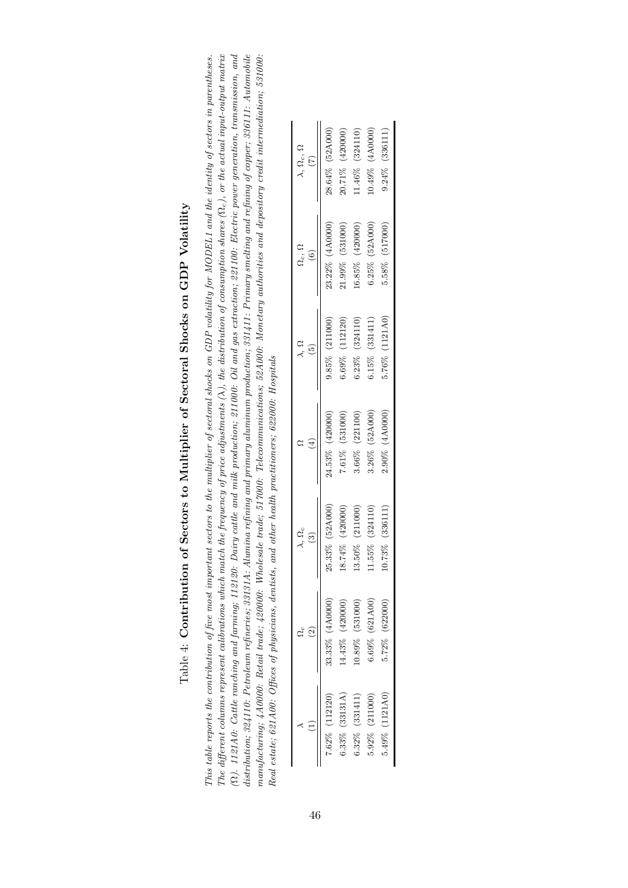# Table 4: **Contribution of Sectors to Multiplier of Sectoral Shocks on GDP Volatility**

*This table reports the contribution of five most important sectors to the multiplier of sectoral shocks on GDP volatility for MODEL1 and the identity of sectors in parentheses. The different columns represent calibrations which match the frequency of price adjustments ($\lambda$), the distribution of consumption shares ($\Omega_c$), or the actual input-output matrix ($\Omega$). 1121A0: Cattle ranching and farming; 112120: Dairy cattle and milk production; 211000: Oil and gas extraction; 221100: Electric power generation, transmission, and distribution; 324110: Petroleum refineries; 33131A: Alumina refining and primary aluminum production; 331411: Primary smelting and refining of copper; 336111: Automobile manufacturing; 4A0000: Retail trade; 420000: Wholesale trade; 517000: Telecommunications; 52A000: Monetary authorities and depository credit intermediation; 531000: Real estate; 621A00: Offices of physicians, dentists, and other health practitioners; 622000: Hospitals*

| $\lambda$ (1) | $\Omega_c$ (2) | $\lambda, \Omega_c$ (3) | $\Omega$ (4) | $\lambda, \Omega$ (5) | $\Omega_c, \Omega$ (6) | $\lambda, \Omega_c, \Omega$ (7) |
|---|---|---|---|---|---|---|
| 7.62% (112120) | 33.33% (4A0000) | 25.33% (52A000) | 24.53% (420000) | 9.85% (211000) | 23.22% (4A0000) | 28.64% (52A000) |
| 6.33% (33131A) | 14.43% (420000) | 18.74% (420000) | 7.61% (531000) | 6.69% (112120) | 21.99% (531000) | 20.71% (420000) |
| 6.32% (331411) | 10.89% (531000) | 13.50% (211000) | 3.66% (221100) | 6.23% (324110) | 16.85% (420000) | 11.46% (324110) |
| 5.92% (211000) | 6.69% (621A00) | 11.55% (324110) | 3.26% (52A000) | 6.15% (331411) | 6.25% (52A000) | 10.49% (4A0000) |
| 5.49% (1121A0) | 5.72% (622000) | 10.73% (336111) | 2.90% (4A0000) | 5.76% (1121A0) | 5.58% (517000) | 9.24% (336111) |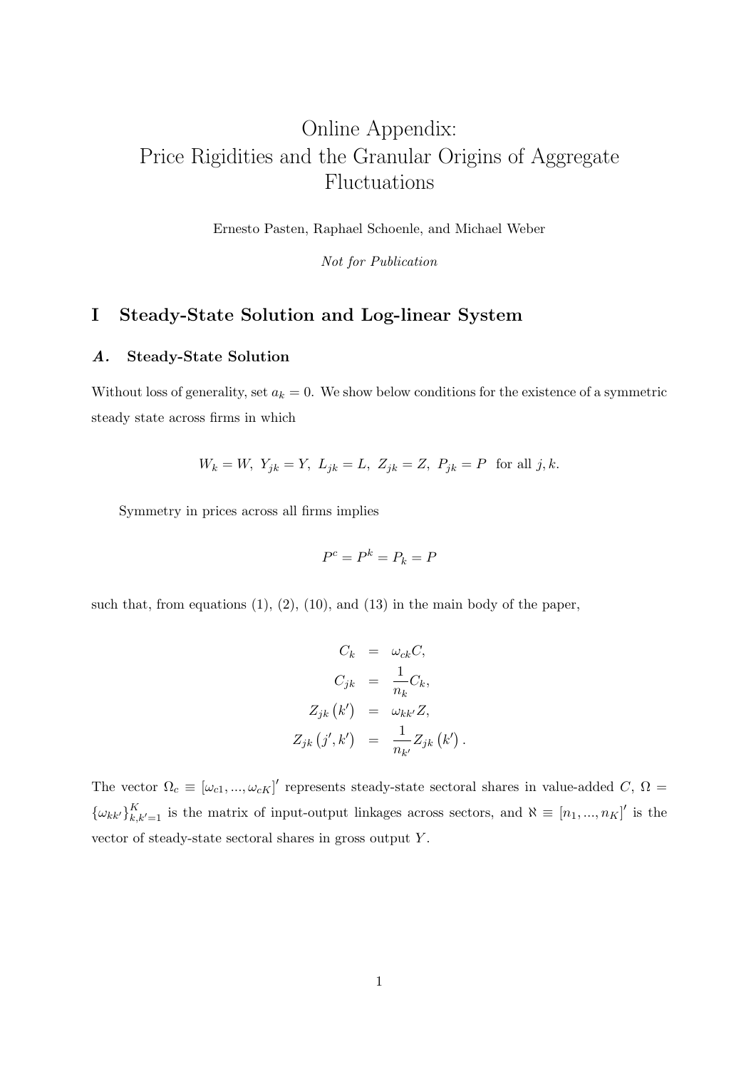# Online Appendix: Price Rigidities and the Granular Origins of Aggregate Fluctuations

Ernesto Pasten, Raphael Schoenle, and Michael Weber

*Not for Publication*

## I Steady-State Solution and Log-linear System

### *A.* Steady-State Solution

Without loss of generality, set $a_k = 0$. We show below conditions for the existence of a symmetric steady state across firms in which

$$W_k = W,\ Y_{jk} = Y,\ L_{jk} = L,\ Z_{jk} = Z,\ P_{jk} = P \text{ for all } j, k.$$

Symmetry in prices across all firms implies

$$P^c = P^k = P_k = P$$

such that, from equations (1), (2), (10), and (13) in the main body of the paper,

$$\begin{aligned}
C_k &= \omega_{ck} C, \\
C_{jk} &= \frac{1}{n_k} C_k, \\
Z_{jk}\left(k'\right) &= \omega_{kk'} Z, \\
Z_{jk}\left(j', k'\right) &= \frac{1}{n_{k'}} Z_{jk}\left(k'\right).
\end{aligned}$$

The vector $\Omega_c \equiv [\omega_{c1}, ..., \omega_{cK}]'$ represents steady-state sectoral shares in value-added $C$, $\Omega = \{\omega_{kk'}\}_{k,k'=1}^{K}$ is the matrix of input-output linkages across sectors, and $\aleph \equiv [n_1, ..., n_K]'$ is the vector of steady-state sectoral shares in gross output $Y$.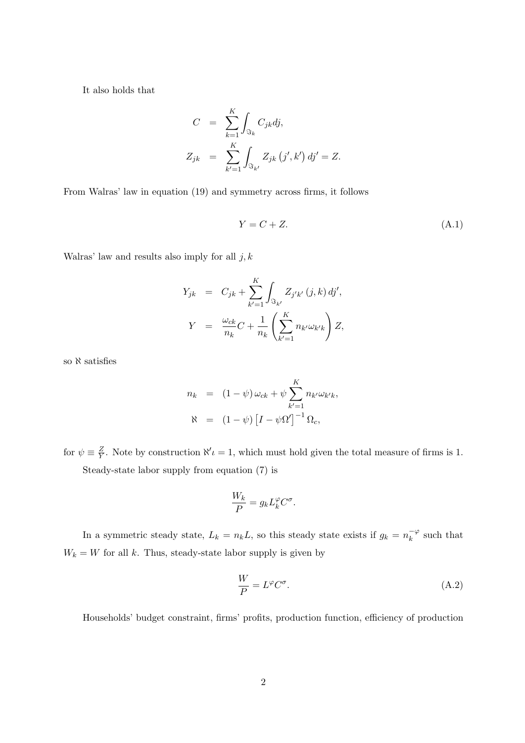It also holds that

$$
\begin{aligned}
C &= \sum_{k=1}^{K} \int_{\Im_k} C_{jk} dj, \\
Z_{jk} &= \sum_{k'=1}^{K} \int_{\Im_{k'}} Z_{jk}\left(j', k'\right) dj' = Z.
\end{aligned}
$$

From Walras' law in equation (19) and symmetry across firms, it follows

$$
Y = C + Z. \tag{A.1}
$$

Walras' law and results also imply for all $j, k$

$$
\begin{aligned}
Y_{jk} &= C_{jk} + \sum_{k'=1}^{K} \int_{\Im_{k'}} Z_{j'k'}\left(j, k\right) dj', \\
Y &= \frac{\omega_{ck}}{n_k} C + \frac{1}{n_k} \left( \sum_{k'=1}^{K} n_{k'} \omega_{k'k} \right) Z,
\end{aligned}
$$

so $\aleph$ satisfies

$$
\begin{aligned}
n_k &= \left(1 - \psi\right) \omega_{ck} + \psi \sum_{k'=1}^{K} n_{k'} \omega_{k'k}, \\
\aleph &= \left(1 - \psi\right) \left[I - \psi \Omega'\right]^{-1} \Omega_c,
\end{aligned}
$$

for $\psi \equiv \frac{Z}{Y}$. Note by construction $\aleph' \iota = 1$, which must hold given the total measure of firms is 1.

Steady-state labor supply from equation (7) is

$$
\frac{W_k}{P} = g_k L_k^{\varphi} C^{\sigma}.
$$

In a symmetric steady state, $L_k = n_k L$, so this steady state exists if $g_k = n_k^{-\varphi}$ such that $W_k = W$ for all $k$. Thus, steady-state labor supply is given by

$$
\frac{W}{P} = L^{\varphi} C^{\sigma}. \tag{A.2}
$$

Households' budget constraint, firms' profits, production function, efficiency of production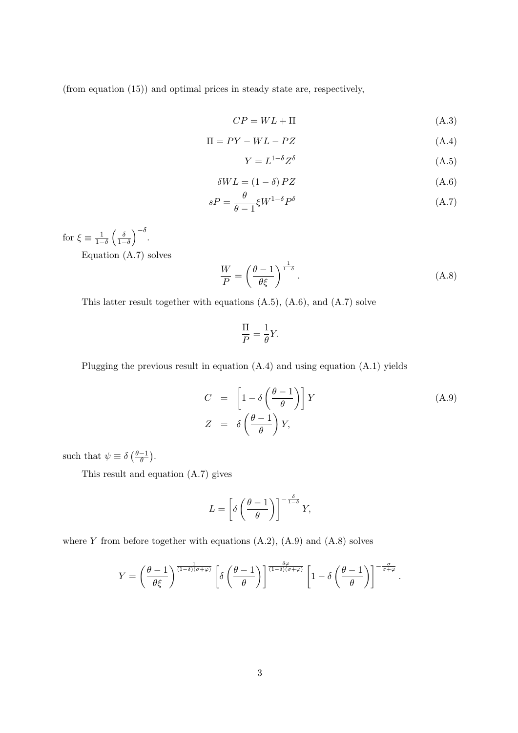(from equation (15)) and optimal prices in steady state are, respectively,

$$CP = WL + \Pi \tag{A.3}$$

$$\Pi = PY - WL - PZ \tag{A.4}$$

$$Y = L^{1-\delta} Z^{\delta} \tag{A.5}$$

$$\delta WL = (1-\delta) PZ \tag{A.6}$$

$$sP = \frac{\theta}{\theta - 1} \xi W^{1-\delta} P^{\delta} \tag{A.7}$$

for $\xi \equiv \frac{1}{1-\delta}\left(\frac{\delta}{1-\delta}\right)^{-\delta}$.

Equation (A.7) solves

$$\frac{W}{P} = \left(\frac{\theta - 1}{\theta \xi}\right)^{\frac{1}{1-\delta}}. \tag{A.8}$$

This latter result together with equations (A.5), (A.6), and (A.7) solve

$$\frac{\Pi}{P} = \frac{1}{\theta} Y.$$

Plugging the previous result in equation (A.4) and using equation (A.1) yields

$$\begin{aligned} C &= \left[1 - \delta\left(\frac{\theta - 1}{\theta}\right)\right] Y \\ Z &= \delta\left(\frac{\theta - 1}{\theta}\right) Y, \end{aligned} \tag{A.9}$$

such that $\psi \equiv \delta\left(\frac{\theta-1}{\theta}\right)$.

This result and equation (A.7) gives

$$L = \left[\delta\left(\frac{\theta - 1}{\theta}\right)\right]^{-\frac{\delta}{1-\delta}} Y,$$

where $Y$ from before together with equations (A.2), (A.9) and (A.8) solves

$$Y = \left(\frac{\theta - 1}{\theta \xi}\right)^{\frac{1}{(1-\delta)(\sigma+\varphi)}} \left[\delta\left(\frac{\theta - 1}{\theta}\right)\right]^{\frac{\delta\varphi}{(1-\delta)(\sigma+\varphi)}} \left[1 - \delta\left(\frac{\theta - 1}{\theta}\right)\right]^{-\frac{\sigma}{\sigma+\varphi}}.$$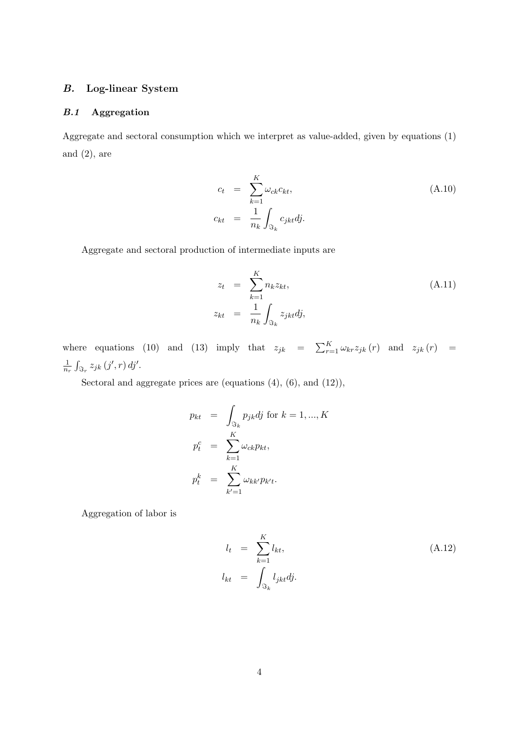## *B.* Log-linear System

### *B.1* Aggregation

Aggregate and sectoral consumption which we interpret as value-added, given by equations (1) and (2), are

$$
\begin{aligned}
c_t &= \sum_{k=1}^{K} \omega_{ck} c_{kt}, \\
c_{kt} &= \frac{1}{n_k} \int_{\Im_k} c_{jkt} dj.
\end{aligned} \tag{A.10}
$$

Aggregate and sectoral production of intermediate inputs are

$$
\begin{aligned}
z_t &= \sum_{k=1}^{K} n_k z_{kt}, \\
z_{kt} &= \frac{1}{n_k} \int_{\Im_k} z_{jkt} dj,
\end{aligned} \tag{A.11}
$$

where equations (10) and (13) imply that $z_{jk} = \sum_{r=1}^{K} \omega_{kr} z_{jk}(r)$ and $z_{jk}(r) = \frac{1}{n_r} \int_{\Im_r} z_{jk}(j', r) \, dj'$.

Sectoral and aggregate prices are (equations (4), (6), and (12)),

$$
\begin{aligned}
p_{kt} &= \int_{\Im_k} p_{jk} dj \text{ for } k = 1, ..., K \\
p_t^c &= \sum_{k=1}^{K} \omega_{ck} p_{kt}, \\
p_t^k &= \sum_{k'=1}^{K} \omega_{kk'} p_{k't}.
\end{aligned}
$$

Aggregation of labor is

$$
\begin{aligned}
l_t &= \sum_{k=1}^{K} l_{kt}, \\
l_{kt} &= \int_{\Im_k} l_{jkt} dj.
\end{aligned} \tag{A.12}
$$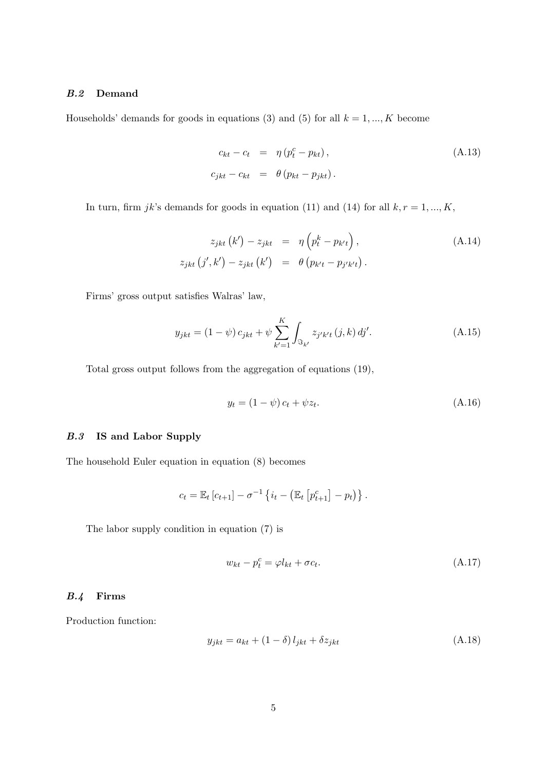### *B.2* Demand

Households' demands for goods in equations (3) and (5) for all $k = 1, ..., K$ become

$$
\begin{aligned}
c_{kt} - c_t &= \eta \left(p_t^c - p_{kt}\right), \\
c_{jkt} - c_{kt} &= \theta \left(p_{kt} - p_{jkt}\right).
\end{aligned}
\tag{A.13}
$$

In turn, firm $jk$'s demands for goods in equation (11) and (14) for all $k, r = 1, ..., K$,

$$
\begin{aligned}
z_{jkt}\left(k'\right) - z_{jkt} &= \eta \left(p_t^k - p_{k't}\right), \\
z_{jkt}\left(j', k'\right) - z_{jkt}\left(k'\right) &= \theta \left(p_{k't} - p_{j'k't}\right).
\end{aligned}
\tag{A.14}
$$

Firms' gross output satisfies Walras' law,

$$
y_{jkt} = (1 - \psi)\, c_{jkt} + \psi \sum_{k'=1}^{K} \int_{\Im_{k'}} z_{j'k't}\left(j, k\right) dj'. \tag{A.15}
$$

Total gross output follows from the aggregation of equations (19),

$$
y_t = (1 - \psi)\, c_t + \psi z_t. \tag{A.16}
$$

### *B.3* IS and Labor Supply

The household Euler equation in equation (8) becomes

$$
c_t = \mathbb{E}_t\left[c_{t+1}\right] - \sigma^{-1}\left\{i_t - \left(\mathbb{E}_t\left[p_{t+1}^c\right] - p_t\right)\right\}.
$$

The labor supply condition in equation (7) is

$$
w_{kt} - p_t^c = \varphi l_{kt} + \sigma c_t. \tag{A.17}
$$

### *B.4* Firms

Production function:

$$
y_{jkt} = a_{kt} + (1 - \delta)\, l_{jkt} + \delta z_{jkt} \tag{A.18}
$$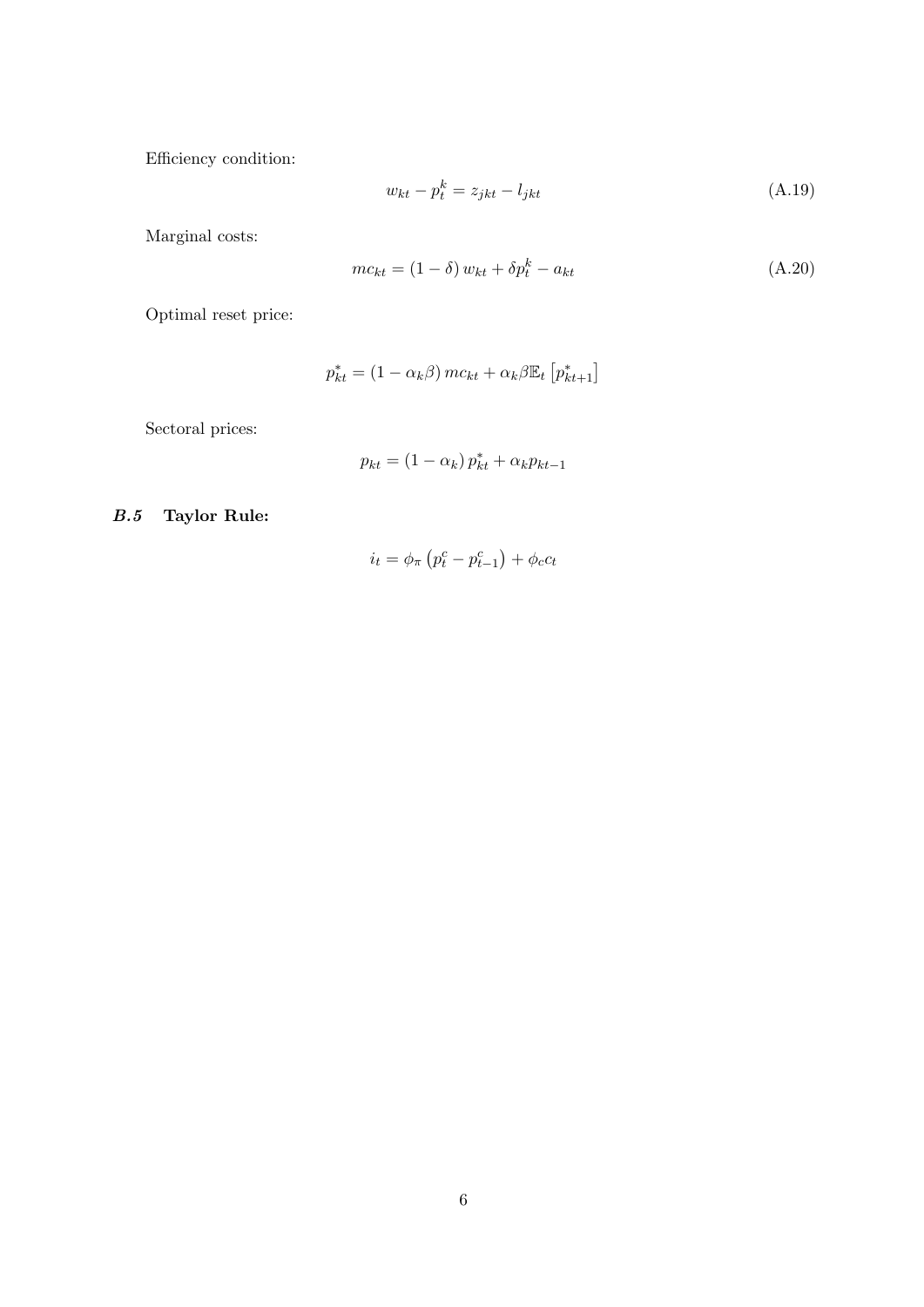Efficiency condition:

$$w_{kt} - p_t^k = z_{jkt} - l_{jkt} \tag{A.19}$$

Marginal costs:

$$mc_{kt} = (1-\delta)\, w_{kt} + \delta p_t^k - a_{kt} \tag{A.20}$$

Optimal reset price:

$$p_{kt}^* = (1-\alpha_k\beta)\, mc_{kt} + \alpha_k\beta\mathbb{E}_t\left[p_{kt+1}^*\right]$$

Sectoral prices:

$$p_{kt} = (1-\alpha_k)\, p_{kt}^* + \alpha_k p_{kt-1}$$

### *B.5* Taylor Rule:

$$i_t = \phi_\pi\left(p_t^c - p_{t-1}^c\right) + \phi_c c_t$$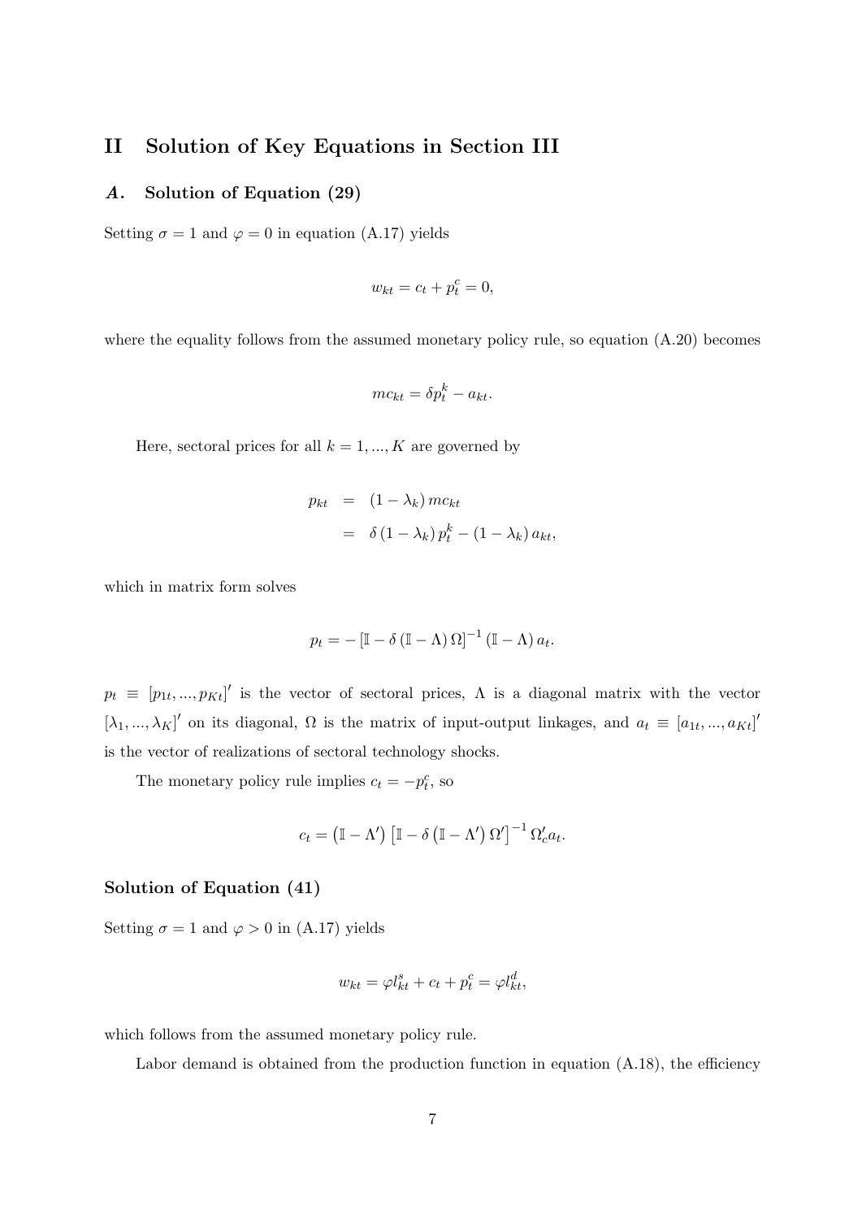# II Solution of Key Equations in Section III

## *A.* Solution of Equation (29)

Setting $\sigma = 1$ and $\varphi = 0$ in equation (A.17) yields

$$w_{kt} = c_t + p_t^c = 0,$$

where the equality follows from the assumed monetary policy rule, so equation (A.20) becomes

$$mc_{kt} = \delta p_t^k - a_{kt}.$$

Here, sectoral prices for all $k = 1, ..., K$ are governed by

$$\begin{aligned} p_{kt} &= (1 - \lambda_k) \, mc_{kt} \\ &= \delta (1 - \lambda_k) \, p_t^k - (1 - \lambda_k) \, a_{kt}, \end{aligned}$$

which in matrix form solves

$$p_t = - \left[ \mathbb{I} - \delta \left( \mathbb{I} - \Lambda \right) \Omega \right]^{-1} \left( \mathbb{I} - \Lambda \right) a_t.$$

$p_t \equiv [p_{1t}, ..., p_{Kt}]'$ is the vector of sectoral prices, $\Lambda$ is a diagonal matrix with the vector $[\lambda_1, ..., \lambda_K]'$ on its diagonal, $\Omega$ is the matrix of input-output linkages, and $a_t \equiv [a_{1t}, ..., a_{Kt}]'$ is the vector of realizations of sectoral technology shocks.

The monetary policy rule implies $c_t = -p_t^c$, so

$$c_t = \left( \mathbb{I} - \Lambda' \right) \left[ \mathbb{I} - \delta \left( \mathbb{I} - \Lambda' \right) \Omega' \right]^{-1} \Omega_c' a_t.$$

### Solution of Equation (41)

Setting $\sigma = 1$ and $\varphi > 0$ in (A.17) yields

$$w_{kt} = \varphi l_{kt}^s + c_t + p_t^c = \varphi l_{kt}^d,$$

which follows from the assumed monetary policy rule.

Labor demand is obtained from the production function in equation (A.18), the efficiency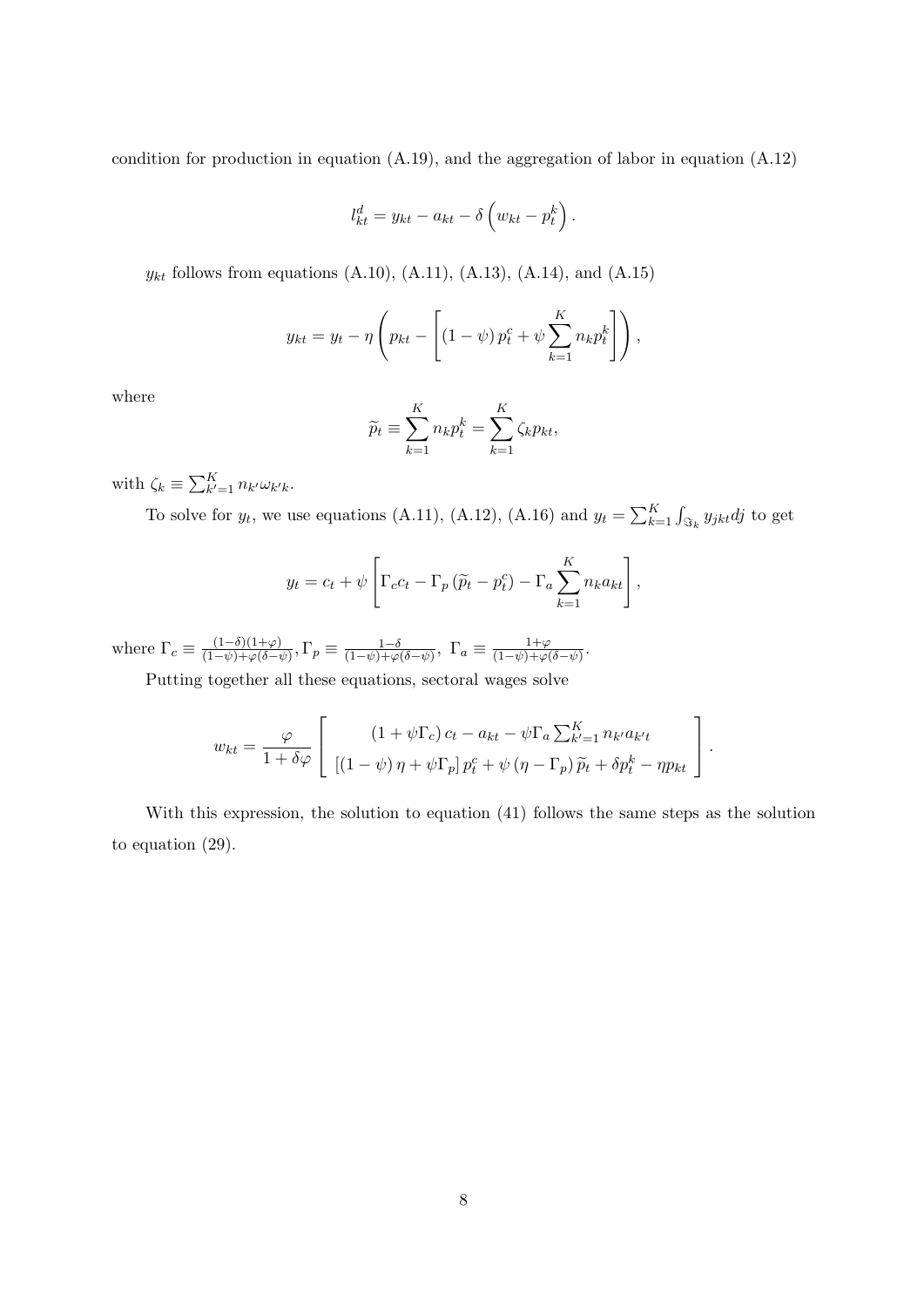condition for production in equation (A.19), and the aggregation of labor in equation (A.12)

$$l_{kt}^{d} = y_{kt} - a_{kt} - \delta \left( w_{kt} - p_{t}^{k} \right).$$

$y_{kt}$ follows from equations (A.10), (A.11), (A.13), (A.14), and (A.15)

$$y_{kt} = y_t - \eta \left( p_{kt} - \left[ (1-\psi)\, p_t^c + \psi \sum_{k=1}^{K} n_k p_t^k \right] \right),$$

where

$$\widetilde{p}_t \equiv \sum_{k=1}^{K} n_k p_t^k = \sum_{k=1}^{K} \zeta_k p_{kt},$$

with $\zeta_k \equiv \sum_{k'=1}^{K} n_{k'} \omega_{k'k}$.

To solve for $y_t$, we use equations (A.11), (A.12), (A.16) and $y_t = \sum_{k=1}^{K} \int_{\Im_k} y_{jkt} dj$ to get

$$y_t = c_t + \psi \left[ \Gamma_c c_t - \Gamma_p \left( \widetilde{p}_t - p_t^c \right) - \Gamma_a \sum_{k=1}^{K} n_k a_{kt} \right],$$

where $\Gamma_c \equiv \frac{(1-\delta)(1+\varphi)}{(1-\psi)+\varphi(\delta-\psi)}$, $\Gamma_p \equiv \frac{1-\delta}{(1-\psi)+\varphi(\delta-\psi)}$, $\Gamma_a \equiv \frac{1+\varphi}{(1-\psi)+\varphi(\delta-\psi)}$.

Putting together all these equations, sectoral wages solve

$$w_{kt} = \frac{\varphi}{1+\delta\varphi} \left[ \begin{array}{c} (1+\psi\Gamma_c)\, c_t - a_{kt} - \psi \Gamma_a \sum_{k'=1}^{K} n_{k'} a_{k't} \\ \left[ (1-\psi)\, \eta + \psi \Gamma_p \right] p_t^c + \psi \left( \eta - \Gamma_p \right) \widetilde{p}_t + \delta p_t^k - \eta p_{kt} \end{array} \right].$$

With this expression, the solution to equation (41) follows the same steps as the solution to equation (29).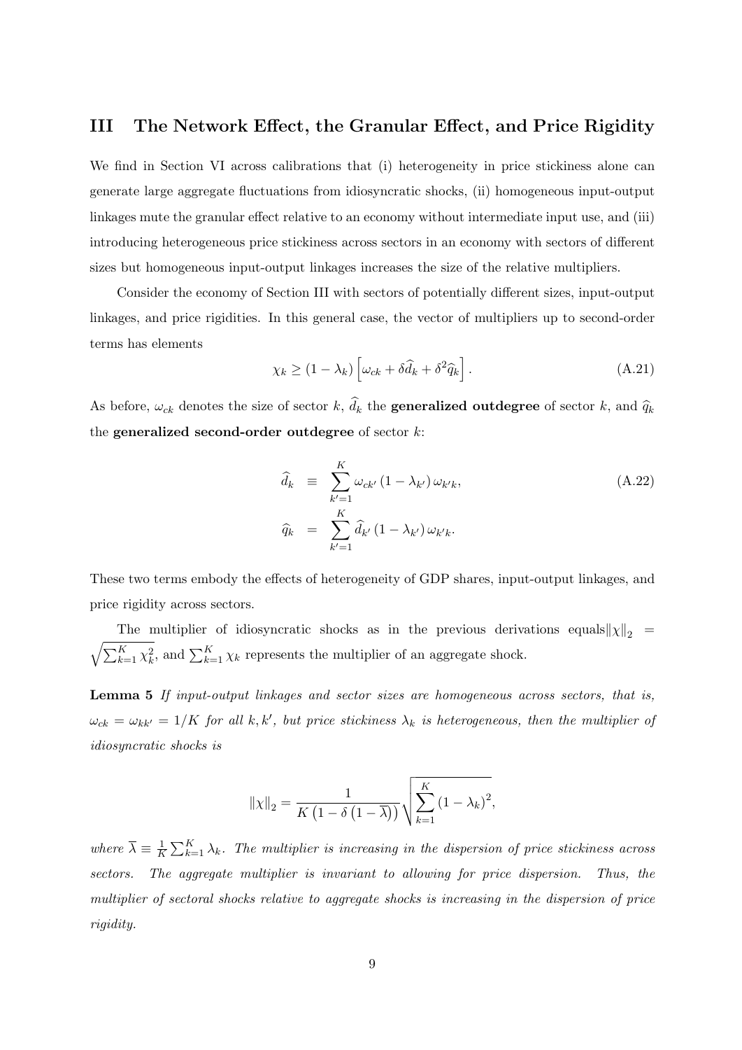## III The Network Effect, the Granular Effect, and Price Rigidity

We find in Section VI across calibrations that (i) heterogeneity in price stickiness alone can generate large aggregate fluctuations from idiosyncratic shocks, (ii) homogeneous input-output linkages mute the granular effect relative to an economy without intermediate input use, and (iii) introducing heterogeneous price stickiness across sectors in an economy with sectors of different sizes but homogeneous input-output linkages increases the size of the relative multipliers.

Consider the economy of Section III with sectors of potentially different sizes, input-output linkages, and price rigidities. In this general case, the vector of multipliers up to second-order terms has elements

$$\chi_k \geq (1-\lambda_k)\left[\omega_{ck} + \delta \widehat{d}_k + \delta^2 \widehat{q}_k\right]. \tag{A.21}$$

As before, $\omega_{ck}$ denotes the size of sector $k$, $\widehat{d}_k$ the **generalized outdegree** of sector $k$, and $\widehat{q}_k$ the **generalized second-order outdegree** of sector $k$:

$$\begin{aligned}
\widehat{d}_k &\equiv \sum_{k'=1}^{K} \omega_{ck'}\left(1-\lambda_{k'}\right)\omega_{k'k}, \\
\widehat{q}_k &= \sum_{k'=1}^{K} \widehat{d}_{k'}\left(1-\lambda_{k'}\right)\omega_{k'k}.
\end{aligned} \tag{A.22}$$

These two terms embody the effects of heterogeneity of GDP shares, input-output linkages, and price rigidity across sectors.

The multiplier of idiosyncratic shocks as in the previous derivations equals $\|\chi\|_2 = \sqrt{\sum_{k=1}^{K}\chi_k^2}$, and $\sum_{k=1}^{K}\chi_k$ represents the multiplier of an aggregate shock.

**Lemma 5** *If input-output linkages and sector sizes are homogeneous across sectors, that is, $\omega_{ck} = \omega_{kk'} = 1/K$ for all $k, k'$, but price stickiness $\lambda_k$ is heterogeneous, then the multiplier of idiosyncratic shocks is*

$$\|\chi\|_2 = \frac{1}{K\left(1-\delta\left(1-\overline{\lambda}\right)\right)}\sqrt{\sum_{k=1}^{K}\left(1-\lambda_k\right)^2},$$

*where $\overline{\lambda} \equiv \frac{1}{K}\sum_{k=1}^{K}\lambda_k$. The multiplier is increasing in the dispersion of price stickiness across sectors. The aggregate multiplier is invariant to allowing for price dispersion. Thus, the multiplier of sectoral shocks relative to aggregate shocks is increasing in the dispersion of price rigidity.*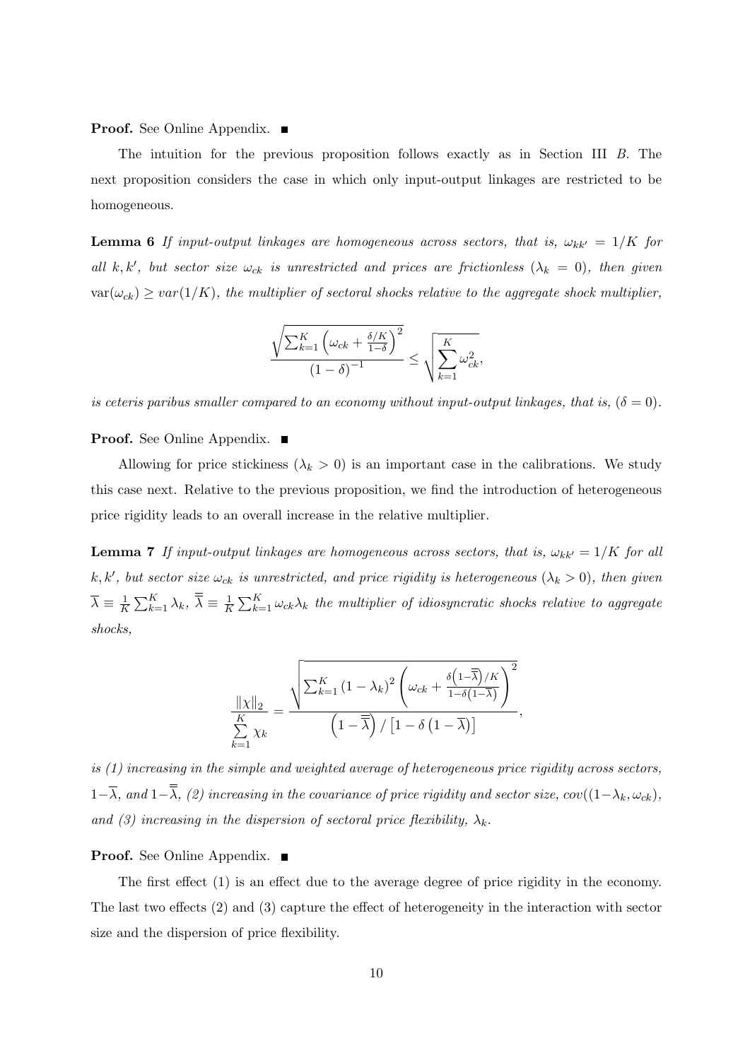**Proof.** See Online Appendix. ■

The intuition for the previous proposition follows exactly as in Section III *B.* The next proposition considers the case in which only input-output linkages are restricted to be homogeneous.

**Lemma 6** *If input-output linkages are homogeneous across sectors, that is, $\omega_{kk'} = 1/K$ for all $k, k'$, but sector size $\omega_{ck}$ is unrestricted and prices are frictionless ($\lambda_k = 0$), then given $\text{var}(\omega_{ck}) \geq var(1/K)$, the multiplier of sectoral shocks relative to the aggregate shock multiplier,*

$$\frac{\sqrt{\sum_{k=1}^{K}\left(\omega_{ck} + \frac{\delta/K}{1-\delta}\right)^2}}{(1-\delta)^{-1}} \leq \sqrt{\sum_{k=1}^{K}\omega_{ck}^2},$$

*is ceteris paribus smaller compared to an economy without input-output linkages, that is, ($\delta = 0$).*

**Proof.** See Online Appendix. ■

Allowing for price stickiness ($\lambda_k > 0$) is an important case in the calibrations. We study this case next. Relative to the previous proposition, we find the introduction of heterogeneous price rigidity leads to an overall increase in the relative multiplier.

**Lemma 7** *If input-output linkages are homogeneous across sectors, that is, $\omega_{kk'} = 1/K$ for all $k, k'$, but sector size $\omega_{ck}$ is unrestricted, and price rigidity is heterogeneous ($\lambda_k > 0$), then given $\overline{\lambda} \equiv \frac{1}{K}\sum_{k=1}^{K}\lambda_k$, $\overline{\overline{\lambda}} \equiv \frac{1}{K}\sum_{k=1}^{K}\omega_{ck}\lambda_k$ the multiplier of idiosyncratic shocks relative to aggregate shocks,*

$$\frac{\|\chi\|_2}{\sum\limits_{k=1}^{K}\chi_k} = \frac{\sqrt{\sum_{k=1}^{K}(1-\lambda_k)^2\left(\omega_{ck} + \frac{\delta\left(1-\overline{\overline{\lambda}}\right)/K}{1-\delta\left(1-\overline{\lambda}\right)}\right)^2}}{\left(1-\overline{\overline{\lambda}}\right)/\left[1-\delta\left(1-\overline{\lambda}\right)\right]},$$

*is (1) increasing in the simple and weighted average of heterogeneous price rigidity across sectors, $1-\overline{\lambda}$, and $1-\overline{\overline{\lambda}}$, (2) increasing in the covariance of price rigidity and sector size, $cov((1-\lambda_k, \omega_{ck})$, and (3) increasing in the dispersion of sectoral price flexibility, $\lambda_k$.*

**Proof.** See Online Appendix. ■

The first effect (1) is an effect due to the average degree of price rigidity in the economy. The last two effects (2) and (3) capture the effect of heterogeneity in the interaction with sector size and the dispersion of price flexibility.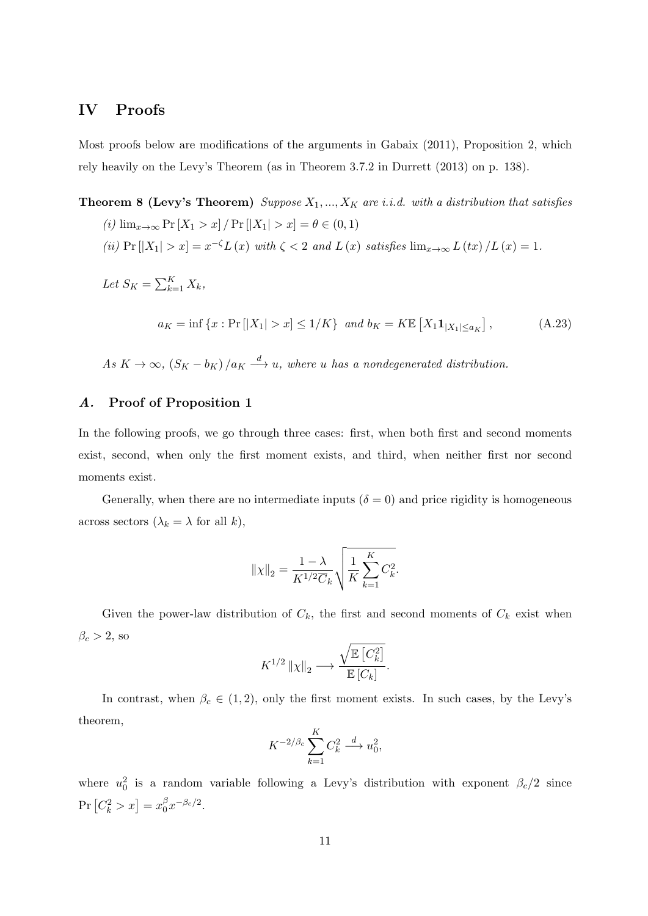## IV Proofs

Most proofs below are modifications of the arguments in Gabaix (2011), Proposition 2, which rely heavily on the Levy's Theorem (as in Theorem 3.7.2 in Durrett (2013) on p. 138).

**Theorem 8 (Levy's Theorem)** *Suppose $X_1, ..., X_K$ are i.i.d. with a distribution that satisfies*

*(i) $\lim_{x\to\infty} \Pr[X_1 > x] / \Pr[|X_1| > x] = \theta \in (0,1)$*

*(ii) $\Pr[|X_1| > x] = x^{-\zeta} L(x)$ with $\zeta < 2$ and $L(x)$ satisfies $\lim_{x\to\infty} L(tx)/L(x) = 1$.*

*Let $S_K = \sum_{k=1}^{K} X_k$,*

$$a_K = \inf\{x : \Pr[|X_1| > x] \leq 1/K\} \text{ and } b_K = K\mathbb{E}\left[X_1 \mathbf{1}_{|X_1| \leq a_K}\right], \tag{A.23}$$

*As $K \to \infty$, $(S_K - b_K)/a_K \xrightarrow{d} u$, where $u$ has a nondegenerated distribution.*

### *A.* Proof of Proposition 1

In the following proofs, we go through three cases: first, when both first and second moments exist, second, when only the first moment exists, and third, when neither first nor second moments exist.

Generally, when there are no intermediate inputs ($\delta = 0$) and price rigidity is homogeneous across sectors ($\lambda_k = \lambda$ for all $k$),

$$\|\chi\|_2 = \frac{1-\lambda}{K^{1/2}\overline{C}_k} \sqrt{\frac{1}{K}\sum_{k=1}^{K} C_k^2}.$$

Given the power-law distribution of $C_k$, the first and second moments of $C_k$ exist when $\beta_c > 2$, so

$$K^{1/2}\|\chi\|_2 \longrightarrow \frac{\sqrt{\mathbb{E}\left[C_k^2\right]}}{\mathbb{E}\left[C_k\right]}.$$

In contrast, when $\beta_c \in (1,2)$, only the first moment exists. In such cases, by the Levy's theorem,

$$K^{-2/\beta_c} \sum_{k=1}^{K} C_k^2 \xrightarrow{d} u_0^2,$$

where $u_0^2$ is a random variable following a Levy's distribution with exponent $\beta_c/2$ since $\Pr\left[C_k^2 > x\right] = x_0^{\beta} x^{-\beta_c/2}$.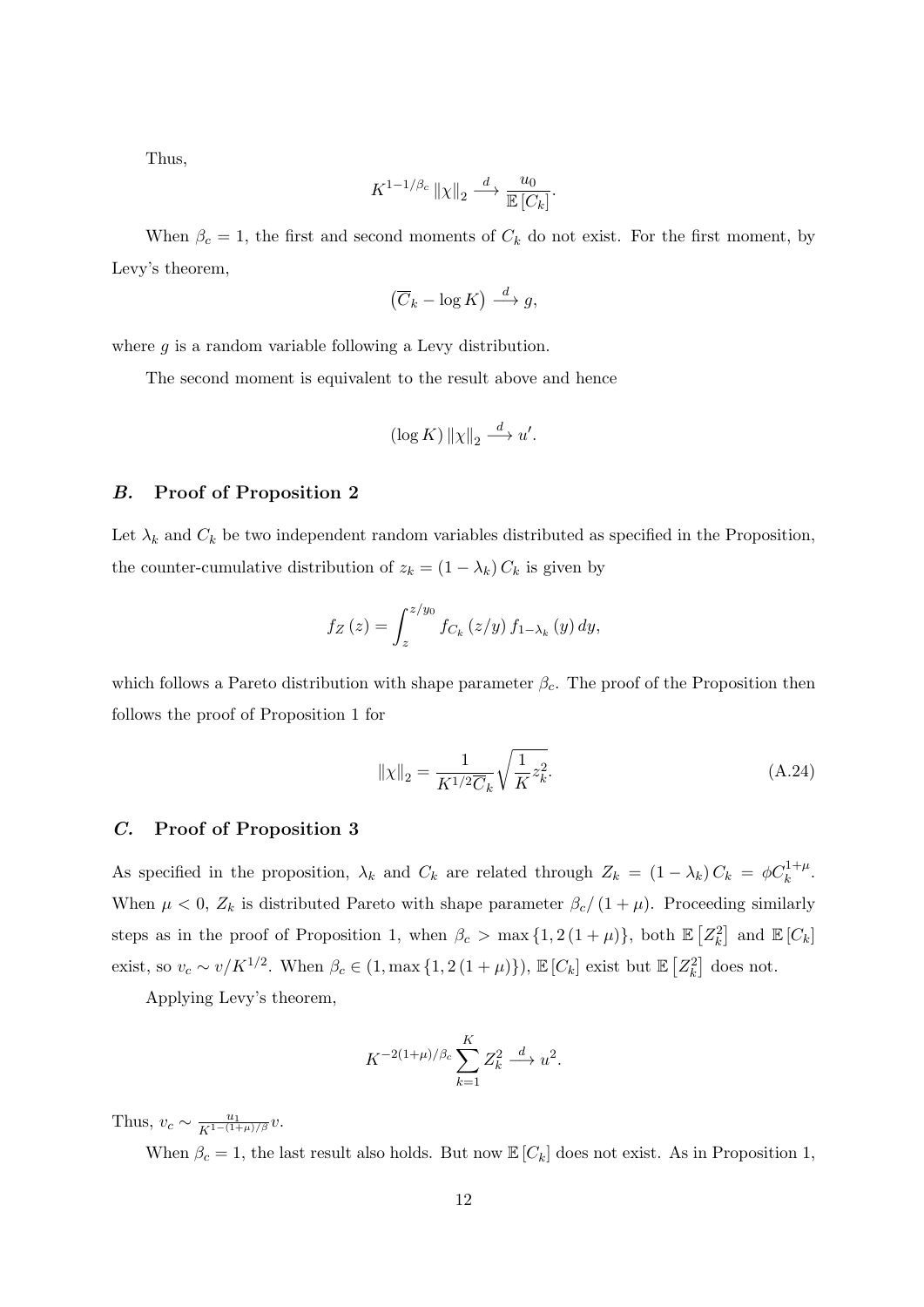Thus,

$$K^{1-1/\beta_c} \|\chi\|_2 \xrightarrow{d} \frac{u_0}{\mathbb{E}[C_k]}.$$

When $\beta_c = 1$, the first and second moments of $C_k$ do not exist. For the first moment, by Levy's theorem,

$$\left(\overline{C}_k - \log K\right) \xrightarrow{d} g,$$

where $g$ is a random variable following a Levy distribution.

The second moment is equivalent to the result above and hence

$$(\log K) \|\chi\|_2 \xrightarrow{d} u'.$$

## *B.* Proof of Proposition 2

Let $\lambda_k$ and $C_k$ be two independent random variables distributed as specified in the Proposition, the counter-cumulative distribution of $z_k = (1 - \lambda_k) C_k$ is given by

$$f_Z(z) = \int_z^{z/y_0} f_{C_k}(z/y) f_{1-\lambda_k}(y) \, dy,$$

which follows a Pareto distribution with shape parameter $\beta_c$. The proof of the Proposition then follows the proof of Proposition 1 for

$$\|\chi\|_2 = \frac{1}{K^{1/2}\overline{C}_k} \sqrt{\frac{1}{K} z_k^2}. \tag{A.24}$$

## *C.* Proof of Proposition 3

As specified in the proposition, $\lambda_k$ and $C_k$ are related through $Z_k = (1 - \lambda_k) C_k = \phi C_k^{1+\mu}$. When $\mu < 0$, $Z_k$ is distributed Pareto with shape parameter $\beta_c/(1+\mu)$. Proceeding similarly steps as in the proof of Proposition 1, when $\beta_c > \max\{1, 2(1+\mu)\}$, both $\mathbb{E}\left[Z_k^2\right]$ and $\mathbb{E}[C_k]$ exist, so $v_c \sim v/K^{1/2}$. When $\beta_c \in (1, \max\{1, 2(1+\mu)\})$, $\mathbb{E}[C_k]$ exist but $\mathbb{E}\left[Z_k^2\right]$ does not.

Applying Levy's theorem,

$$K^{-2(1+\mu)/\beta_c} \sum_{k=1}^{K} Z_k^2 \xrightarrow{d} u^2.$$

Thus, $v_c \sim \frac{u_1}{K^{1-(1+\mu)/\beta}} v$.

When $\beta_c = 1$, the last result also holds. But now $\mathbb{E}[C_k]$ does not exist. As in Proposition 1,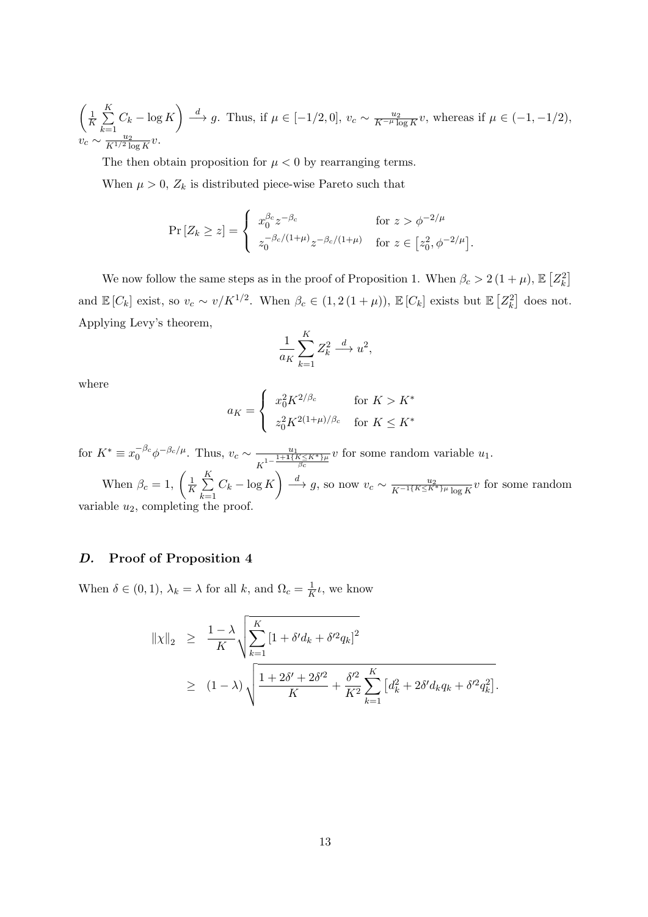$\left(\frac{1}{K}\sum_{k=1}^{K} C_k - \log K\right) \xrightarrow{d} g$. Thus, if $\mu \in [-1/2, 0]$, $v_c \sim \frac{u_2}{K^{-\mu}\log K}v$, whereas if $\mu \in (-1, -1/2)$, $v_c \sim \frac{u_2}{K^{1/2}\log K}v$.

The then obtain proposition for $\mu < 0$ by rearranging terms.

When $\mu > 0$, $Z_k$ is distributed piece-wise Pareto such that

$$
\Pr\left[Z_k \geq z\right] = \begin{cases} x_0^{\beta_c} z^{-\beta_c} & \text{for } z > \phi^{-2/\mu} \\ z_0^{-\beta_c/(1+\mu)} z^{-\beta_c/(1+\mu)} & \text{for } z \in \left[z_0^2, \phi^{-2/\mu}\right]. \end{cases}
$$

We now follow the same steps as in the proof of Proposition 1. When $\beta_c > 2(1+\mu)$, $\mathbb{E}\left[Z_k^2\right]$ and $\mathbb{E}\left[C_k\right]$ exist, so $v_c \sim v/K^{1/2}$. When $\beta_c \in (1, 2(1+\mu))$, $\mathbb{E}\left[C_k\right]$ exists but $\mathbb{E}\left[Z_k^2\right]$ does not. Applying Levy's theorem,

$$
\frac{1}{a_K}\sum_{k=1}^{K} Z_k^2 \xrightarrow{d} u^2,
$$

where

$$
a_K = \begin{cases} x_0^2 K^{2/\beta_c} & \text{for } K > K^* \\ z_0^2 K^{2(1+\mu)/\beta_c} & \text{for } K \leq K^* \end{cases}
$$

for $K^* \equiv x_0^{-\beta_c}\phi^{-\beta_c/\mu}$. Thus, $v_c \sim \frac{u_1}{K^{1-\frac{1+1\{K\leq K^*\}\mu}{\beta_c}}}v$ for some random variable $u_1$.

When $\beta_c = 1$, $\left(\frac{1}{K}\sum_{k=1}^{K} C_k - \log K\right) \xrightarrow{d} g$, so now $v_c \sim \frac{u_2}{K^{-1\{K\leq K^*\}\mu}\log K}v$ for some random variable $u_2$, completing the proof.

## *D.* Proof of Proposition 4

When $\delta \in (0,1)$, $\lambda_k = \lambda$ for all $k$, and $\Omega_c = \frac{1}{K}\iota$, we know

$$
\begin{aligned}
\|\chi\|_2 &\geq \frac{1-\lambda}{K}\sqrt{\sum_{k=1}^{K}\left[1 + \delta' d_k + \delta'^2 q_k\right]^2} \\
&\geq (1-\lambda)\sqrt{\frac{1 + 2\delta' + 2\delta'^2}{K} + \frac{\delta'^2}{K^2}\sum_{k=1}^{K}\left[d_k^2 + 2\delta' d_k q_k + \delta'^2 q_k^2\right]}.
\end{aligned}
$$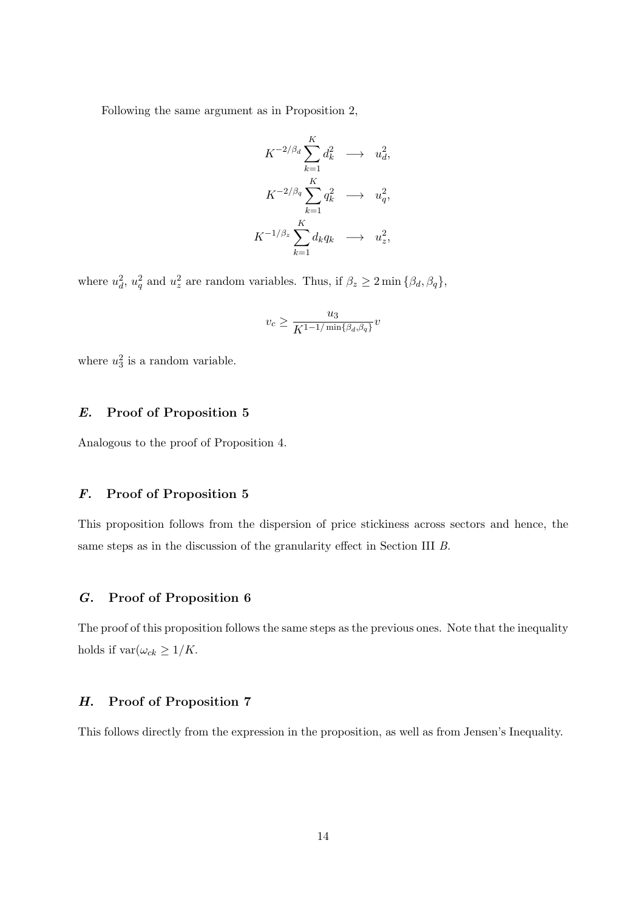Following the same argument as in Proposition 2,

$$
\begin{aligned}
K^{-2/\beta_d} \sum_{k=1}^{K} d_k^2 &\longrightarrow u_d^2, \\
K^{-2/\beta_q} \sum_{k=1}^{K} q_k^2 &\longrightarrow u_q^2, \\
K^{-1/\beta_z} \sum_{k=1}^{K} d_k q_k &\longrightarrow u_z^2,
\end{aligned}
$$

where $u_d^2$, $u_q^2$ and $u_z^2$ are random variables. Thus, if $\beta_z \geq 2\min\{\beta_d, \beta_q\}$,

$$
v_c \geq \frac{u_3}{K^{1-1/\min\{\beta_d,\beta_q\}}} v
$$

where $u_3^2$ is a random variable.

## *E.* Proof of Proposition 5

Analogous to the proof of Proposition 4.

## *F.* Proof of Proposition 5

This proposition follows from the dispersion of price stickiness across sectors and hence, the same steps as in the discussion of the granularity effect in Section III *B*.

## *G.* Proof of Proposition 6

The proof of this proposition follows the same steps as the previous ones. Note that the inequality holds if $\text{var}(\omega_{ck} \geq 1/K$.

## *H.* Proof of Proposition 7

This follows directly from the expression in the proposition, as well as from Jensen's Inequality.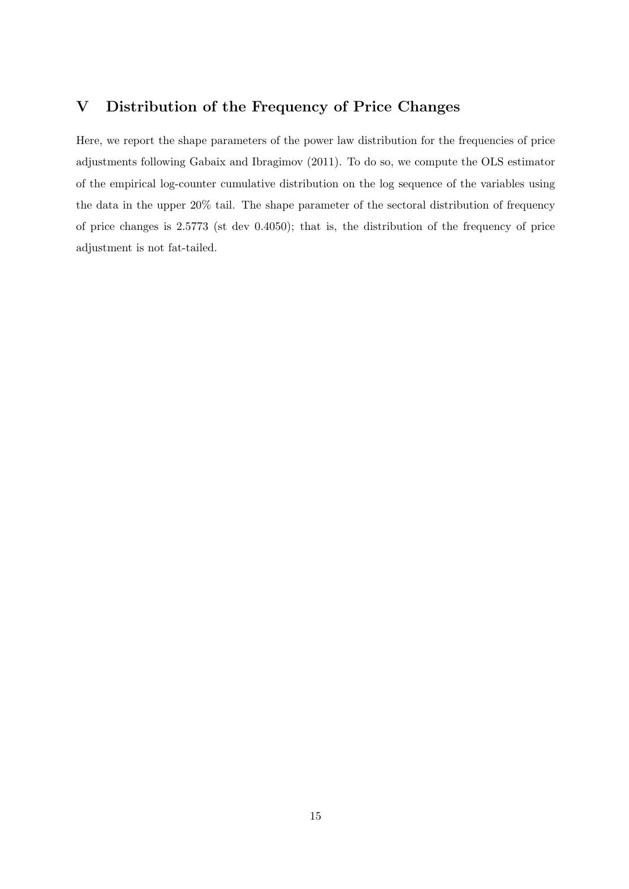## V Distribution of the Frequency of Price Changes

Here, we report the shape parameters of the power law distribution for the frequencies of price adjustments following Gabaix and Ibragimov (2011). To do so, we compute the OLS estimator of the empirical log-counter cumulative distribution on the log sequence of the variables using the data in the upper 20% tail. The shape parameter of the sectoral distribution of frequency of price changes is 2.5773 (st dev 0.4050); that is, the distribution of the frequency of price adjustment is not fat-tailed.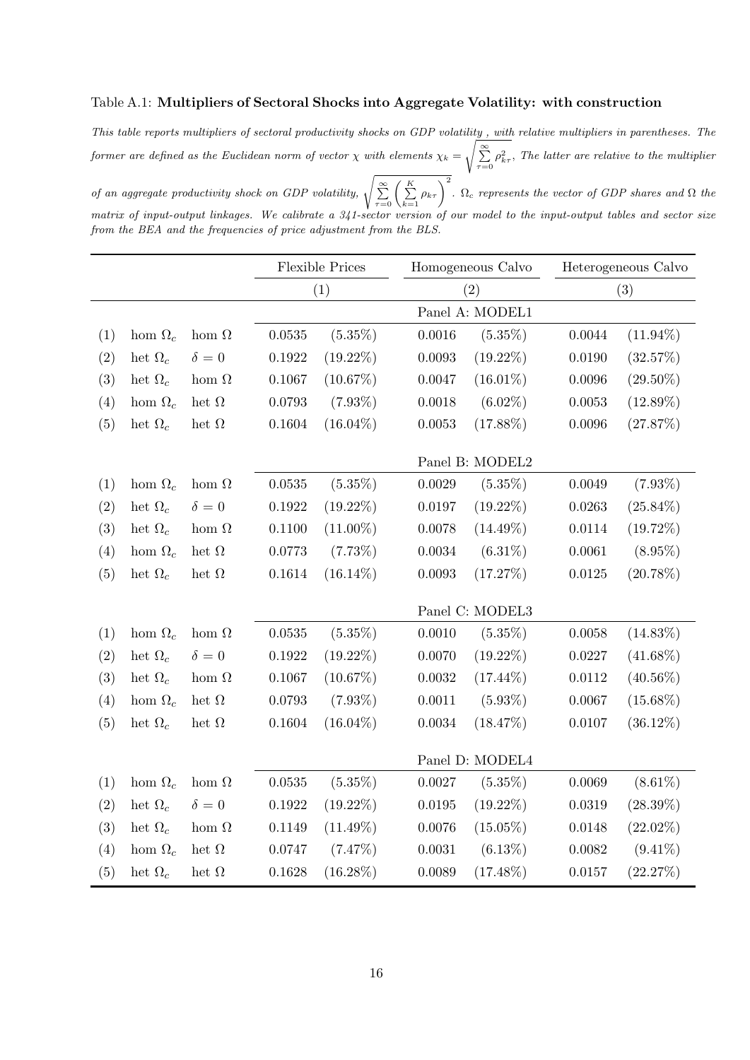Table A.1: **Multipliers of Sectoral Shocks into Aggregate Volatility: with construction**

*This table reports multipliers of sectoral productivity shocks on GDP volatility , with relative multipliers in parentheses. The former are defined as the Euclidean norm of vector $\chi$ with elements $\chi_k = \sqrt{\sum_{\tau=0}^{\infty} \rho_{k\tau}^2}$. The latter are relative to the multiplier of an aggregate productivity shock on GDP volatility, $\sqrt{\sum_{\tau=0}^{\infty} \left( \sum_{k=1}^{K} \rho_{k\tau} \right)^2}$. $\Omega_c$ represents the vector of GDP shares and $\Omega$ the matrix of input-output linkages. We calibrate a 341-sector version of our model to the input-output tables and sector size from the BEA and the frequencies of price adjustment from the BLS.*

| | | | Flexible Prices | | Homogeneous Calvo | | Heterogeneous Calvo | |
|---|---|---|---|---|---|---|---|---|
| | | | (1) | | (2) | | (3) | |
| | | | | | Panel A: MODEL1 | | | |
| (1) | hom $\Omega_c$ | hom $\Omega$ | 0.0535 | (5.35%) | 0.0016 | (5.35%) | 0.0044 | (11.94%) |
| (2) | het $\Omega_c$ | $\delta = 0$ | 0.1922 | (19.22%) | 0.0093 | (19.22%) | 0.0190 | (32.57%) |
| (3) | het $\Omega_c$ | hom $\Omega$ | 0.1067 | (10.67%) | 0.0047 | (16.01%) | 0.0096 | (29.50%) |
| (4) | hom $\Omega_c$ | het $\Omega$ | 0.0793 | (7.93%) | 0.0018 | (6.02%) | 0.0053 | (12.89%) |
| (5) | het $\Omega_c$ | het $\Omega$ | 0.1604 | (16.04%) | 0.0053 | (17.88%) | 0.0096 | (27.87%) |
| | | | | | Panel B: MODEL2 | | | |
| (1) | hom $\Omega_c$ | hom $\Omega$ | 0.0535 | (5.35%) | 0.0029 | (5.35%) | 0.0049 | (7.93%) |
| (2) | het $\Omega_c$ | $\delta = 0$ | 0.1922 | (19.22%) | 0.0197 | (19.22%) | 0.0263 | (25.84%) |
| (3) | het $\Omega_c$ | hom $\Omega$ | 0.1100 | (11.00%) | 0.0078 | (14.49%) | 0.0114 | (19.72%) |
| (4) | hom $\Omega_c$ | het $\Omega$ | 0.0773 | (7.73%) | 0.0034 | (6.31%) | 0.0061 | (8.95%) |
| (5) | het $\Omega_c$ | het $\Omega$ | 0.1614 | (16.14%) | 0.0093 | (17.27%) | 0.0125 | (20.78%) |
| | | | | | Panel C: MODEL3 | | | |
| (1) | hom $\Omega_c$ | hom $\Omega$ | 0.0535 | (5.35%) | 0.0010 | (5.35%) | 0.0058 | (14.83%) |
| (2) | het $\Omega_c$ | $\delta = 0$ | 0.1922 | (19.22%) | 0.0070 | (19.22%) | 0.0227 | (41.68%) |
| (3) | het $\Omega_c$ | hom $\Omega$ | 0.1067 | (10.67%) | 0.0032 | (17.44%) | 0.0112 | (40.56%) |
| (4) | hom $\Omega_c$ | het $\Omega$ | 0.0793 | (7.93%) | 0.0011 | (5.93%) | 0.0067 | (15.68%) |
| (5) | het $\Omega_c$ | het $\Omega$ | 0.1604 | (16.04%) | 0.0034 | (18.47%) | 0.0107 | (36.12%) |
| | | | | | Panel D: MODEL4 | | | |
| (1) | hom $\Omega_c$ | hom $\Omega$ | 0.0535 | (5.35%) | 0.0027 | (5.35%) | 0.0069 | (8.61%) |
| (2) | het $\Omega_c$ | $\delta = 0$ | 0.1922 | (19.22%) | 0.0195 | (19.22%) | 0.0319 | (28.39%) |
| (3) | het $\Omega_c$ | hom $\Omega$ | 0.1149 | (11.49%) | 0.0076 | (15.05%) | 0.0148 | (22.02%) |
| (4) | hom $\Omega_c$ | het $\Omega$ | 0.0747 | (7.47%) | 0.0031 | (6.13%) | 0.0082 | (9.41%) |
| (5) | het $\Omega_c$ | het $\Omega$ | 0.1628 | (16.28%) | 0.0089 | (17.48%) | 0.0157 | (22.27%) |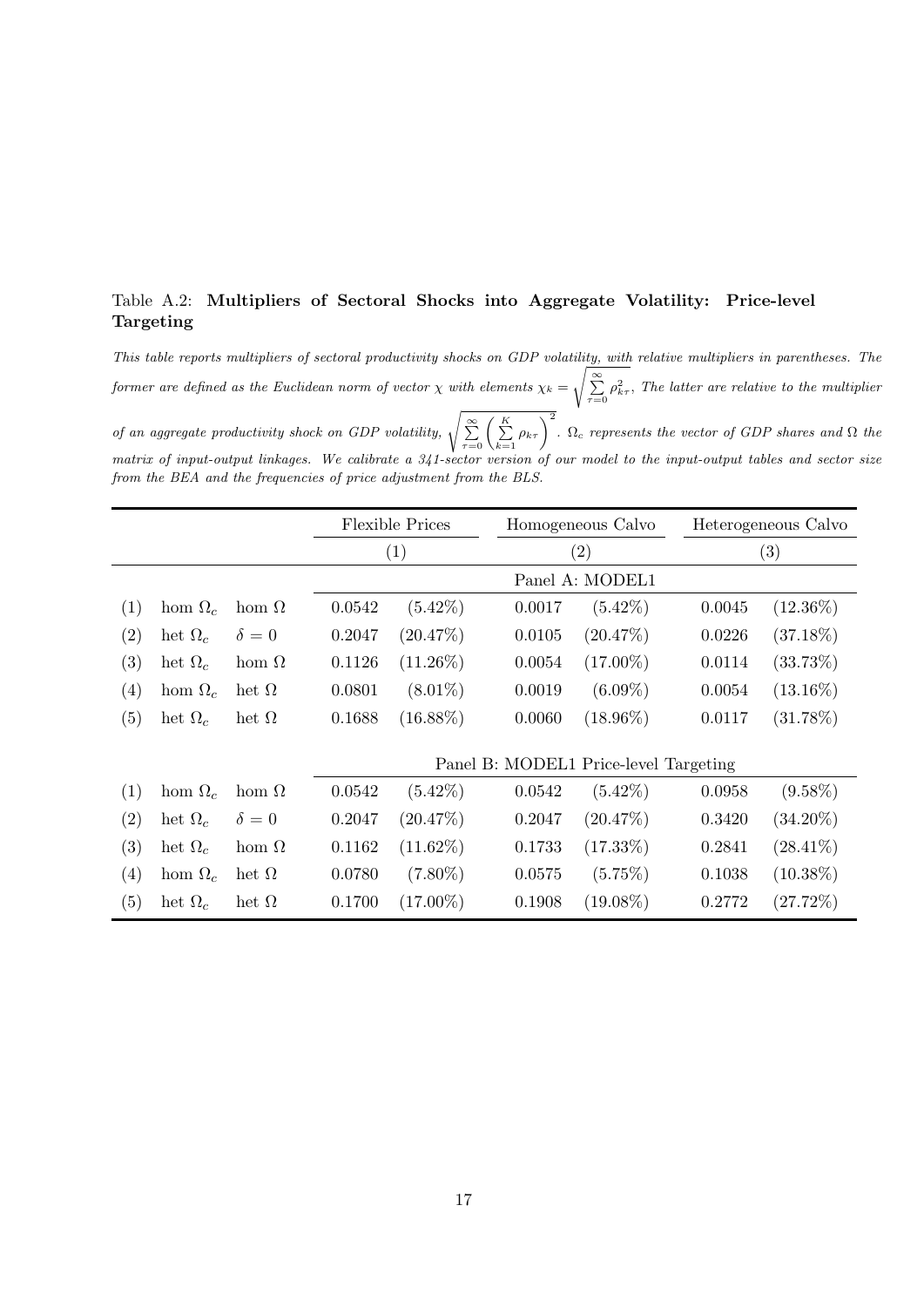Table A.2: **Multipliers of Sectoral Shocks into Aggregate Volatility: Price-level Targeting**

*This table reports multipliers of sectoral productivity shocks on GDP volatility, with relative multipliers in parentheses. The former are defined as the Euclidean norm of vector $\chi$ with elements $\chi_k = \sqrt{\sum_{\tau=0}^{\infty} \rho_{k\tau}^2}$. The latter are relative to the multiplier of an aggregate productivity shock on GDP volatility, $\sqrt{\sum_{\tau=0}^{\infty} \left( \sum_{k=1}^{K} \rho_{k\tau} \right)^2}$. $\Omega_c$ represents the vector of GDP shares and $\Omega$ the matrix of input-output linkages. We calibrate a 341-sector version of our model to the input-output tables and sector size from the BEA and the frequencies of price adjustment from the BLS.*

| | | | Flexible Prices | | Homogeneous Calvo | | Heterogeneous Calvo | |
|---|---|---|---|---|---|---|---|---|
| | | | (1) | | (2) | | (3) | |
| | | | Panel A: MODEL1 | | | | | |
| (1) | hom $\Omega_c$ | hom $\Omega$ | 0.0542 | (5.42%) | 0.0017 | (5.42%) | 0.0045 | (12.36%) |
| (2) | het $\Omega_c$ | $\delta = 0$ | 0.2047 | (20.47%) | 0.0105 | (20.47%) | 0.0226 | (37.18%) |
| (3) | het $\Omega_c$ | hom $\Omega$ | 0.1126 | (11.26%) | 0.0054 | (17.00%) | 0.0114 | (33.73%) |
| (4) | hom $\Omega_c$ | het $\Omega$ | 0.0801 | (8.01%) | 0.0019 | (6.09%) | 0.0054 | (13.16%) |
| (5) | het $\Omega_c$ | het $\Omega$ | 0.1688 | (16.88%) | 0.0060 | (18.96%) | 0.0117 | (31.78%) |
| | | | Panel B: MODEL1 Price-level Targeting | | | | | |
| (1) | hom $\Omega_c$ | hom $\Omega$ | 0.0542 | (5.42%) | 0.0542 | (5.42%) | 0.0958 | (9.58%) |
| (2) | het $\Omega_c$ | $\delta = 0$ | 0.2047 | (20.47%) | 0.2047 | (20.47%) | 0.3420 | (34.20%) |
| (3) | het $\Omega_c$ | hom $\Omega$ | 0.1162 | (11.62%) | 0.1733 | (17.33%) | 0.2841 | (28.41%) |
| (4) | hom $\Omega_c$ | het $\Omega$ | 0.0780 | (7.80%) | 0.0575 | (5.75%) | 0.1038 | (10.38%) |
| (5) | het $\Omega_c$ | het $\Omega$ | 0.1700 | (17.00%) | 0.1908 | (19.08%) | 0.2772 | (27.72%) |